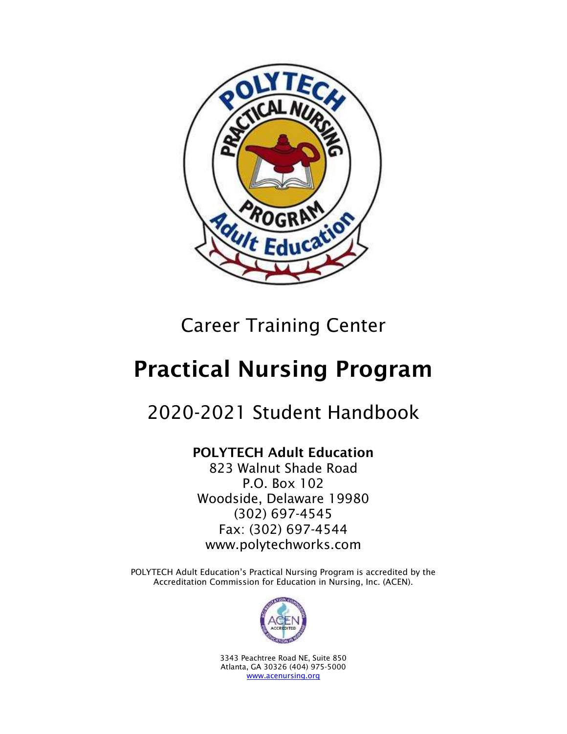Career Training Center

# Practical Nursing Program

## 2020-2021 Student Handbook

**POLYTECH Adult Education**
823 Walnut Shade Road
P.O. Box 102
Woodside, Delaware 19980
(302) 697-4545
Fax: (302) 697-4544
www.polytechworks.com

POLYTECH Adult Education's Practical Nursing Program is accredited by the Accreditation Commission for Education in Nursing, Inc. (ACEN).

3343 Peachtree Road NE, Suite 850
Atlanta, GA 30326 (404) 975-5000
www.acenursing.org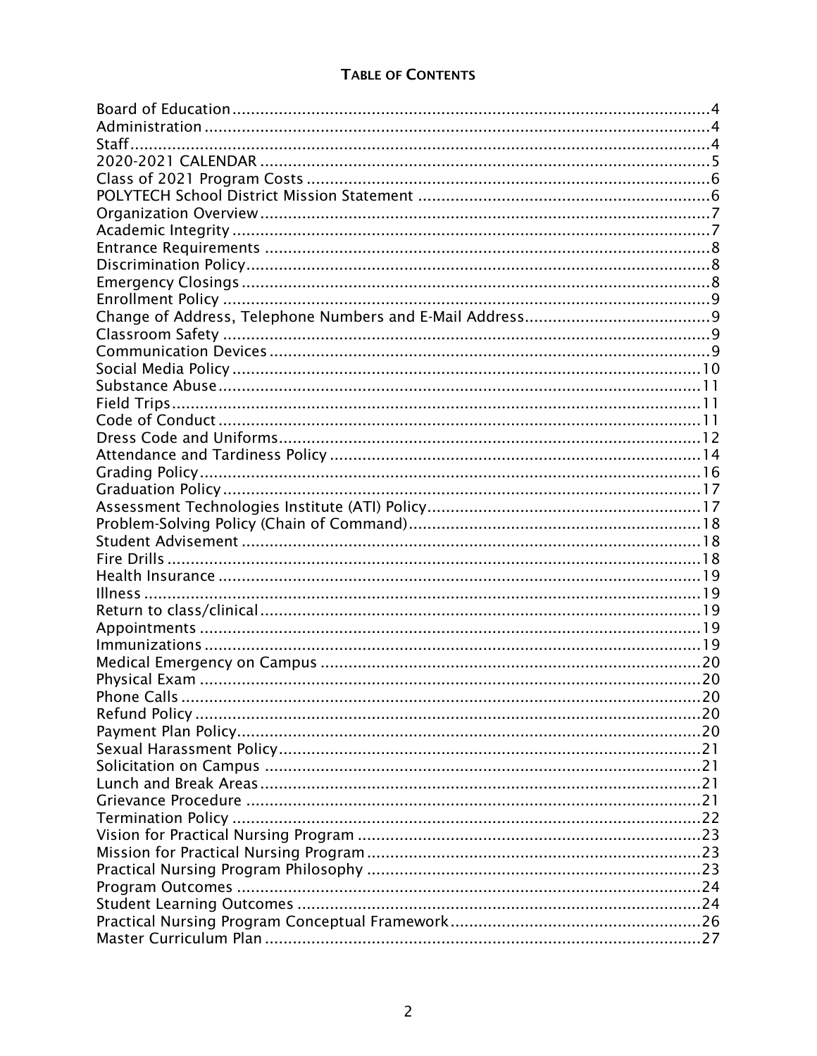## Table of Contents

| Section | Page |
|---|---|
| Board of Education | 4 |
| Administration | 4 |
| Staff | 4 |
| 2020-2021 CALENDAR | 5 |
| Class of 2021 Program Costs | 6 |
| POLYTECH School District Mission Statement | 6 |
| Organization Overview | 7 |
| Academic Integrity | 7 |
| Entrance Requirements | 8 |
| Discrimination Policy | 8 |
| Emergency Closings | 8 |
| Enrollment Policy | 9 |
| Change of Address, Telephone Numbers and E-Mail Address | 9 |
| Classroom Safety | 9 |
| Communication Devices | 9 |
| Social Media Policy | 10 |
| Substance Abuse | 11 |
| Field Trips | 11 |
| Code of Conduct | 11 |
| Dress Code and Uniforms | 12 |
| Attendance and Tardiness Policy | 14 |
| Grading Policy | 16 |
| Graduation Policy | 17 |
| Assessment Technologies Institute (ATI) Policy | 17 |
| Problem-Solving Policy (Chain of Command) | 18 |
| Student Advisement | 18 |
| Fire Drills | 18 |
| Health Insurance | 19 |
| Illness | 19 |
| Return to class/clinical | 19 |
| Appointments | 19 |
| Immunizations | 19 |
| Medical Emergency on Campus | 20 |
| Physical Exam | 20 |
| Phone Calls | 20 |
| Refund Policy | 20 |
| Payment Plan Policy | 20 |
| Sexual Harassment Policy | 21 |
| Solicitation on Campus | 21 |
| Lunch and Break Areas | 21 |
| Grievance Procedure | 21 |
| Termination Policy | 22 |
| Vision for Practical Nursing Program | 23 |
| Mission for Practical Nursing Program | 23 |
| Practical Nursing Program Philosophy | 23 |
| Program Outcomes | 24 |
| Student Learning Outcomes | 24 |
| Practical Nursing Program Conceptual Framework | 26 |
| Master Curriculum Plan | 27 |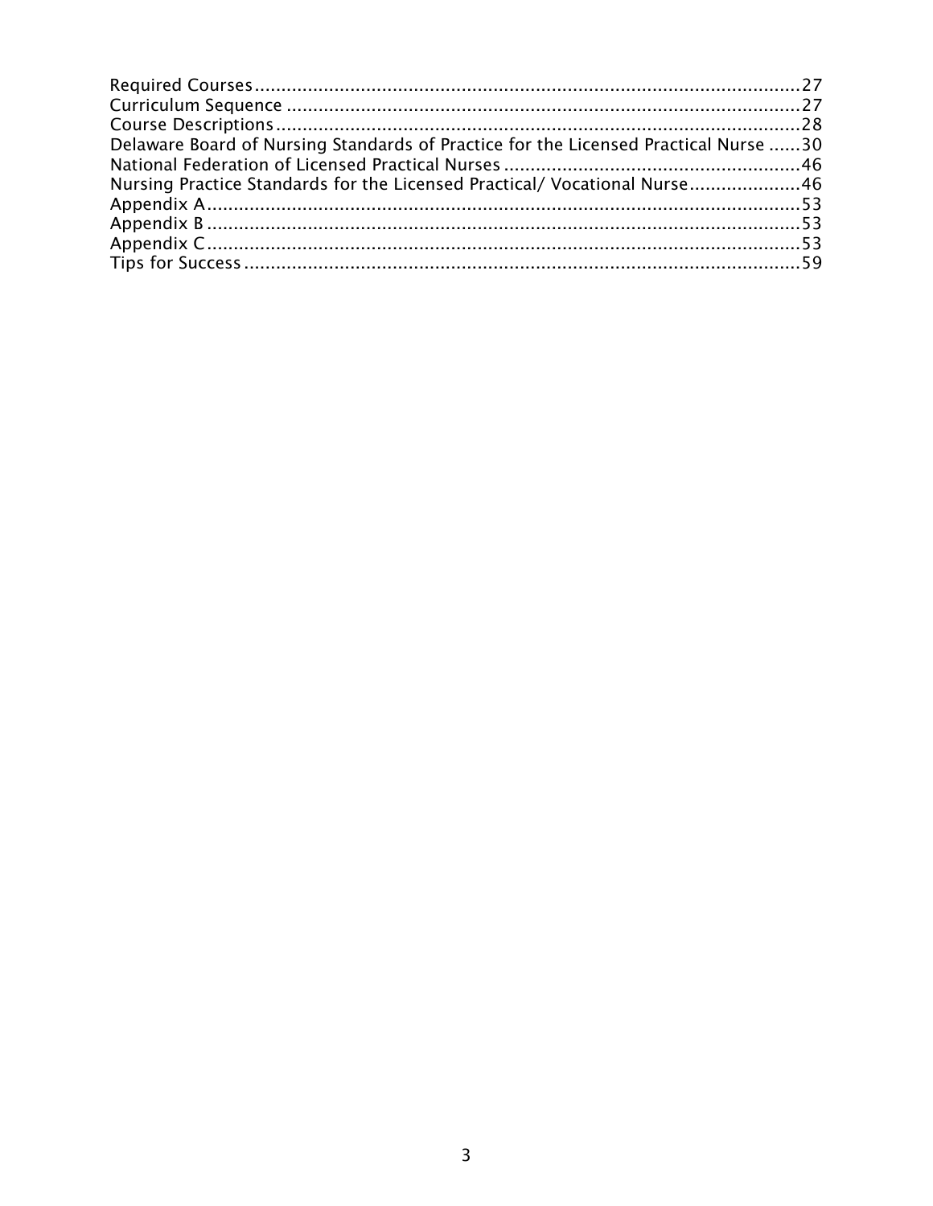Required Courses......................................................................................................27
Curriculum Sequence ................................................................................................27
Course Descriptions..................................................................................................28
Delaware Board of Nursing Standards of Practice for the Licensed Practical Nurse ......30
National Federation of Licensed Practical Nurses ........................................................46
Nursing Practice Standards for the Licensed Practical/ Vocational Nurse.....................46
Appendix A...............................................................................................................53
Appendix B ...............................................................................................................53
Appendix C...............................................................................................................53
Tips for Success ........................................................................................................59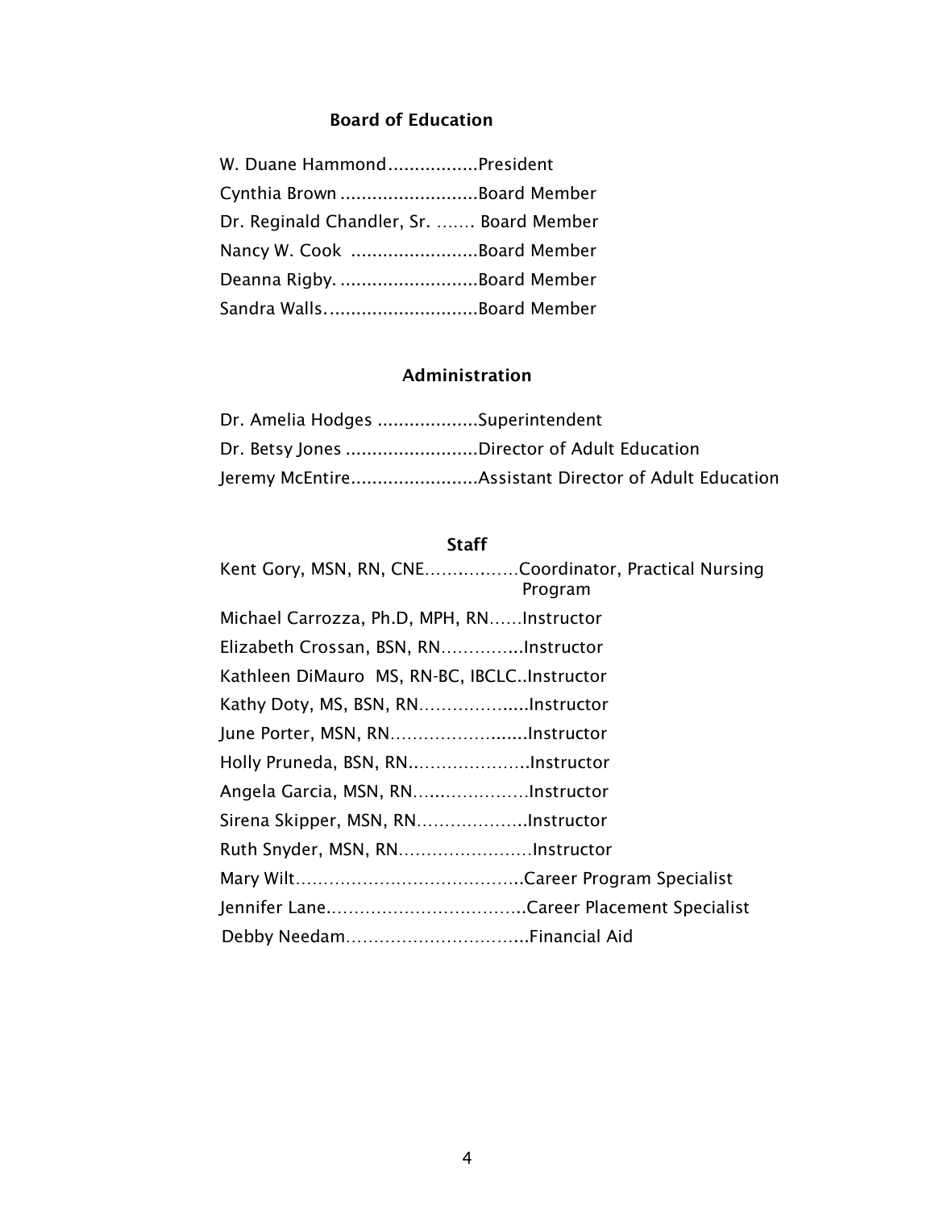## Board of Education

W. Duane Hammond.................President
Cynthia Brown ..........................Board Member
Dr. Reginald Chandler, Sr. ....... Board Member
Nancy W. Cook ........................Board Member
Deanna Rigby. ..........................Board Member
Sandra Walls............................Board Member

## Administration

Dr. Amelia Hodges ...................Superintendent
Dr. Betsy Jones .........................Director of Adult Education
Jeremy McEntire........................Assistant Director of Adult Education

## Staff

Kent Gory, MSN, RN, CNE.................Coordinator, Practical Nursing Program
Michael Carrozza, Ph.D, MPH, RN......Instructor
Elizabeth Crossan, BSN, RN...............Instructor
Kathleen DiMauro MS, RN-BC, IBCLC..Instructor
Kathy Doty, MS, BSN, RN...................Instructor
June Porter, MSN, RN.........................Instructor
Holly Pruneda, BSN, RN......................Instructor
Angela Garcia, MSN, RN......................Instructor
Sirena Skipper, MSN, RN....................Instructor
Ruth Snyder, MSN, RN........................Instructor
Mary Wilt.........................................Career Program Specialist
Jennifer Lane...................................Career Placement Specialist
Debby Needam.................................Financial Aid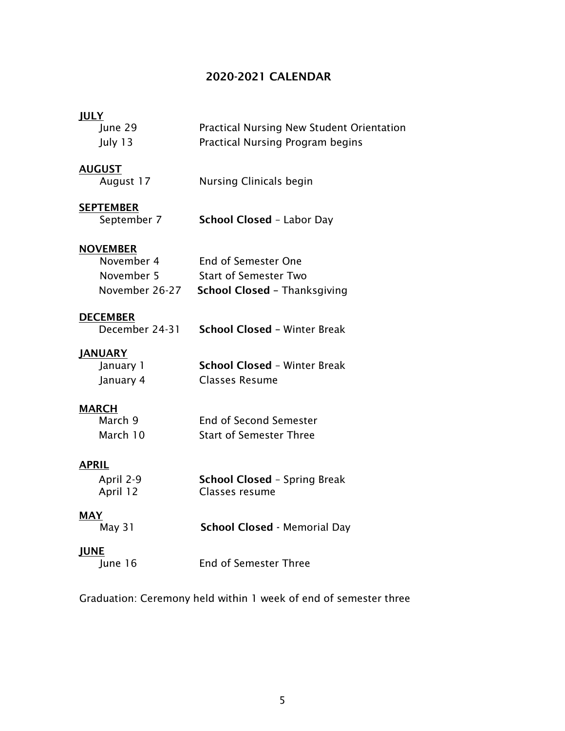# 2020-2021 CALENDAR

**JULY**

| | |
|---|---|
| June 29 | Practical Nursing New Student Orientation |
| July 13 | Practical Nursing Program begins |

**AUGUST**

| | |
|---|---|
| August 17 | Nursing Clinicals begin |

**SEPTEMBER**

| | |
|---|---|
| September 7 | **School Closed** – Labor Day |

**NOVEMBER**

| | |
|---|---|
| November 4 | End of Semester One |
| November 5 | Start of Semester Two |
| November 26-27 | **School Closed** – Thanksgiving |

**DECEMBER**

| | |
|---|---|
| December 24-31 | **School Closed** – Winter Break |

**JANUARY**

| | |
|---|---|
| January 1 | **School Closed** – Winter Break |
| January 4 | Classes Resume |

**MARCH**

| | |
|---|---|
| March 9 | End of Second Semester |
| March 10 | Start of Semester Three |

**APRIL**

| | |
|---|---|
| April 2-9 | **School Closed** – Spring Break |
| April 12 | Classes resume |

**MAY**

| | |
|---|---|
| May 31 | **School Closed** - Memorial Day |

**JUNE**

| | |
|---|---|
| June 16 | End of Semester Three |

Graduation: Ceremony held within 1 week of end of semester three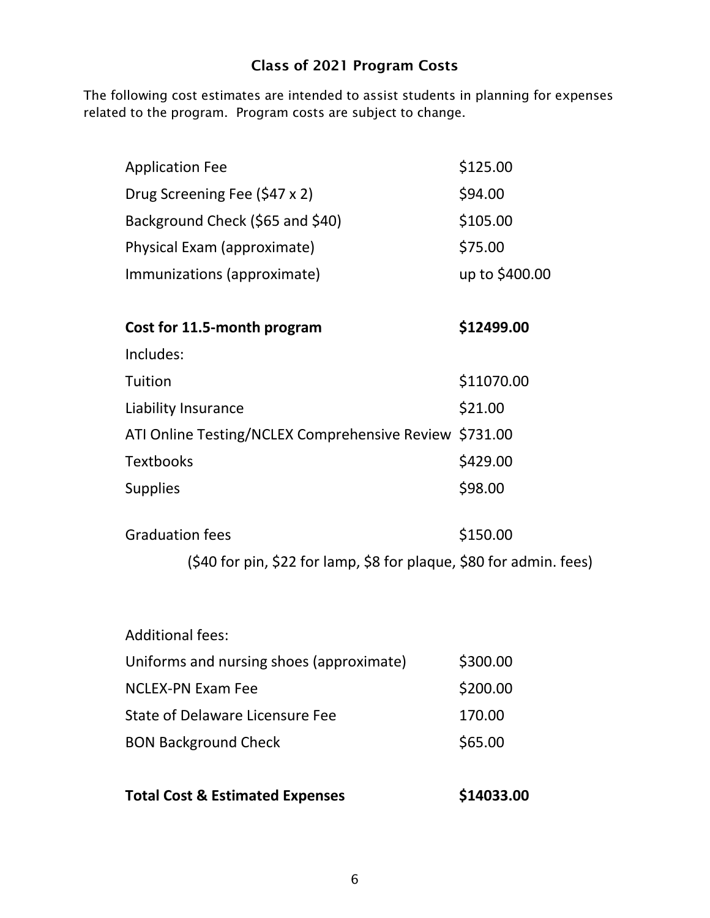## Class of 2021 Program Costs

The following cost estimates are intended to assist students in planning for expenses related to the program. Program costs are subject to change.

| | |
|---|---|
| Application Fee | $125.00 |
| Drug Screening Fee ($47 x 2) | $94.00 |
| Background Check ($65 and $40) | $105.00 |
| Physical Exam (approximate) | $75.00 |
| Immunizations (approximate) | up to $400.00 |
| **Cost for 11.5-month program** | **$12499.00** |
| Includes: | |
| Tuition | $11070.00 |
| Liability Insurance | $21.00 |
| ATI Online Testing/NCLEX Comprehensive Review | $731.00 |
| Textbooks | $429.00 |
| Supplies | $98.00 |
| Graduation fees | $150.00 |
| ($40 for pin, $22 for lamp, $8 for plaque, $80 for admin. fees) | |
| Additional fees: | |
| Uniforms and nursing shoes (approximate) | $300.00 |
| NCLEX-PN Exam Fee | $200.00 |
| State of Delaware Licensure Fee | 170.00 |
| BON Background Check | $65.00 |
| **Total Cost & Estimated Expenses** | **$14033.00** |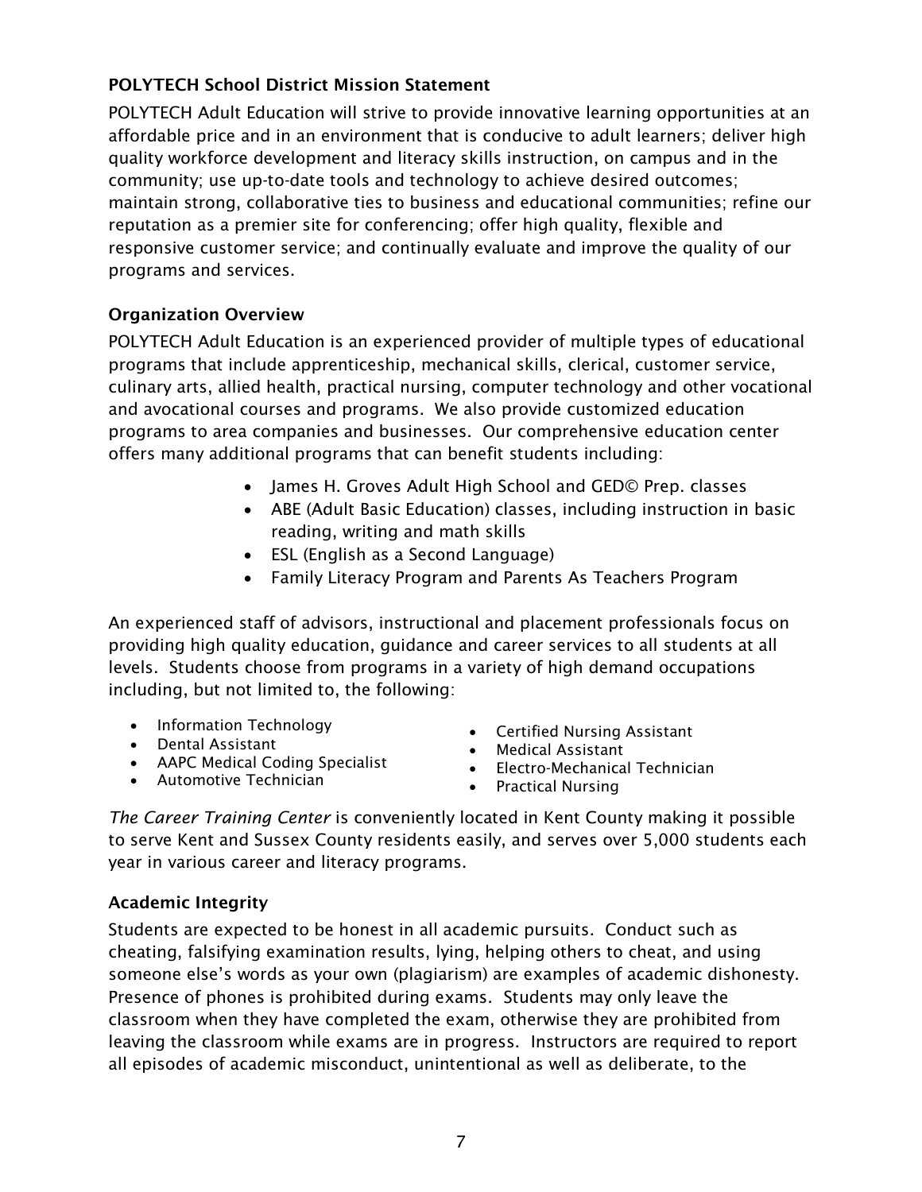### POLYTECH School District Mission Statement

POLYTECH Adult Education will strive to provide innovative learning opportunities at an affordable price and in an environment that is conducive to adult learners; deliver high quality workforce development and literacy skills instruction, on campus and in the community; use up-to-date tools and technology to achieve desired outcomes; maintain strong, collaborative ties to business and educational communities; refine our reputation as a premier site for conferencing; offer high quality, flexible and responsive customer service; and continually evaluate and improve the quality of our programs and services.

### Organization Overview

POLYTECH Adult Education is an experienced provider of multiple types of educational programs that include apprenticeship, mechanical skills, clerical, customer service, culinary arts, allied health, practical nursing, computer technology and other vocational and avocational courses and programs. We also provide customized education programs to area companies and businesses. Our comprehensive education center offers many additional programs that can benefit students including:

- James H. Groves Adult High School and GED© Prep. classes
- ABE (Adult Basic Education) classes, including instruction in basic reading, writing and math skills
- ESL (English as a Second Language)
- Family Literacy Program and Parents As Teachers Program

An experienced staff of advisors, instructional and placement professionals focus on providing high quality education, guidance and career services to all students at all levels. Students choose from programs in a variety of high demand occupations including, but not limited to, the following:

- Information Technology
- Dental Assistant
- AAPC Medical Coding Specialist
- Automotive Technician
- Certified Nursing Assistant
- Medical Assistant
- Electro-Mechanical Technician
- Practical Nursing

*The Career Training Center* is conveniently located in Kent County making it possible to serve Kent and Sussex County residents easily, and serves over 5,000 students each year in various career and literacy programs.

### Academic Integrity

Students are expected to be honest in all academic pursuits. Conduct such as cheating, falsifying examination results, lying, helping others to cheat, and using someone else's words as your own (plagiarism) are examples of academic dishonesty. Presence of phones is prohibited during exams. Students may only leave the classroom when they have completed the exam, otherwise they are prohibited from leaving the classroom while exams are in progress. Instructors are required to report all episodes of academic misconduct, unintentional as well as deliberate, to the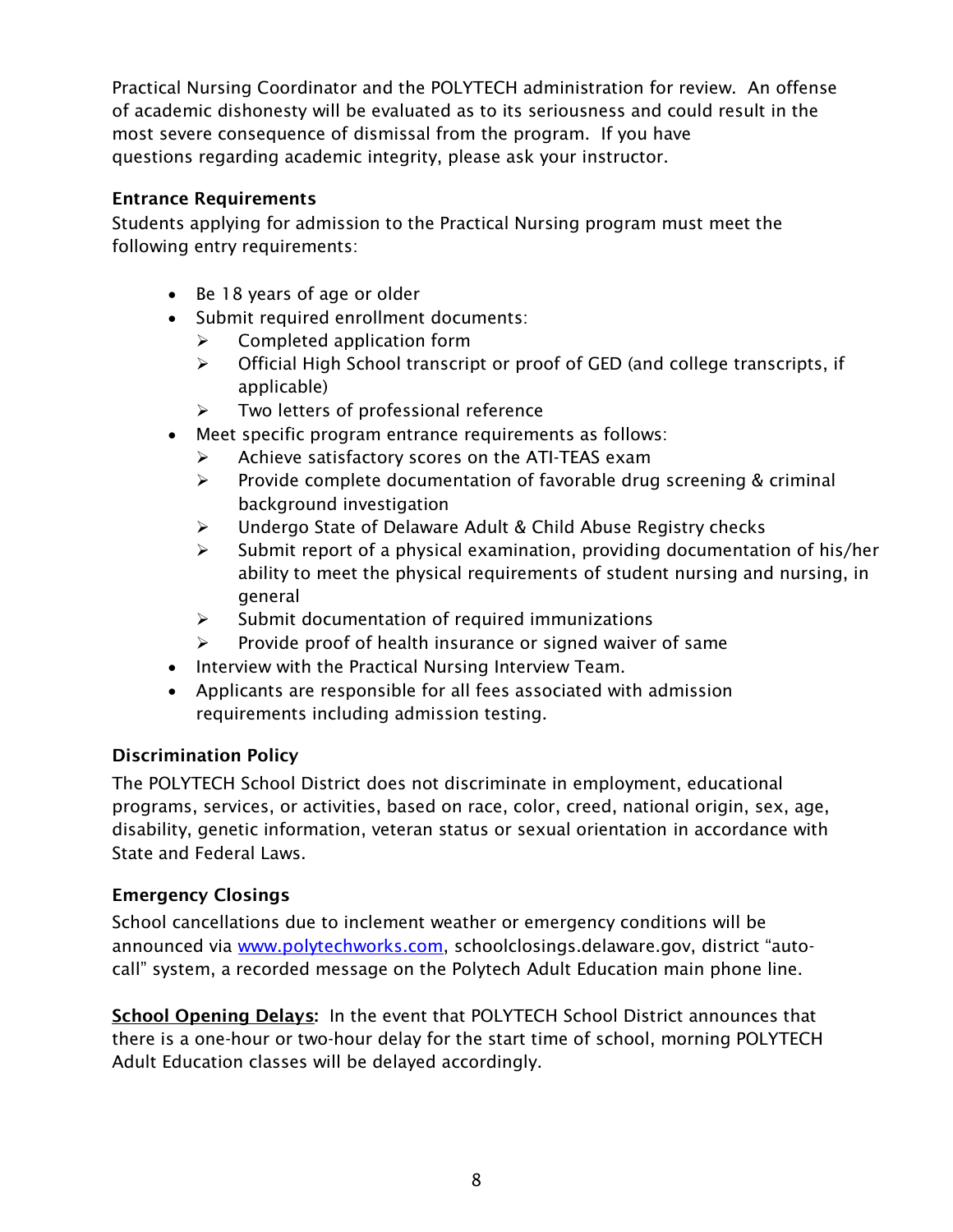Practical Nursing Coordinator and the POLYTECH administration for review. An offense of academic dishonesty will be evaluated as to its seriousness and could result in the most severe consequence of dismissal from the program. If you have questions regarding academic integrity, please ask your instructor.

**Entrance Requirements**

Students applying for admission to the Practical Nursing program must meet the following entry requirements:

- Be 18 years of age or older
- Submit required enrollment documents:
  - Completed application form
  - Official High School transcript or proof of GED (and college transcripts, if applicable)
  - Two letters of professional reference
- Meet specific program entrance requirements as follows:
  - Achieve satisfactory scores on the ATI-TEAS exam
  - Provide complete documentation of favorable drug screening & criminal background investigation
  - Undergo State of Delaware Adult & Child Abuse Registry checks
  - Submit report of a physical examination, providing documentation of his/her ability to meet the physical requirements of student nursing and nursing, in general
  - Submit documentation of required immunizations
  - Provide proof of health insurance or signed waiver of same
- Interview with the Practical Nursing Interview Team.
- Applicants are responsible for all fees associated with admission requirements including admission testing.

**Discrimination Policy**

The POLYTECH School District does not discriminate in employment, educational programs, services, or activities, based on race, color, creed, national origin, sex, age, disability, genetic information, veteran status or sexual orientation in accordance with State and Federal Laws.

**Emergency Closings**

School cancellations due to inclement weather or emergency conditions will be announced via [www.polytechworks.com](http://www.polytechworks.com), schoolclosings.delaware.gov, district "auto-call" system, a recorded message on the Polytech Adult Education main phone line.

**School Opening Delays:** In the event that POLYTECH School District announces that there is a one-hour or two-hour delay for the start time of school, morning POLYTECH Adult Education classes will be delayed accordingly.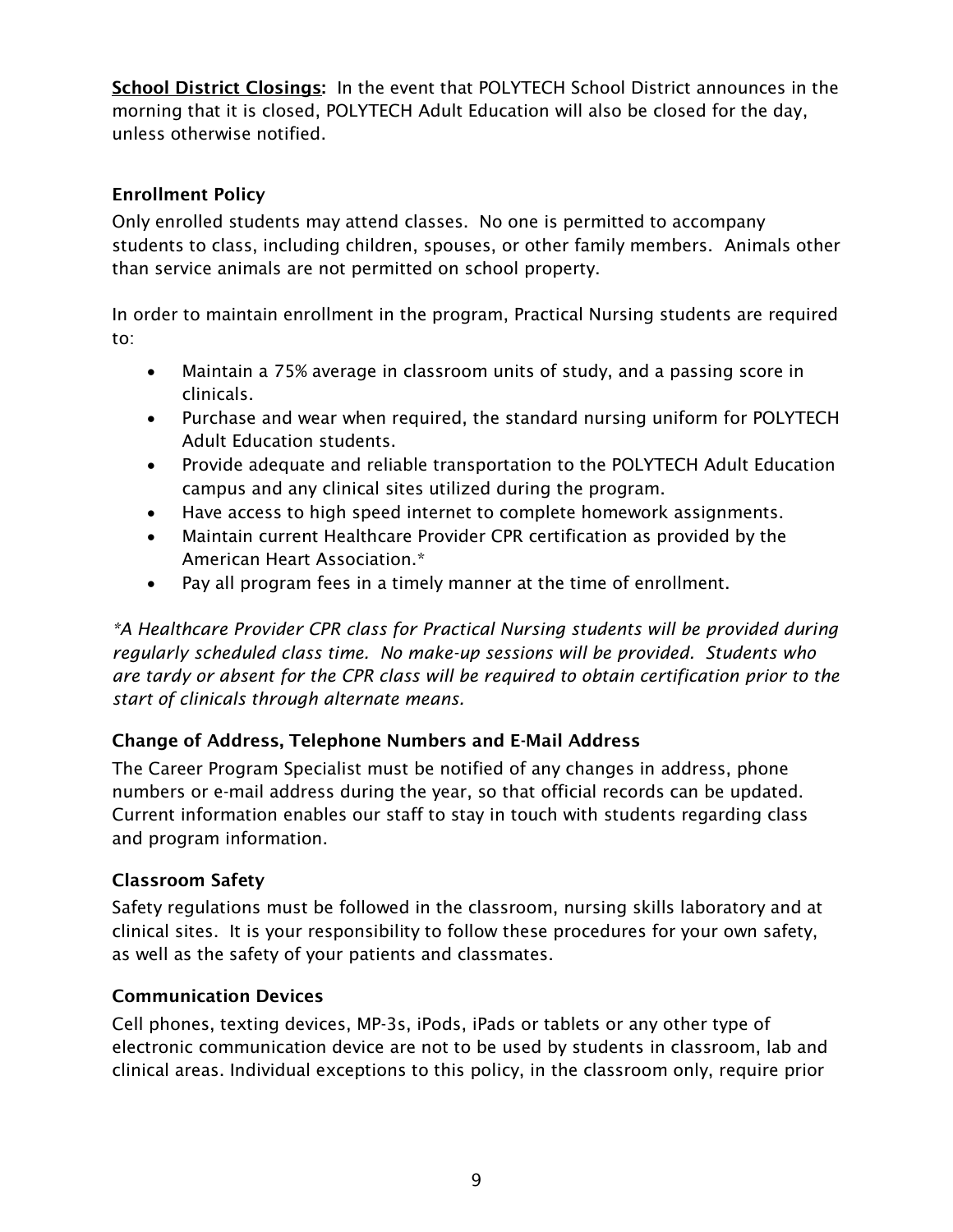**School District Closings:** In the event that POLYTECH School District announces in the morning that it is closed, POLYTECH Adult Education will also be closed for the day, unless otherwise notified.

### Enrollment Policy

Only enrolled students may attend classes. No one is permitted to accompany students to class, including children, spouses, or other family members. Animals other than service animals are not permitted on school property.

In order to maintain enrollment in the program, Practical Nursing students are required to:

- Maintain a 75% average in classroom units of study, and a passing score in clinicals.
- Purchase and wear when required, the standard nursing uniform for POLYTECH Adult Education students.
- Provide adequate and reliable transportation to the POLYTECH Adult Education campus and any clinical sites utilized during the program.
- Have access to high speed internet to complete homework assignments.
- Maintain current Healthcare Provider CPR certification as provided by the American Heart Association.*
- Pay all program fees in a timely manner at the time of enrollment.

*\*A Healthcare Provider CPR class for Practical Nursing students will be provided during regularly scheduled class time. No make-up sessions will be provided. Students who are tardy or absent for the CPR class will be required to obtain certification prior to the start of clinicals through alternate means.*

### Change of Address, Telephone Numbers and E-Mail Address

The Career Program Specialist must be notified of any changes in address, phone numbers or e-mail address during the year, so that official records can be updated. Current information enables our staff to stay in touch with students regarding class and program information.

### Classroom Safety

Safety regulations must be followed in the classroom, nursing skills laboratory and at clinical sites. It is your responsibility to follow these procedures for your own safety, as well as the safety of your patients and classmates.

### Communication Devices

Cell phones, texting devices, MP-3s, iPods, iPads or tablets or any other type of electronic communication device are not to be used by students in classroom, lab and clinical areas. Individual exceptions to this policy, in the classroom only, require prior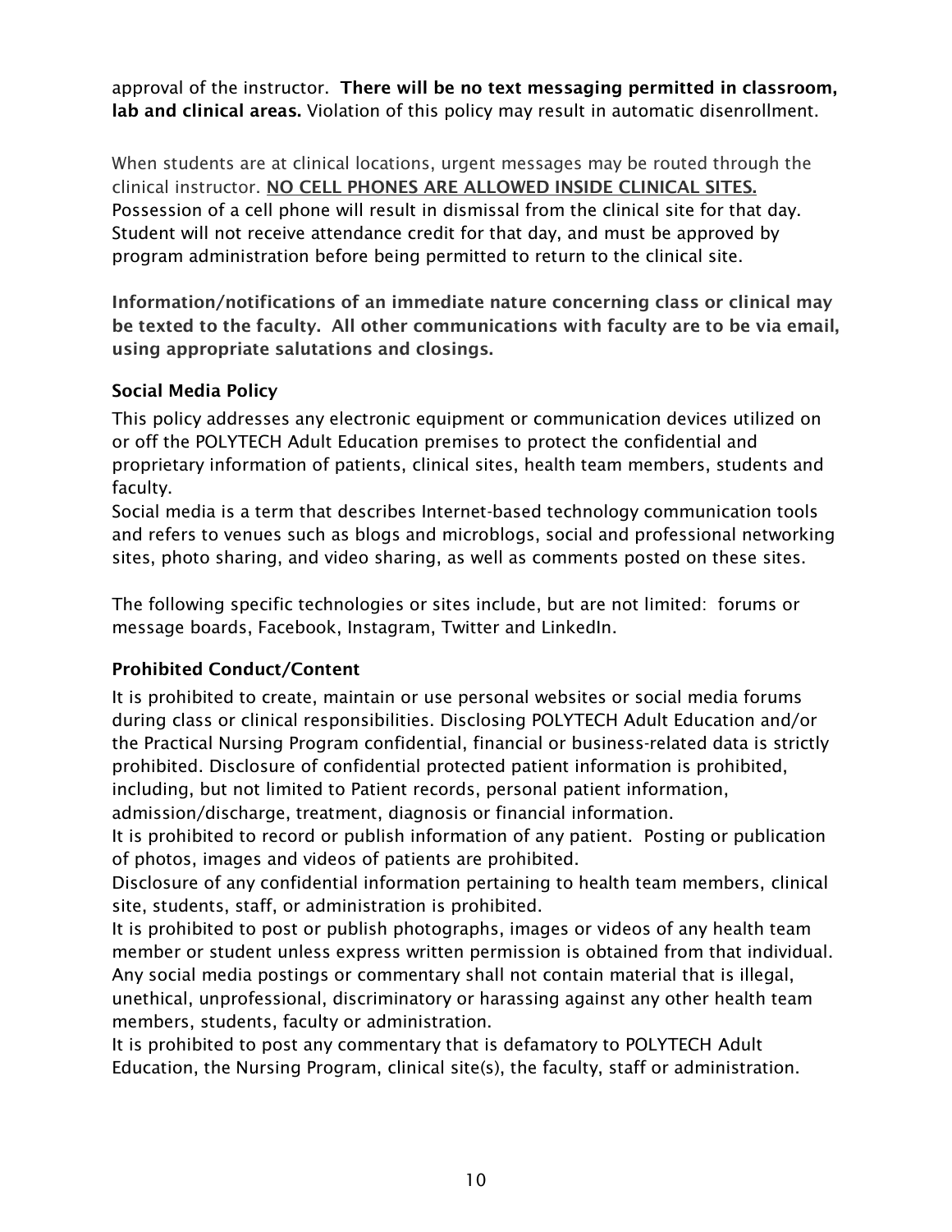approval of the instructor. **There will be no text messaging permitted in classroom, lab and clinical areas.** Violation of this policy may result in automatic disenrollment.

When students are at clinical locations, urgent messages may be routed through the clinical instructor. **<u>NO CELL PHONES ARE ALLOWED INSIDE CLINICAL SITES.</u>** Possession of a cell phone will result in dismissal from the clinical site for that day. Student will not receive attendance credit for that day, and must be approved by program administration before being permitted to return to the clinical site.

**Information/notifications of an immediate nature concerning class or clinical may be texted to the faculty. All other communications with faculty are to be via email, using appropriate salutations and closings.**

### Social Media Policy

This policy addresses any electronic equipment or communication devices utilized on or off the POLYTECH Adult Education premises to protect the confidential and proprietary information of patients, clinical sites, health team members, students and faculty.
Social media is a term that describes Internet-based technology communication tools and refers to venues such as blogs and microblogs, social and professional networking sites, photo sharing, and video sharing, as well as comments posted on these sites.

The following specific technologies or sites include, but are not limited: forums or message boards, Facebook, Instagram, Twitter and LinkedIn.

### Prohibited Conduct/Content

It is prohibited to create, maintain or use personal websites or social media forums during class or clinical responsibilities. Disclosing POLYTECH Adult Education and/or the Practical Nursing Program confidential, financial or business-related data is strictly prohibited. Disclosure of confidential protected patient information is prohibited, including, but not limited to Patient records, personal patient information, admission/discharge, treatment, diagnosis or financial information.
It is prohibited to record or publish information of any patient. Posting or publication of photos, images and videos of patients are prohibited.
Disclosure of any confidential information pertaining to health team members, clinical site, students, staff, or administration is prohibited.
It is prohibited to post or publish photographs, images or videos of any health team member or student unless express written permission is obtained from that individual. Any social media postings or commentary shall not contain material that is illegal, unethical, unprofessional, discriminatory or harassing against any other health team members, students, faculty or administration.
It is prohibited to post any commentary that is defamatory to POLYTECH Adult Education, the Nursing Program, clinical site(s), the faculty, staff or administration.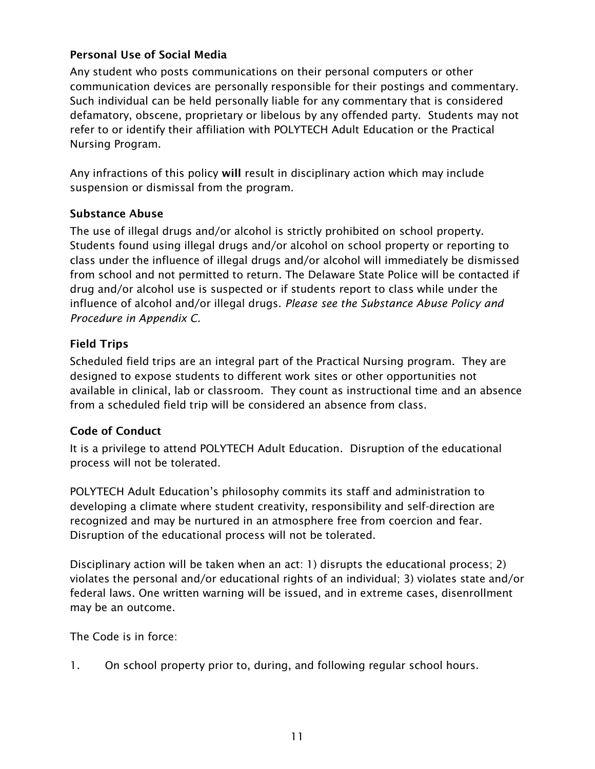**Personal Use of Social Media**

Any student who posts communications on their personal computers or other communication devices are personally responsible for their postings and commentary. Such individual can be held personally liable for any commentary that is considered defamatory, obscene, proprietary or libelous by any offended party. Students may not refer to or identify their affiliation with POLYTECH Adult Education or the Practical Nursing Program.

Any infractions of this policy **will** result in disciplinary action which may include suspension or dismissal from the program.

**Substance Abuse**

The use of illegal drugs and/or alcohol is strictly prohibited on school property. Students found using illegal drugs and/or alcohol on school property or reporting to class under the influence of illegal drugs and/or alcohol will immediately be dismissed from school and not permitted to return. The Delaware State Police will be contacted if drug and/or alcohol use is suspected or if students report to class while under the influence of alcohol and/or illegal drugs. *Please see the Substance Abuse Policy and Procedure in Appendix C.*

**Field Trips**

Scheduled field trips are an integral part of the Practical Nursing program. They are designed to expose students to different work sites or other opportunities not available in clinical, lab or classroom. They count as instructional time and an absence from a scheduled field trip will be considered an absence from class.

**Code of Conduct**

It is a privilege to attend POLYTECH Adult Education. Disruption of the educational process will not be tolerated.

POLYTECH Adult Education's philosophy commits its staff and administration to developing a climate where student creativity, responsibility and self-direction are recognized and may be nurtured in an atmosphere free from coercion and fear. Disruption of the educational process will not be tolerated.

Disciplinary action will be taken when an act: 1) disrupts the educational process; 2) violates the personal and/or educational rights of an individual; 3) violates state and/or federal laws. One written warning will be issued, and in extreme cases, disenrollment may be an outcome.

The Code is in force:

1. On school property prior to, during, and following regular school hours.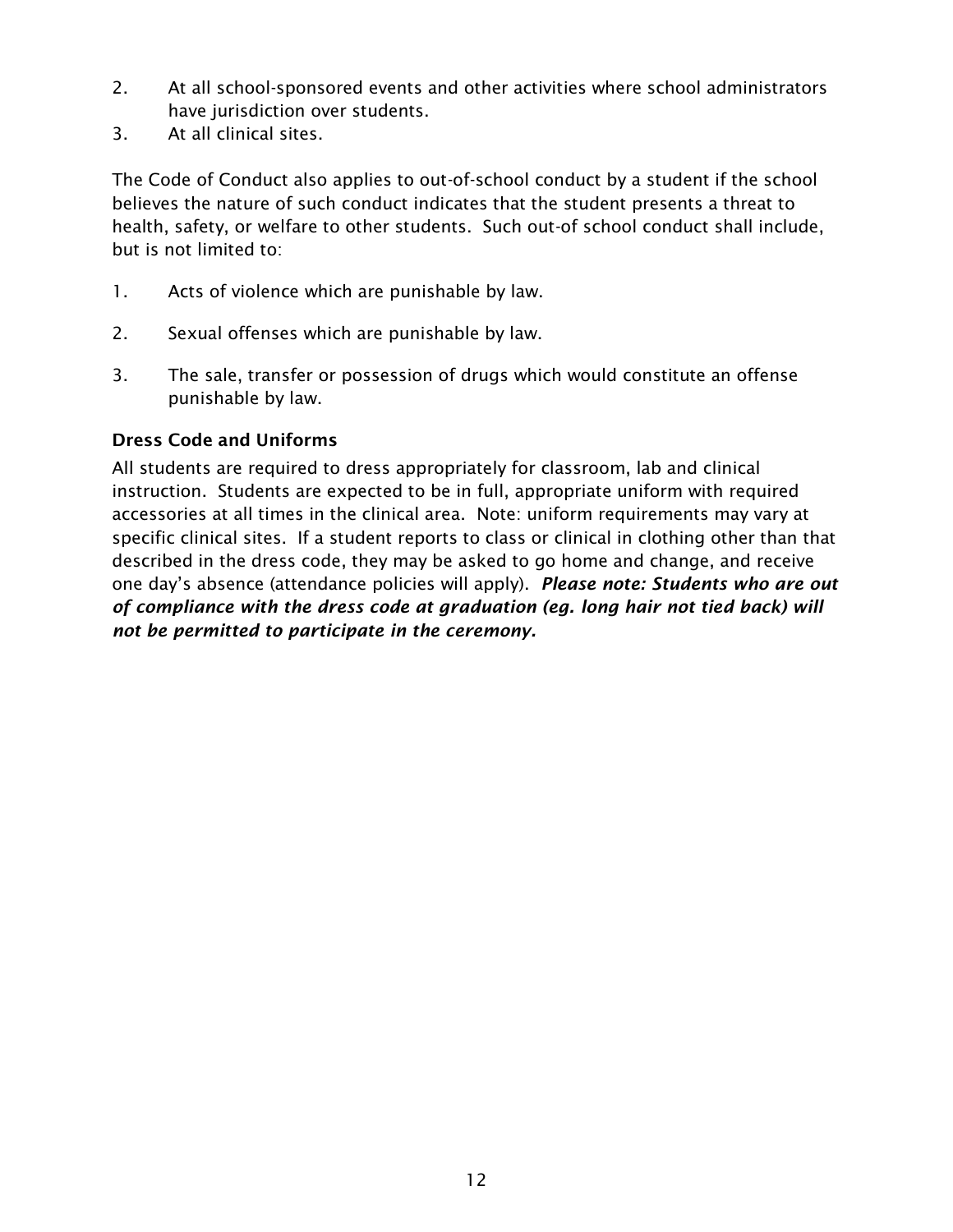2. At all school-sponsored events and other activities where school administrators have jurisdiction over students.
3. At all clinical sites.

The Code of Conduct also applies to out-of-school conduct by a student if the school believes the nature of such conduct indicates that the student presents a threat to health, safety, or welfare to other students. Such out-of school conduct shall include, but is not limited to:

1. Acts of violence which are punishable by law.

2. Sexual offenses which are punishable by law.

3. The sale, transfer or possession of drugs which would constitute an offense punishable by law.

### Dress Code and Uniforms

All students are required to dress appropriately for classroom, lab and clinical instruction. Students are expected to be in full, appropriate uniform with required accessories at all times in the clinical area. Note: uniform requirements may vary at specific clinical sites. If a student reports to class or clinical in clothing other than that described in the dress code, they may be asked to go home and change, and receive one day's absence (attendance policies will apply). ***Please note: Students who are out of compliance with the dress code at graduation (eg. long hair not tied back) will not be permitted to participate in the ceremony.***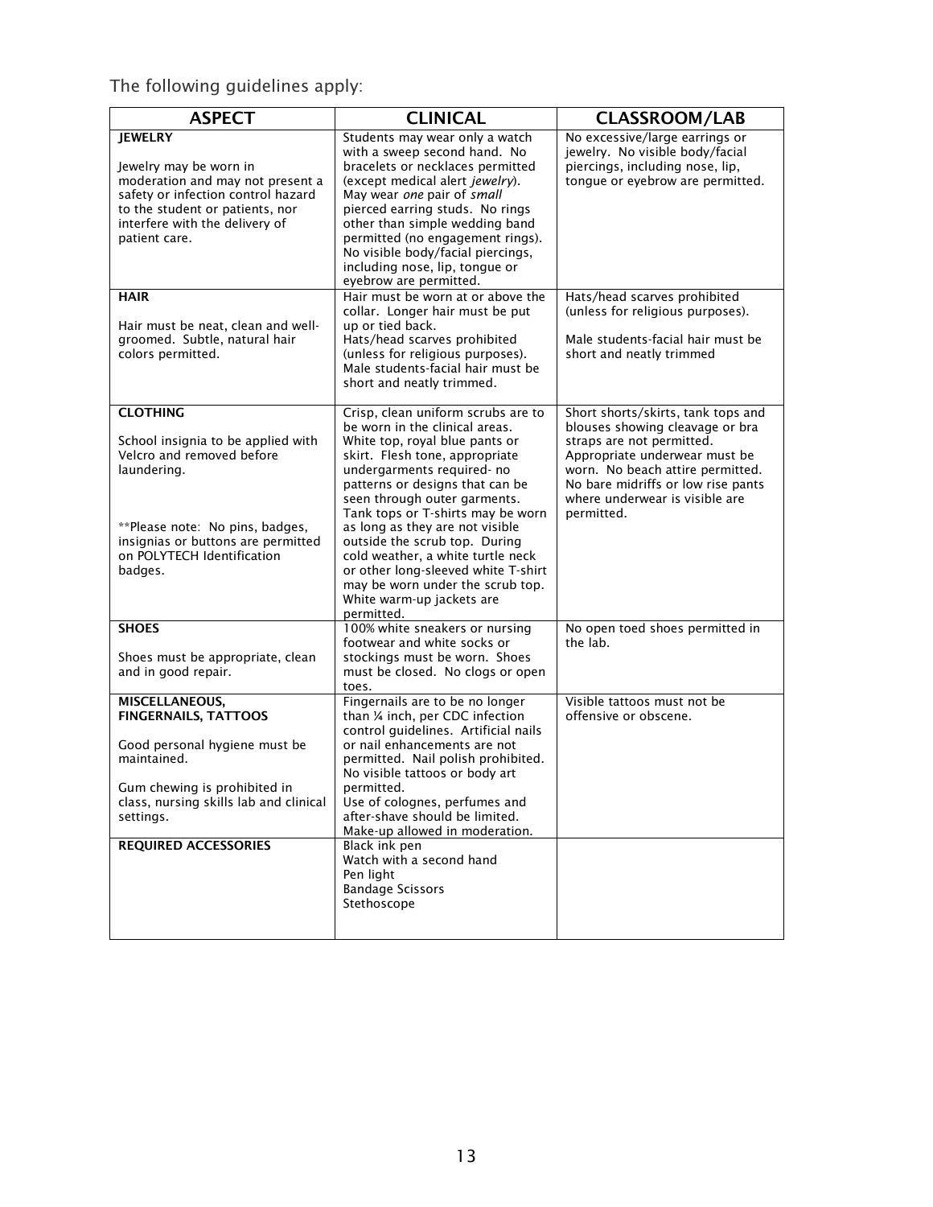The following guidelines apply:

| ASPECT | CLINICAL | CLASSROOM/LAB |
|---|---|---|
| **JEWELRY**<br><br>Jewelry may be worn in moderation and may not present a safety or infection control hazard to the student or patients, nor interfere with the delivery of patient care. | Students may wear only a watch with a sweep second hand. No bracelets or necklaces permitted (except medical alert *jewelry*). May wear *one* pair of *small* pierced earring studs. No rings other than simple wedding band permitted (no engagement rings). No visible body/facial piercings, including nose, lip, tongue or eyebrow are permitted. | No excessive/large earrings or jewelry. No visible body/facial piercings, including nose, lip, tongue or eyebrow are permitted. |
| **HAIR**<br><br>Hair must be neat, clean and well-groomed. Subtle, natural hair colors permitted. | Hair must be worn at or above the collar. Longer hair must be put up or tied back.<br>Hats/head scarves prohibited (unless for religious purposes).<br>Male students-facial hair must be short and neatly trimmed. | Hats/head scarves prohibited (unless for religious purposes).<br><br>Male students-facial hair must be short and neatly trimmed |
| **CLOTHING**<br><br>School insignia to be applied with Velcro and removed before laundering.<br><br>**Please note: No pins, badges, insignias or buttons are permitted on POLYTECH Identification badges. | Crisp, clean uniform scrubs are to be worn in the clinical areas. White top, royal blue pants or skirt. Flesh tone, appropriate undergarments required- no patterns or designs that can be seen through outer garments. Tank tops or T-shirts may be worn as long as they are not visible outside the scrub top. During cold weather, a white turtle neck or other long-sleeved white T-shirt may be worn under the scrub top. White warm-up jackets are permitted. | Short shorts/skirts, tank tops and blouses showing cleavage or bra straps are not permitted. Appropriate underwear must be worn. No beach attire permitted. No bare midriffs or low rise pants where underwear is visible are permitted. |
| **SHOES**<br><br>Shoes must be appropriate, clean and in good repair. | 100% white sneakers or nursing footwear and white socks or stockings must be worn. Shoes must be closed. No clogs or open toes. | No open toed shoes permitted in the lab. |
| **MISCELLANEOUS, FINGERNAILS, TATTOOS**<br><br>Good personal hygiene must be maintained.<br><br>Gum chewing is prohibited in class, nursing skills lab and clinical settings. | Fingernails are to be no longer than ¼ inch, per CDC infection control guidelines. Artificial nails or nail enhancements are not permitted. Nail polish prohibited. No visible tattoos or body art permitted.<br>Use of colognes, perfumes and after-shave should be limited.<br>Make-up allowed in moderation. | Visible tattoos must not be offensive or obscene. |
| **REQUIRED ACCESSORIES** | Black ink pen<br>Watch with a second hand<br>Pen light<br>Bandage Scissors<br>Stethoscope | |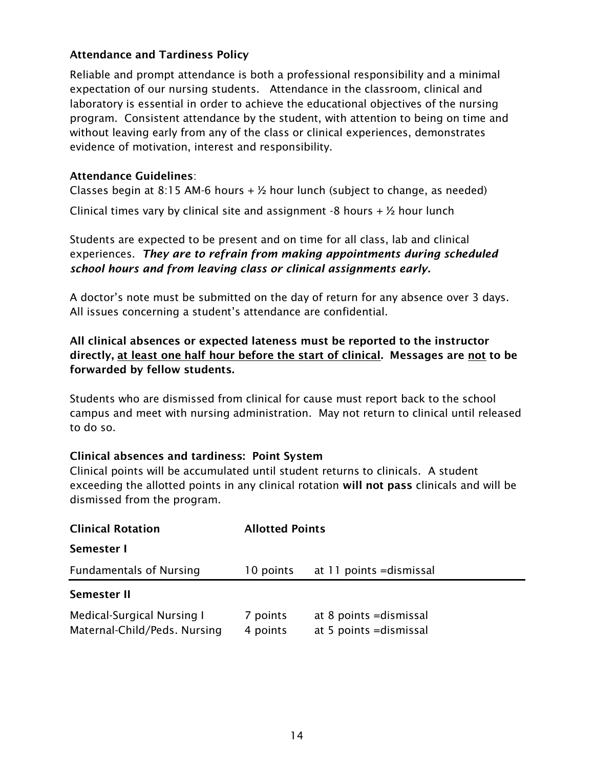### Attendance and Tardiness Policy

Reliable and prompt attendance is both a professional responsibility and a minimal expectation of our nursing students. Attendance in the classroom, clinical and laboratory is essential in order to achieve the educational objectives of the nursing program. Consistent attendance by the student, with attention to being on time and without leaving early from any of the class or clinical experiences, demonstrates evidence of motivation, interest and responsibility.

**Attendance Guidelines**:

Classes begin at 8:15 AM-6 hours + ½ hour lunch (subject to change, as needed)

Clinical times vary by clinical site and assignment -8 hours + ½ hour lunch

Students are expected to be present and on time for all class, lab and clinical experiences. ***They are to refrain from making appointments during scheduled school hours and from leaving class or clinical assignments early.***

A doctor's note must be submitted on the day of return for any absence over 3 days. All issues concerning a student's attendance are confidential.

**All clinical absences or expected lateness must be reported to the instructor directly, <u>at least one half hour before the start of clinical</u>. Messages are <u>not</u> to be forwarded by fellow students.**

Students who are dismissed from clinical for cause must report back to the school campus and meet with nursing administration. May not return to clinical until released to do so.

**Clinical absences and tardiness: Point System**

Clinical points will be accumulated until student returns to clinicals. A student exceeding the allotted points in any clinical rotation **will not pass** clinicals and will be dismissed from the program.

| Clinical Rotation | Allotted Points | |
|---|---|---|
| **Semester I** | | |
| Fundamentals of Nursing | 10 points | at 11 points =dismissal |
| **Semester II** | | |
| Medical-Surgical Nursing I | 7 points | at 8 points =dismissal |
| Maternal-Child/Peds. Nursing | 4 points | at 5 points =dismissal |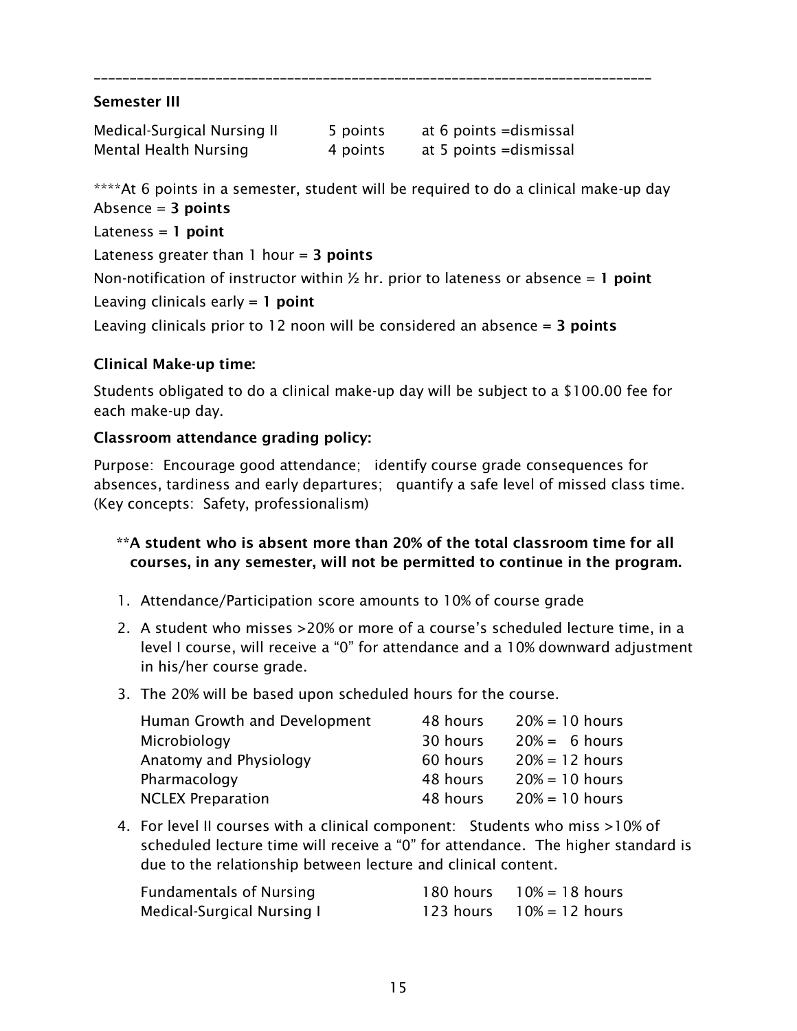---

**Semester III**

| | | |
|---|---|---|
| Medical-Surgical Nursing II | 5 points | at 6 points =dismissal |
| Mental Health Nursing | 4 points | at 5 points =dismissal |

****At 6 points in a semester, student will be required to do a clinical make-up day

Absence = **3 points**

Lateness = **1 point**

Lateness greater than 1 hour = **3 points**

Non-notification of instructor within ½ hr. prior to lateness or absence = **1 point**

Leaving clinicals early = **1 point**

Leaving clinicals prior to 12 noon will be considered an absence = **3 points**

**Clinical Make-up time:**

Students obligated to do a clinical make-up day will be subject to a $100.00 fee for each make-up day.

**Classroom attendance grading policy:**

Purpose: Encourage good attendance; identify course grade consequences for absences, tardiness and early departures; quantify a safe level of missed class time. (Key concepts: Safety, professionalism)

**\*\*A student who is absent more than 20% of the total classroom time for all courses, in any semester, will not be permitted to continue in the program.**

1. Attendance/Participation score amounts to 10% of course grade
2. A student who misses >20% or more of a course's scheduled lecture time, in a level I course, will receive a "0" for attendance and a 10% downward adjustment in his/her course grade.
3. The 20% will be based upon scheduled hours for the course.

| | | |
|---|---|---|
| Human Growth and Development | 48 hours | 20% = 10 hours |
| Microbiology | 30 hours | 20% = 6 hours |
| Anatomy and Physiology | 60 hours | 20% = 12 hours |
| Pharmacology | 48 hours | 20% = 10 hours |
| NCLEX Preparation | 48 hours | 20% = 10 hours |

4. For level II courses with a clinical component: Students who miss >10% of scheduled lecture time will receive a "0" for attendance. The higher standard is due to the relationship between lecture and clinical content.

| | | |
|---|---|---|
| Fundamentals of Nursing | 180 hours | 10% = 18 hours |
| Medical-Surgical Nursing I | 123 hours | 10% = 12 hours |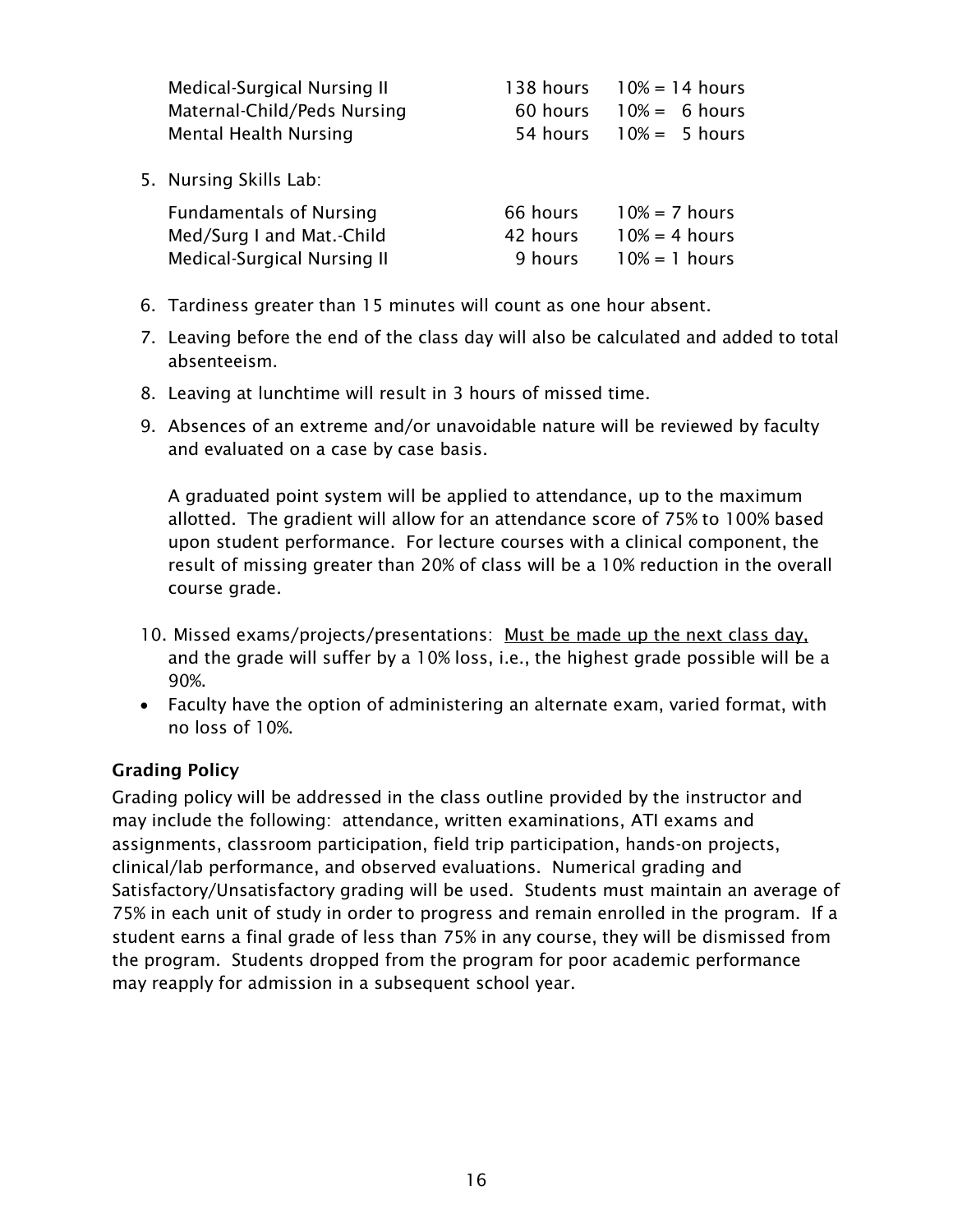| | | |
|---|---|---|
| Medical-Surgical Nursing II | 138 hours | 10% = 14 hours |
| Maternal-Child/Peds Nursing | 60 hours | 10% = 6 hours |
| Mental Health Nursing | 54 hours | 10% = 5 hours |

5. Nursing Skills Lab:

| | | |
|---|---|---|
| Fundamentals of Nursing | 66 hours | 10% = 7 hours |
| Med/Surg I and Mat.-Child | 42 hours | 10% = 4 hours |
| Medical-Surgical Nursing II | 9 hours | 10% = 1 hours |

6. Tardiness greater than 15 minutes will count as one hour absent.
7. Leaving before the end of the class day will also be calculated and added to total absenteeism.
8. Leaving at lunchtime will result in 3 hours of missed time.
9. Absences of an extreme and/or unavoidable nature will be reviewed by faculty and evaluated on a case by case basis.

   A graduated point system will be applied to attendance, up to the maximum allotted. The gradient will allow for an attendance score of 75% to 100% based upon student performance. For lecture courses with a clinical component, the result of missing greater than 20% of class will be a 10% reduction in the overall course grade.

10. Missed exams/projects/presentations: Must be made up the next class day, and the grade will suffer by a 10% loss, i.e., the highest grade possible will be a 90%.

- Faculty have the option of administering an alternate exam, varied format, with no loss of 10%.

### Grading Policy

Grading policy will be addressed in the class outline provided by the instructor and may include the following: attendance, written examinations, ATI exams and assignments, classroom participation, field trip participation, hands-on projects, clinical/lab performance, and observed evaluations. Numerical grading and Satisfactory/Unsatisfactory grading will be used. Students must maintain an average of 75% in each unit of study in order to progress and remain enrolled in the program. If a student earns a final grade of less than 75% in any course, they will be dismissed from the program. Students dropped from the program for poor academic performance may reapply for admission in a subsequent school year.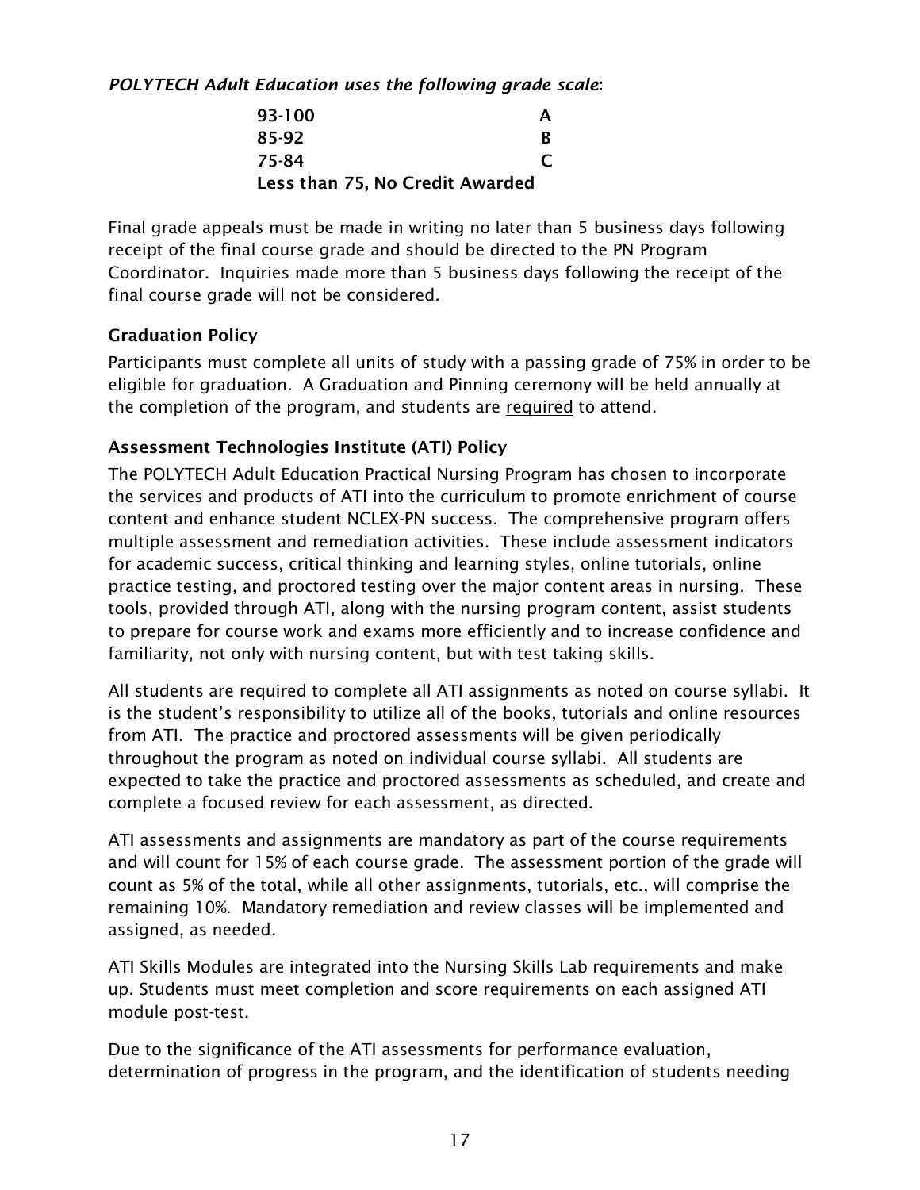***POLYTECH Adult Education uses the following grade scale*:**

| | |
|---|---|
| **93-100** | **A** |
| **85-92** | **B** |
| **75-84** | **C** |
| **Less than 75, No Credit Awarded** | |

Final grade appeals must be made in writing no later than 5 business days following receipt of the final course grade and should be directed to the PN Program Coordinator. Inquiries made more than 5 business days following the receipt of the final course grade will not be considered.

### Graduation Policy

Participants must complete all units of study with a passing grade of 75% in order to be eligible for graduation. A Graduation and Pinning ceremony will be held annually at the completion of the program, and students are <u>required</u> to attend.

### Assessment Technologies Institute (ATI) Policy

The POLYTECH Adult Education Practical Nursing Program has chosen to incorporate the services and products of ATI into the curriculum to promote enrichment of course content and enhance student NCLEX-PN success. The comprehensive program offers multiple assessment and remediation activities. These include assessment indicators for academic success, critical thinking and learning styles, online tutorials, online practice testing, and proctored testing over the major content areas in nursing. These tools, provided through ATI, along with the nursing program content, assist students to prepare for course work and exams more efficiently and to increase confidence and familiarity, not only with nursing content, but with test taking skills.

All students are required to complete all ATI assignments as noted on course syllabi. It is the student's responsibility to utilize all of the books, tutorials and online resources from ATI. The practice and proctored assessments will be given periodically throughout the program as noted on individual course syllabi. All students are expected to take the practice and proctored assessments as scheduled, and create and complete a focused review for each assessment, as directed.

ATI assessments and assignments are mandatory as part of the course requirements and will count for 15% of each course grade. The assessment portion of the grade will count as 5% of the total, while all other assignments, tutorials, etc., will comprise the remaining 10%. Mandatory remediation and review classes will be implemented and assigned, as needed.

ATI Skills Modules are integrated into the Nursing Skills Lab requirements and make up. Students must meet completion and score requirements on each assigned ATI module post-test.

Due to the significance of the ATI assessments for performance evaluation, determination of progress in the program, and the identification of students needing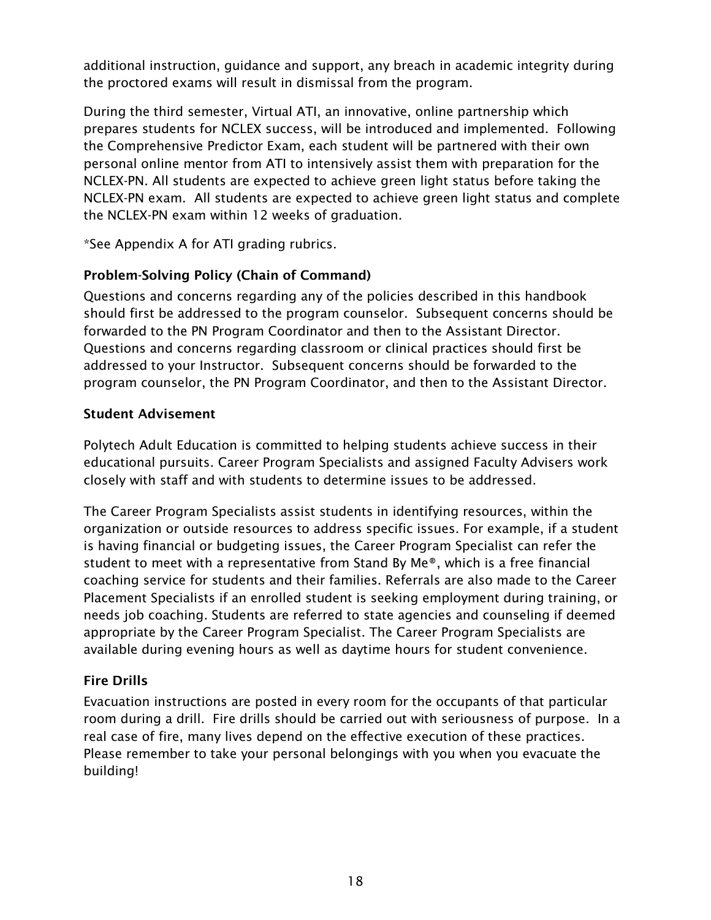additional instruction, guidance and support, any breach in academic integrity during the proctored exams will result in dismissal from the program.

During the third semester, Virtual ATI, an innovative, online partnership which prepares students for NCLEX success, will be introduced and implemented. Following the Comprehensive Predictor Exam, each student will be partnered with their own personal online mentor from ATI to intensively assist them with preparation for the NCLEX-PN. All students are expected to achieve green light status before taking the NCLEX-PN exam. All students are expected to achieve green light status and complete the NCLEX-PN exam within 12 weeks of graduation.

*See Appendix A for ATI grading rubrics.

### Problem-Solving Policy (Chain of Command)

Questions and concerns regarding any of the policies described in this handbook should first be addressed to the program counselor. Subsequent concerns should be forwarded to the PN Program Coordinator and then to the Assistant Director. Questions and concerns regarding classroom or clinical practices should first be addressed to your Instructor. Subsequent concerns should be forwarded to the program counselor, the PN Program Coordinator, and then to the Assistant Director.

### Student Advisement

Polytech Adult Education is committed to helping students achieve success in their educational pursuits. Career Program Specialists and assigned Faculty Advisers work closely with staff and with students to determine issues to be addressed.

The Career Program Specialists assist students in identifying resources, within the organization or outside resources to address specific issues. For example, if a student is having financial or budgeting issues, the Career Program Specialist can refer the student to meet with a representative from Stand By Me®, which is a free financial coaching service for students and their families. Referrals are also made to the Career Placement Specialists if an enrolled student is seeking employment during training, or needs job coaching. Students are referred to state agencies and counseling if deemed appropriate by the Career Program Specialist. The Career Program Specialists are available during evening hours as well as daytime hours for student convenience.

### Fire Drills

Evacuation instructions are posted in every room for the occupants of that particular room during a drill. Fire drills should be carried out with seriousness of purpose. In a real case of fire, many lives depend on the effective execution of these practices. Please remember to take your personal belongings with you when you evacuate the building!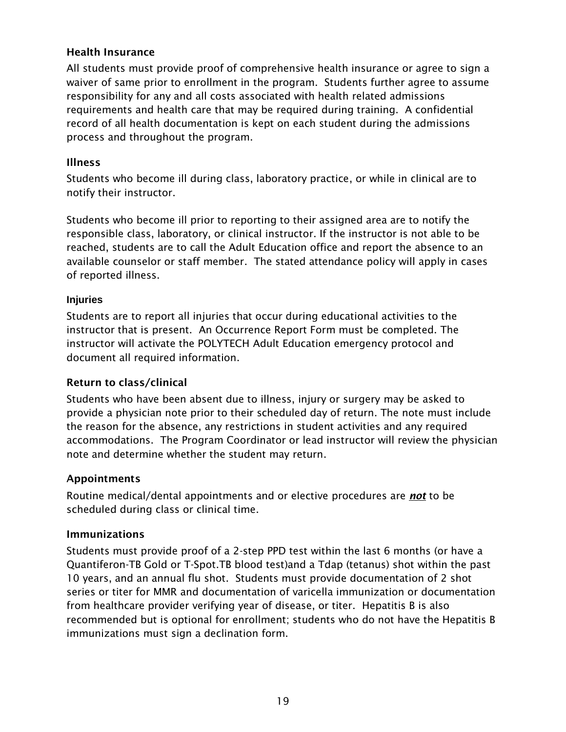### Health Insurance

All students must provide proof of comprehensive health insurance or agree to sign a waiver of same prior to enrollment in the program. Students further agree to assume responsibility for any and all costs associated with health related admissions requirements and health care that may be required during training. A confidential record of all health documentation is kept on each student during the admissions process and throughout the program.

### Illness

Students who become ill during class, laboratory practice, or while in clinical are to notify their instructor.

Students who become ill prior to reporting to their assigned area are to notify the responsible class, laboratory, or clinical instructor. If the instructor is not able to be reached, students are to call the Adult Education office and report the absence to an available counselor or staff member. The stated attendance policy will apply in cases of reported illness.

### Injuries

Students are to report all injuries that occur during educational activities to the instructor that is present. An Occurrence Report Form must be completed. The instructor will activate the POLYTECH Adult Education emergency protocol and document all required information.

### Return to class/clinical

Students who have been absent due to illness, injury or surgery may be asked to provide a physician note prior to their scheduled day of return. The note must include the reason for the absence, any restrictions in student activities and any required accommodations. The Program Coordinator or lead instructor will review the physician note and determine whether the student may return.

### Appointments

Routine medical/dental appointments and or elective procedures are ***not*** to be scheduled during class or clinical time.

### Immunizations

Students must provide proof of a 2-step PPD test within the last 6 months (or have a Quantiferon-TB Gold or T-Spot.TB blood test)and a Tdap (tetanus) shot within the past 10 years, and an annual flu shot. Students must provide documentation of 2 shot series or titer for MMR and documentation of varicella immunization or documentation from healthcare provider verifying year of disease, or titer. Hepatitis B is also recommended but is optional for enrollment; students who do not have the Hepatitis B immunizations must sign a declination form.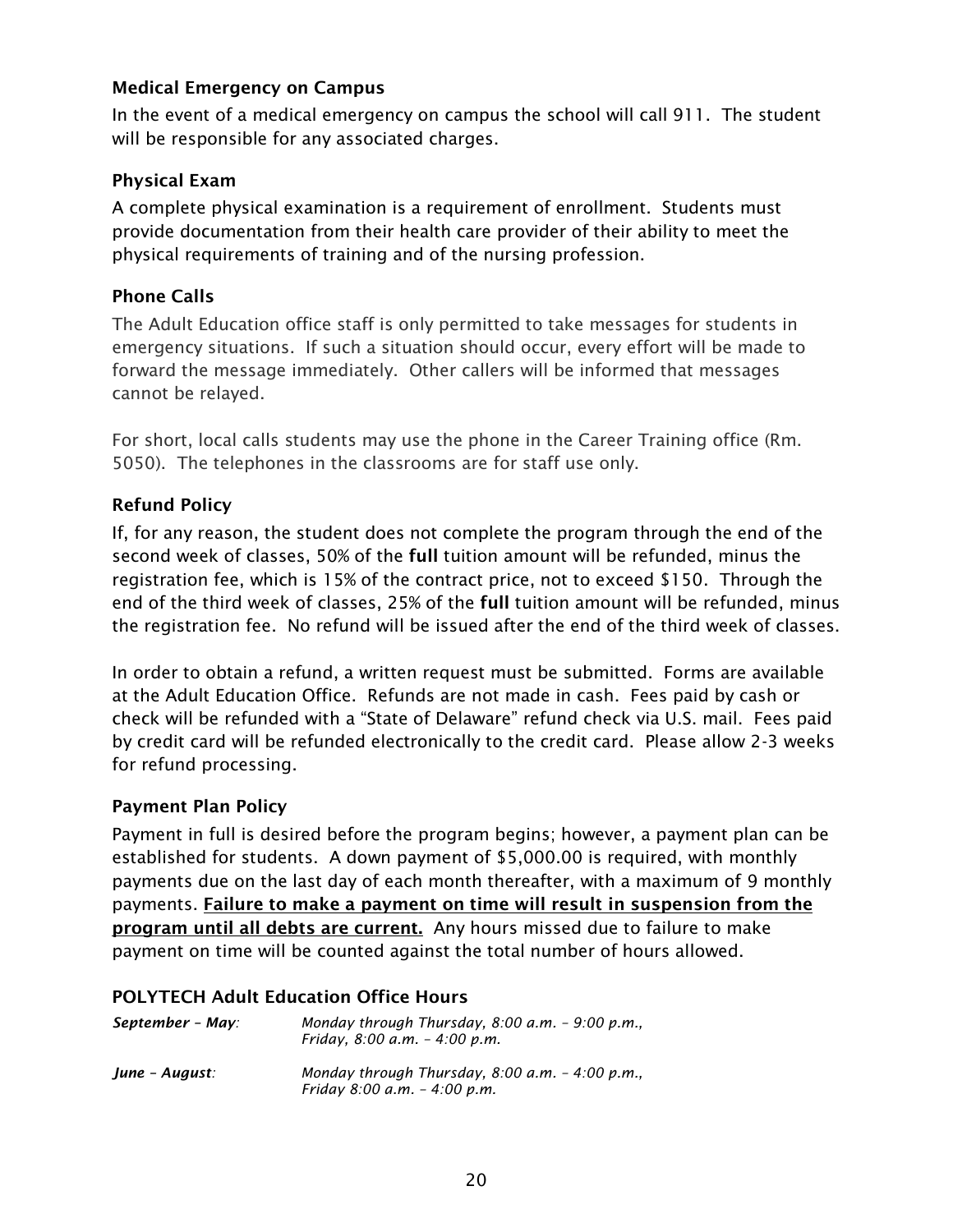### Medical Emergency on Campus

In the event of a medical emergency on campus the school will call 911. The student will be responsible for any associated charges.

### Physical Exam

A complete physical examination is a requirement of enrollment. Students must provide documentation from their health care provider of their ability to meet the physical requirements of training and of the nursing profession.

### Phone Calls

The Adult Education office staff is only permitted to take messages for students in emergency situations. If such a situation should occur, every effort will be made to forward the message immediately. Other callers will be informed that messages cannot be relayed.

For short, local calls students may use the phone in the Career Training office (Rm. 5050). The telephones in the classrooms are for staff use only.

### Refund Policy

If, for any reason, the student does not complete the program through the end of the second week of classes, 50% of the **full** tuition amount will be refunded, minus the registration fee, which is 15% of the contract price, not to exceed $150. Through the end of the third week of classes, 25% of the **full** tuition amount will be refunded, minus the registration fee. No refund will be issued after the end of the third week of classes.

In order to obtain a refund, a written request must be submitted. Forms are available at the Adult Education Office. Refunds are not made in cash. Fees paid by cash or check will be refunded with a "State of Delaware" refund check via U.S. mail. Fees paid by credit card will be refunded electronically to the credit card. Please allow 2-3 weeks for refund processing.

### Payment Plan Policy

Payment in full is desired before the program begins; however, a payment plan can be established for students. A down payment of $5,000.00 is required, with monthly payments due on the last day of each month thereafter, with a maximum of 9 monthly payments. **<u>Failure to make a payment on time will result in suspension from the program until all debts are current.</u>** Any hours missed due to failure to make payment on time will be counted against the total number of hours allowed.

### POLYTECH Adult Education Office Hours

| | |
|---|---|
| ***September – May:*** | *Monday through Thursday, 8:00 a.m. – 9:00 p.m., Friday, 8:00 a.m. – 4:00 p.m.* |
| ***June – August:*** | *Monday through Thursday, 8:00 a.m. – 4:00 p.m., Friday 8:00 a.m. – 4:00 p.m.* |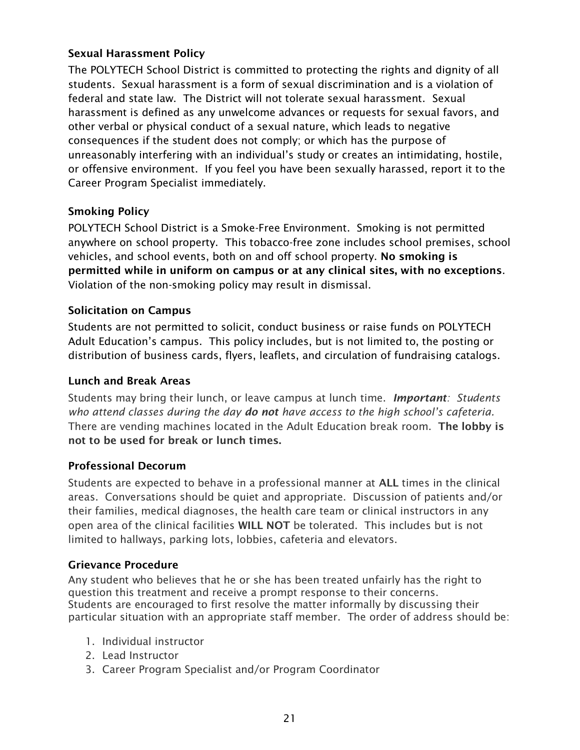### Sexual Harassment Policy

The POLYTECH School District is committed to protecting the rights and dignity of all students. Sexual harassment is a form of sexual discrimination and is a violation of federal and state law. The District will not tolerate sexual harassment. Sexual harassment is defined as any unwelcome advances or requests for sexual favors, and other verbal or physical conduct of a sexual nature, which leads to negative consequences if the student does not comply; or which has the purpose of unreasonably interfering with an individual's study or creates an intimidating, hostile, or offensive environment. If you feel you have been sexually harassed, report it to the Career Program Specialist immediately.

### Smoking Policy

POLYTECH School District is a Smoke-Free Environment. Smoking is not permitted anywhere on school property. This tobacco-free zone includes school premises, school vehicles, and school events, both on and off school property. **No smoking is permitted while in uniform on campus or at any clinical sites, with no exceptions**. Violation of the non-smoking policy may result in dismissal.

### Solicitation on Campus

Students are not permitted to solicit, conduct business or raise funds on POLYTECH Adult Education's campus. This policy includes, but is not limited to, the posting or distribution of business cards, flyers, leaflets, and circulation of fundraising catalogs.

### Lunch and Break Areas

Students may bring their lunch, or leave campus at lunch time. ***Important**: Students who attend classes during the day **do not** have access to the high school's cafeteria.* There are vending machines located in the Adult Education break room. **The lobby is not to be used for break or lunch times.**

### Professional Decorum

Students are expected to behave in a professional manner at **ALL** times in the clinical areas. Conversations should be quiet and appropriate. Discussion of patients and/or their families, medical diagnoses, the health care team or clinical instructors in any open area of the clinical facilities **WILL NOT** be tolerated. This includes but is not limited to hallways, parking lots, lobbies, cafeteria and elevators.

### Grievance Procedure

Any student who believes that he or she has been treated unfairly has the right to question this treatment and receive a prompt response to their concerns. Students are encouraged to first resolve the matter informally by discussing their particular situation with an appropriate staff member. The order of address should be:

1. Individual instructor
2. Lead Instructor
3. Career Program Specialist and/or Program Coordinator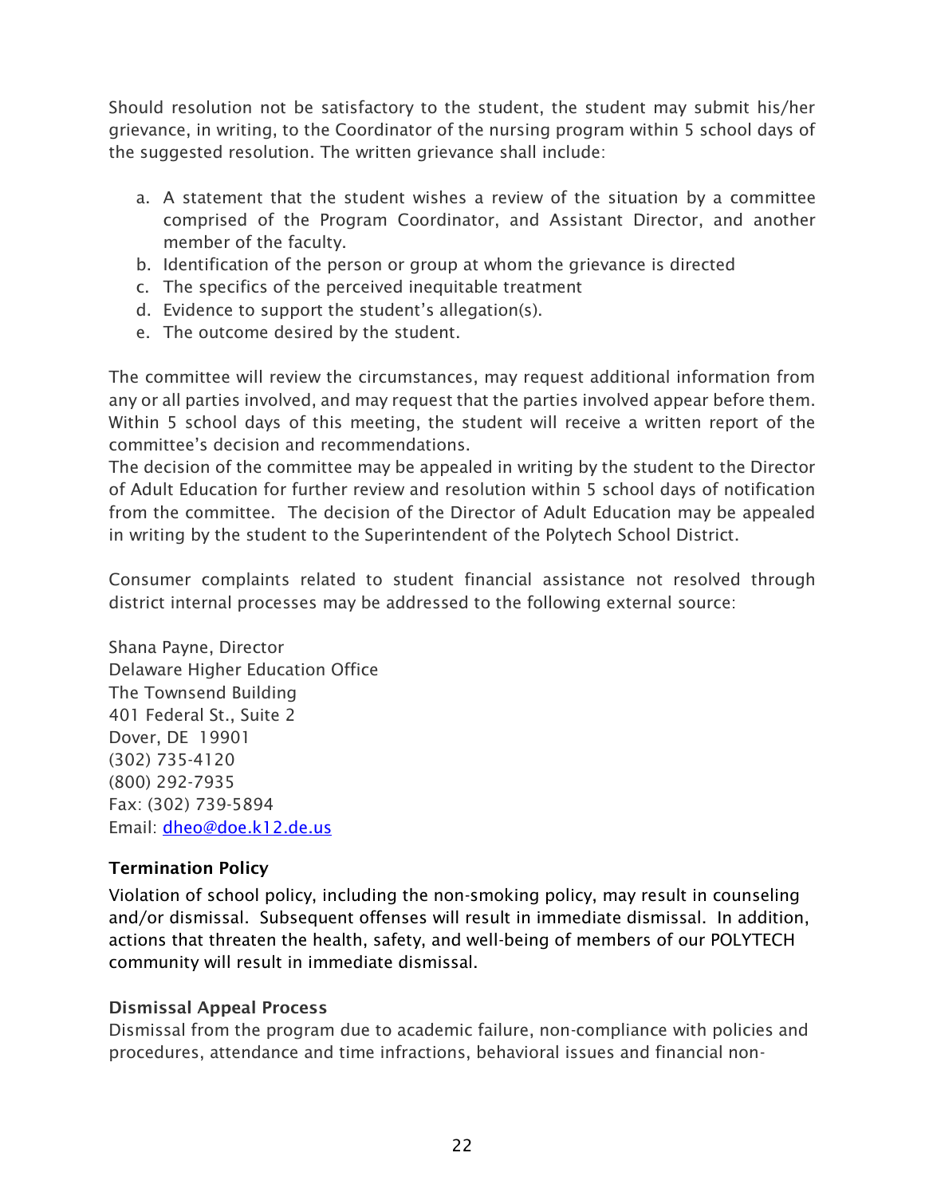Should resolution not be satisfactory to the student, the student may submit his/her grievance, in writing, to the Coordinator of the nursing program within 5 school days of the suggested resolution. The written grievance shall include:

a. A statement that the student wishes a review of the situation by a committee comprised of the Program Coordinator, and Assistant Director, and another member of the faculty.
b. Identification of the person or group at whom the grievance is directed
c. The specifics of the perceived inequitable treatment
d. Evidence to support the student's allegation(s).
e. The outcome desired by the student.

The committee will review the circumstances, may request additional information from any or all parties involved, and may request that the parties involved appear before them. Within 5 school days of this meeting, the student will receive a written report of the committee's decision and recommendations.
The decision of the committee may be appealed in writing by the student to the Director of Adult Education for further review and resolution within 5 school days of notification from the committee. The decision of the Director of Adult Education may be appealed in writing by the student to the Superintendent of the Polytech School District.

Consumer complaints related to student financial assistance not resolved through district internal processes may be addressed to the following external source:

Shana Payne, Director
Delaware Higher Education Office
The Townsend Building
401 Federal St., Suite 2
Dover, DE 19901
(302) 735-4120
(800) 292-7935
Fax: (302) 739-5894
Email: [dheo@doe.k12.de.us](mailto:dheo@doe.k12.de.us)

**Termination Policy**

Violation of school policy, including the non-smoking policy, may result in counseling and/or dismissal. Subsequent offenses will result in immediate dismissal. In addition, actions that threaten the health, safety, and well-being of members of our POLYTECH community will result in immediate dismissal.

**Dismissal Appeal Process**

Dismissal from the program due to academic failure, non-compliance with policies and procedures, attendance and time infractions, behavioral issues and financial non-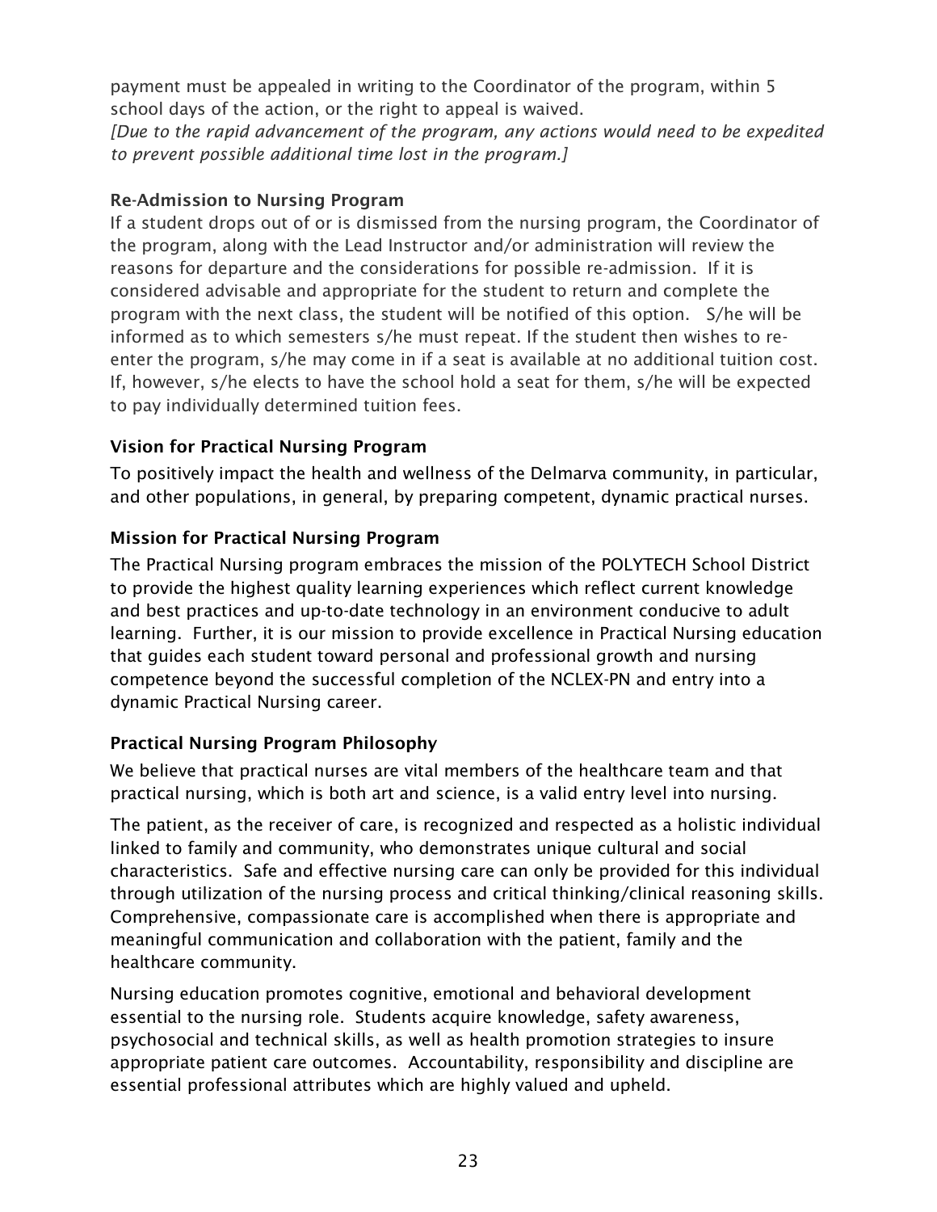payment must be appealed in writing to the Coordinator of the program, within 5 school days of the action, or the right to appeal is waived.

*[Due to the rapid advancement of the program, any actions would need to be expedited to prevent possible additional time lost in the program.]*

### Re-Admission to Nursing Program

If a student drops out of or is dismissed from the nursing program, the Coordinator of the program, along with the Lead Instructor and/or administration will review the reasons for departure and the considerations for possible re-admission. If it is considered advisable and appropriate for the student to return and complete the program with the next class, the student will be notified of this option. S/he will be informed as to which semesters s/he must repeat. If the student then wishes to re-enter the program, s/he may come in if a seat is available at no additional tuition cost. If, however, s/he elects to have the school hold a seat for them, s/he will be expected to pay individually determined tuition fees.

### Vision for Practical Nursing Program

To positively impact the health and wellness of the Delmarva community, in particular, and other populations, in general, by preparing competent, dynamic practical nurses.

### Mission for Practical Nursing Program

The Practical Nursing program embraces the mission of the POLYTECH School District to provide the highest quality learning experiences which reflect current knowledge and best practices and up-to-date technology in an environment conducive to adult learning. Further, it is our mission to provide excellence in Practical Nursing education that guides each student toward personal and professional growth and nursing competence beyond the successful completion of the NCLEX-PN and entry into a dynamic Practical Nursing career.

### Practical Nursing Program Philosophy

We believe that practical nurses are vital members of the healthcare team and that practical nursing, which is both art and science, is a valid entry level into nursing.

The patient, as the receiver of care, is recognized and respected as a holistic individual linked to family and community, who demonstrates unique cultural and social characteristics. Safe and effective nursing care can only be provided for this individual through utilization of the nursing process and critical thinking/clinical reasoning skills. Comprehensive, compassionate care is accomplished when there is appropriate and meaningful communication and collaboration with the patient, family and the healthcare community.

Nursing education promotes cognitive, emotional and behavioral development essential to the nursing role. Students acquire knowledge, safety awareness, psychosocial and technical skills, as well as health promotion strategies to insure appropriate patient care outcomes. Accountability, responsibility and discipline are essential professional attributes which are highly valued and upheld.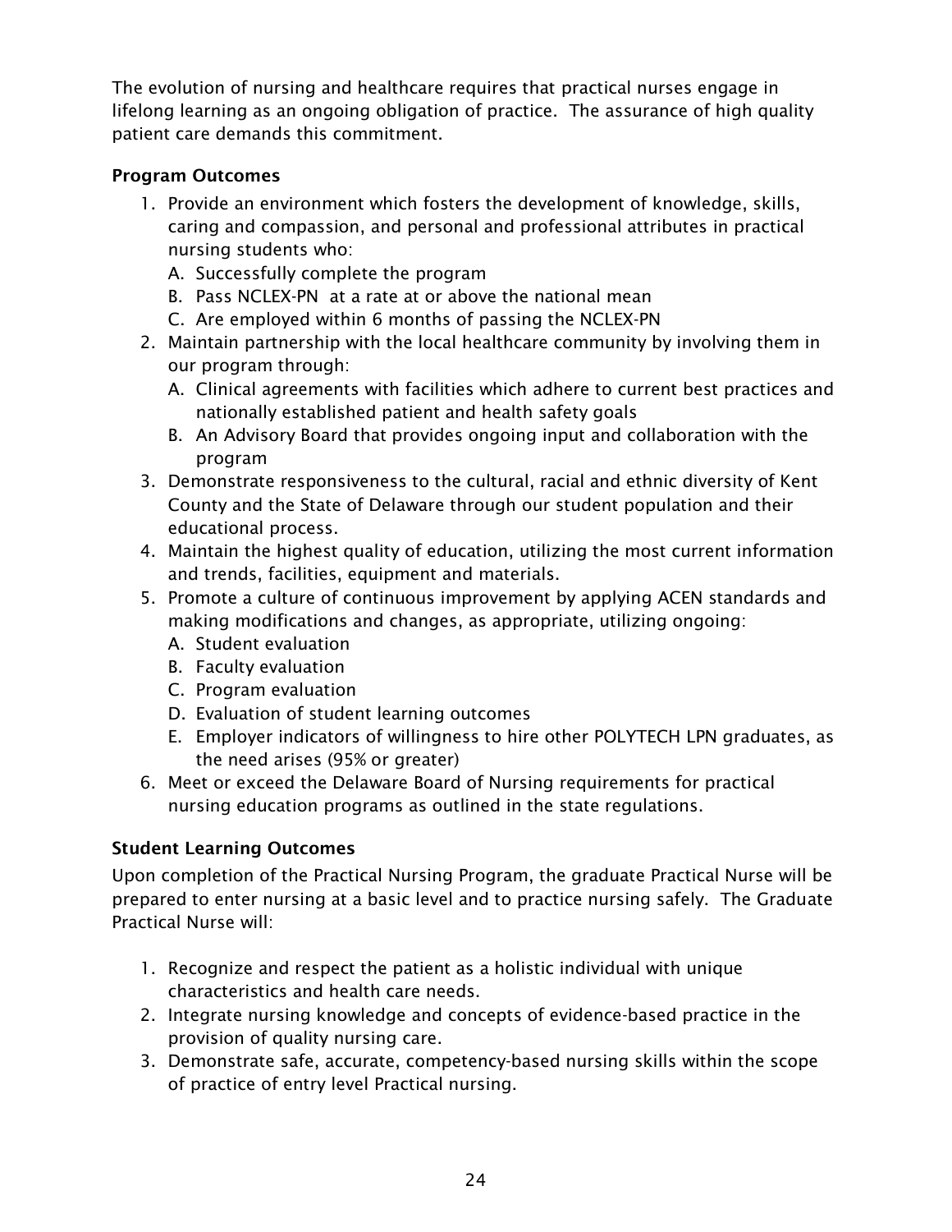The evolution of nursing and healthcare requires that practical nurses engage in lifelong learning as an ongoing obligation of practice. The assurance of high quality patient care demands this commitment.

**Program Outcomes**

1. Provide an environment which fosters the development of knowledge, skills, caring and compassion, and personal and professional attributes in practical nursing students who:
   A. Successfully complete the program
   B. Pass NCLEX-PN at a rate at or above the national mean
   C. Are employed within 6 months of passing the NCLEX-PN
2. Maintain partnership with the local healthcare community by involving them in our program through:
   A. Clinical agreements with facilities which adhere to current best practices and nationally established patient and health safety goals
   B. An Advisory Board that provides ongoing input and collaboration with the program
3. Demonstrate responsiveness to the cultural, racial and ethnic diversity of Kent County and the State of Delaware through our student population and their educational process.
4. Maintain the highest quality of education, utilizing the most current information and trends, facilities, equipment and materials.
5. Promote a culture of continuous improvement by applying ACEN standards and making modifications and changes, as appropriate, utilizing ongoing:
   A. Student evaluation
   B. Faculty evaluation
   C. Program evaluation
   D. Evaluation of student learning outcomes
   E. Employer indicators of willingness to hire other POLYTECH LPN graduates, as the need arises (95% or greater)
6. Meet or exceed the Delaware Board of Nursing requirements for practical nursing education programs as outlined in the state regulations.

**Student Learning Outcomes**

Upon completion of the Practical Nursing Program, the graduate Practical Nurse will be prepared to enter nursing at a basic level and to practice nursing safely. The Graduate Practical Nurse will:

1. Recognize and respect the patient as a holistic individual with unique characteristics and health care needs.
2. Integrate nursing knowledge and concepts of evidence-based practice in the provision of quality nursing care.
3. Demonstrate safe, accurate, competency-based nursing skills within the scope of practice of entry level Practical nursing.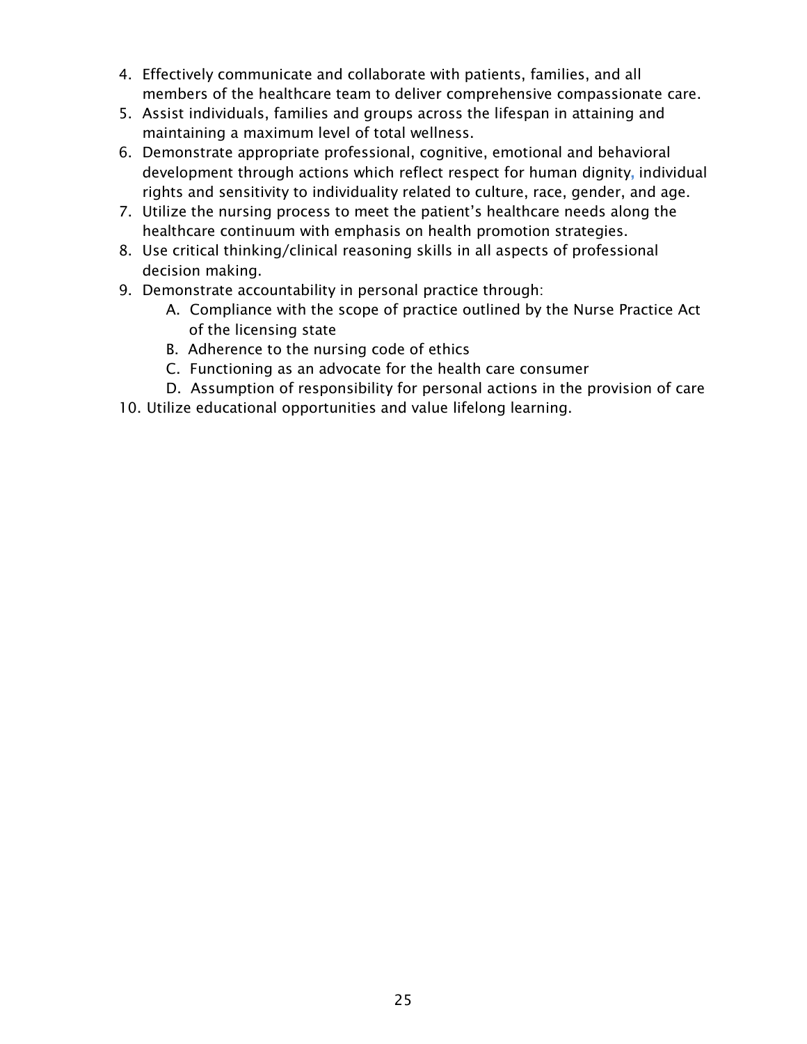4. Effectively communicate and collaborate with patients, families, and all members of the healthcare team to deliver comprehensive compassionate care.
5. Assist individuals, families and groups across the lifespan in attaining and maintaining a maximum level of total wellness.
6. Demonstrate appropriate professional, cognitive, emotional and behavioral development through actions which reflect respect for human dignity, individual rights and sensitivity to individuality related to culture, race, gender, and age.
7. Utilize the nursing process to meet the patient's healthcare needs along the healthcare continuum with emphasis on health promotion strategies.
8. Use critical thinking/clinical reasoning skills in all aspects of professional decision making.
9. Demonstrate accountability in personal practice through:
   - A. Compliance with the scope of practice outlined by the Nurse Practice Act of the licensing state
   - B. Adherence to the nursing code of ethics
   - C. Functioning as an advocate for the health care consumer
   - D. Assumption of responsibility for personal actions in the provision of care
10. Utilize educational opportunities and value lifelong learning.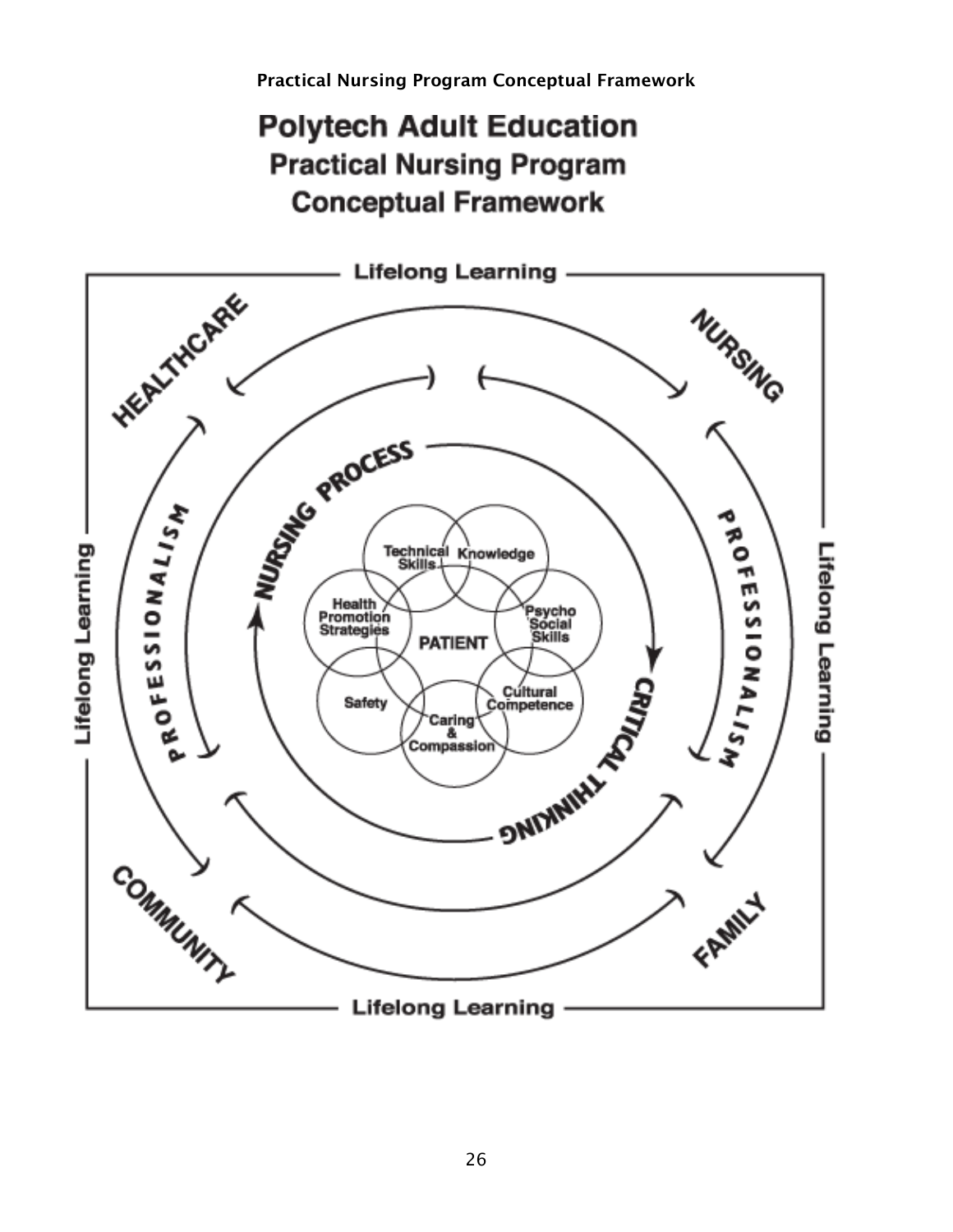**Practical Nursing Program Conceptual Framework**

# Polytech Adult Education
## Practical Nursing Program
## Conceptual Framework

Lifelong Learning

HEALTHCARE

NURSING

PROFESSIONALISM

NURSING PROCESS

Technical Skills

Knowledge

Health Promotion Strategies

Psycho Social Skills

PATIENT

Safety

Cultural Competence

Caring & Compassion

CRITICAL THINKING

PROFESSIONALISM

COMMUNITY

FAMILY

Lifelong Learning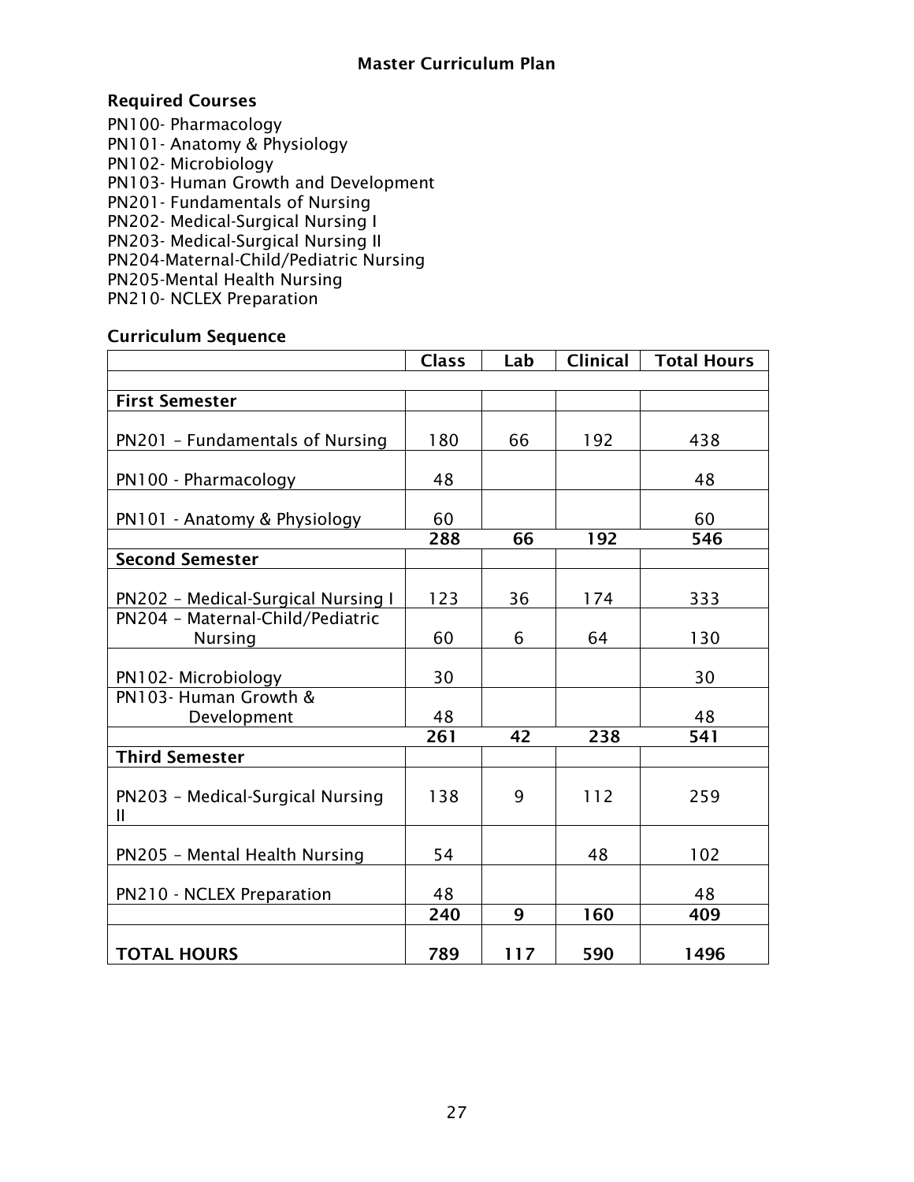## Master Curriculum Plan

### Required Courses

PN100- Pharmacology
PN101- Anatomy & Physiology
PN102- Microbiology
PN103- Human Growth and Development
PN201- Fundamentals of Nursing
PN202- Medical-Surgical Nursing I
PN203- Medical-Surgical Nursing II
PN204-Maternal-Child/Pediatric Nursing
PN205-Mental Health Nursing
PN210- NCLEX Preparation

### Curriculum Sequence

| | Class | Lab | Clinical | Total Hours |
|---|---|---|---|---|
| | | | | |
| **First Semester** | | | | |
| PN201 – Fundamentals of Nursing | 180 | 66 | 192 | 438 |
| PN100 - Pharmacology | 48 | | | 48 |
| PN101 - Anatomy & Physiology | 60 | | | 60 |
| | **288** | **66** | **192** | **546** |
| **Second Semester** | | | | |
| PN202 – Medical-Surgical Nursing I | 123 | 36 | 174 | 333 |
| PN204 – Maternal-Child/Pediatric Nursing | 60 | 6 | 64 | 130 |
| PN102- Microbiology | 30 | | | 30 |
| PN103- Human Growth & Development | 48 | | | 48 |
| | **261** | **42** | **238** | **541** |
| **Third Semester** | | | | |
| PN203 – Medical-Surgical Nursing II | 138 | 9 | 112 | 259 |
| PN205 – Mental Health Nursing | 54 | | 48 | 102 |
| PN210 - NCLEX Preparation | 48 | | | 48 |
| | **240** | **9** | **160** | **409** |
| **TOTAL HOURS** | **789** | **117** | **590** | **1496** |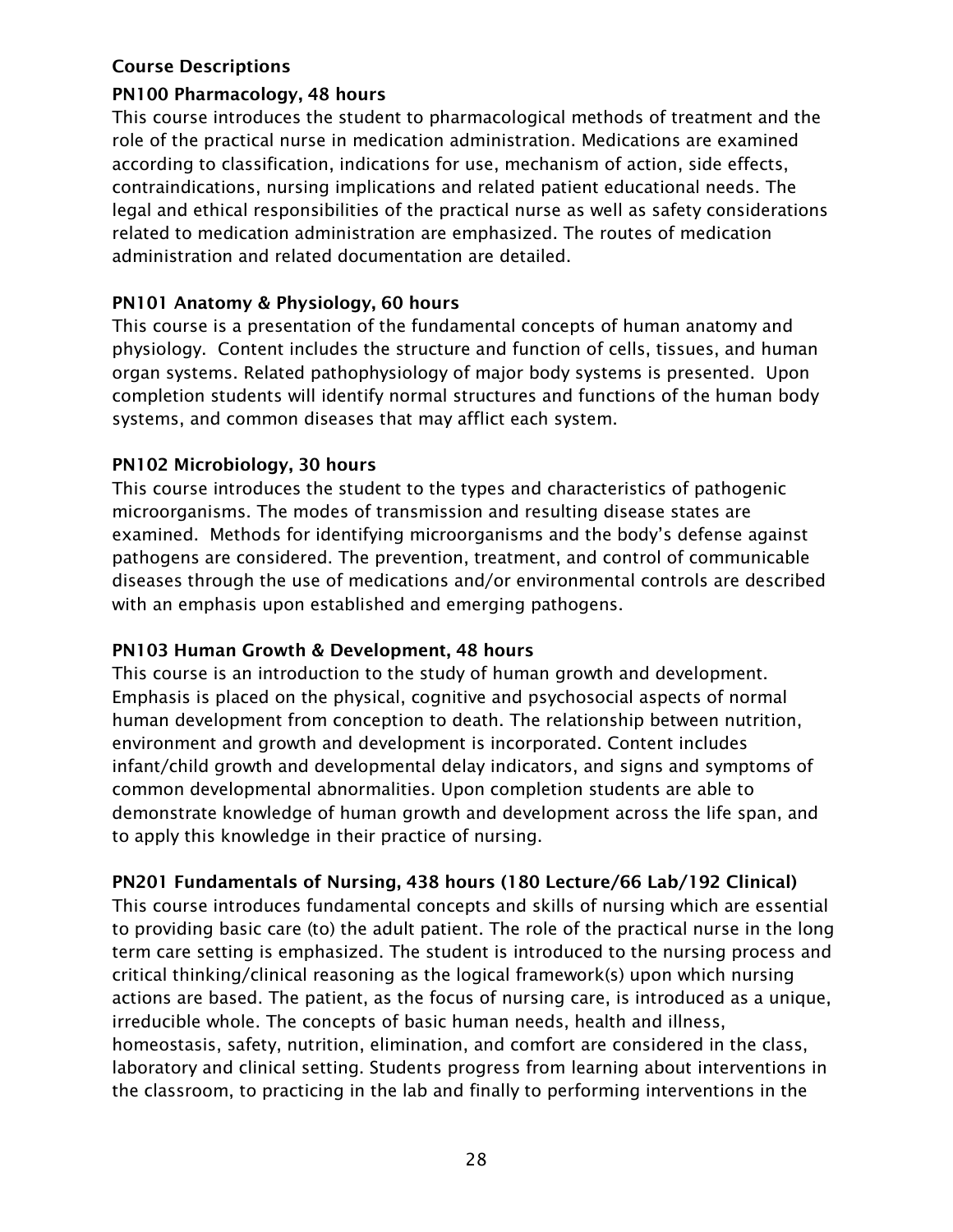## Course Descriptions

### PN100 Pharmacology, 48 hours

This course introduces the student to pharmacological methods of treatment and the role of the practical nurse in medication administration. Medications are examined according to classification, indications for use, mechanism of action, side effects, contraindications, nursing implications and related patient educational needs. The legal and ethical responsibilities of the practical nurse as well as safety considerations related to medication administration are emphasized. The routes of medication administration and related documentation are detailed.

### PN101 Anatomy & Physiology, 60 hours

This course is a presentation of the fundamental concepts of human anatomy and physiology. Content includes the structure and function of cells, tissues, and human organ systems. Related pathophysiology of major body systems is presented. Upon completion students will identify normal structures and functions of the human body systems, and common diseases that may afflict each system.

### PN102 Microbiology, 30 hours

This course introduces the student to the types and characteristics of pathogenic microorganisms. The modes of transmission and resulting disease states are examined. Methods for identifying microorganisms and the body's defense against pathogens are considered. The prevention, treatment, and control of communicable diseases through the use of medications and/or environmental controls are described with an emphasis upon established and emerging pathogens.

### PN103 Human Growth & Development, 48 hours

This course is an introduction to the study of human growth and development. Emphasis is placed on the physical, cognitive and psychosocial aspects of normal human development from conception to death. The relationship between nutrition, environment and growth and development is incorporated. Content includes infant/child growth and developmental delay indicators, and signs and symptoms of common developmental abnormalities. Upon completion students are able to demonstrate knowledge of human growth and development across the life span, and to apply this knowledge in their practice of nursing.

### PN201 Fundamentals of Nursing, 438 hours (180 Lecture/66 Lab/192 Clinical)

This course introduces fundamental concepts and skills of nursing which are essential to providing basic care (to) the adult patient. The role of the practical nurse in the long term care setting is emphasized. The student is introduced to the nursing process and critical thinking/clinical reasoning as the logical framework(s) upon which nursing actions are based. The patient, as the focus of nursing care, is introduced as a unique, irreducible whole. The concepts of basic human needs, health and illness, homeostasis, safety, nutrition, elimination, and comfort are considered in the class, laboratory and clinical setting. Students progress from learning about interventions in the classroom, to practicing in the lab and finally to performing interventions in the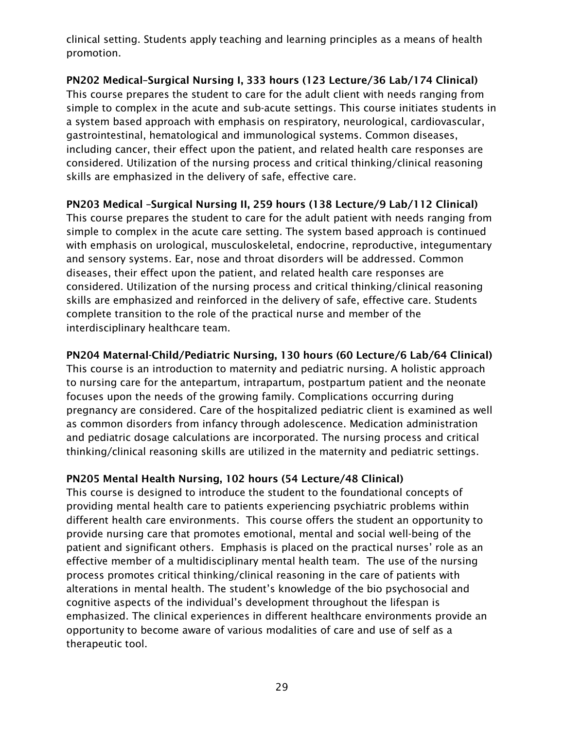clinical setting. Students apply teaching and learning principles as a means of health promotion.

**PN202 Medical–Surgical Nursing I, 333 hours (123 Lecture/36 Lab/174 Clinical)**
This course prepares the student to care for the adult client with needs ranging from simple to complex in the acute and sub-acute settings. This course initiates students in a system based approach with emphasis on respiratory, neurological, cardiovascular, gastrointestinal, hematological and immunological systems. Common diseases, including cancer, their effect upon the patient, and related health care responses are considered. Utilization of the nursing process and critical thinking/clinical reasoning skills are emphasized in the delivery of safe, effective care.

**PN203 Medical –Surgical Nursing II, 259 hours (138 Lecture/9 Lab/112 Clinical)**
This course prepares the student to care for the adult patient with needs ranging from simple to complex in the acute care setting. The system based approach is continued with emphasis on urological, musculoskeletal, endocrine, reproductive, integumentary and sensory systems. Ear, nose and throat disorders will be addressed. Common diseases, their effect upon the patient, and related health care responses are considered. Utilization of the nursing process and critical thinking/clinical reasoning skills are emphasized and reinforced in the delivery of safe, effective care. Students complete transition to the role of the practical nurse and member of the interdisciplinary healthcare team.

**PN204 Maternal-Child/Pediatric Nursing, 130 hours (60 Lecture/6 Lab/64 Clinical)**
This course is an introduction to maternity and pediatric nursing. A holistic approach to nursing care for the antepartum, intrapartum, postpartum patient and the neonate focuses upon the needs of the growing family. Complications occurring during pregnancy are considered. Care of the hospitalized pediatric client is examined as well as common disorders from infancy through adolescence. Medication administration and pediatric dosage calculations are incorporated. The nursing process and critical thinking/clinical reasoning skills are utilized in the maternity and pediatric settings.

**PN205 Mental Health Nursing, 102 hours (54 Lecture/48 Clinical)**
This course is designed to introduce the student to the foundational concepts of providing mental health care to patients experiencing psychiatric problems within different health care environments. This course offers the student an opportunity to provide nursing care that promotes emotional, mental and social well-being of the patient and significant others. Emphasis is placed on the practical nurses' role as an effective member of a multidisciplinary mental health team. The use of the nursing process promotes critical thinking/clinical reasoning in the care of patients with alterations in mental health. The student's knowledge of the bio psychosocial and cognitive aspects of the individual's development throughout the lifespan is emphasized. The clinical experiences in different healthcare environments provide an opportunity to become aware of various modalities of care and use of self as a therapeutic tool.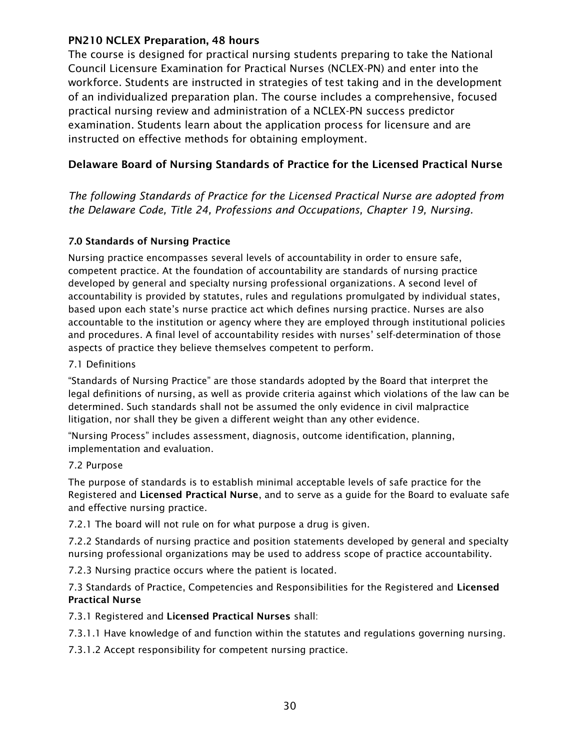### PN210 NCLEX Preparation, 48 hours

The course is designed for practical nursing students preparing to take the National Council Licensure Examination for Practical Nurses (NCLEX-PN) and enter into the workforce. Students are instructed in strategies of test taking and in the development of an individualized preparation plan. The course includes a comprehensive, focused practical nursing review and administration of a NCLEX-PN success predictor examination. Students learn about the application process for licensure and are instructed on effective methods for obtaining employment.

## Delaware Board of Nursing Standards of Practice for the Licensed Practical Nurse

*The following Standards of Practice for the Licensed Practical Nurse are adopted from the Delaware Code, Title 24, Professions and Occupations, Chapter 19, Nursing.*

#### 7.0 Standards of Nursing Practice

Nursing practice encompasses several levels of accountability in order to ensure safe, competent practice. At the foundation of accountability are standards of nursing practice developed by general and specialty nursing professional organizations. A second level of accountability is provided by statutes, rules and regulations promulgated by individual states, based upon each state's nurse practice act which defines nursing practice. Nurses are also accountable to the institution or agency where they are employed through institutional policies and procedures. A final level of accountability resides with nurses' self-determination of those aspects of practice they believe themselves competent to perform.

7.1 Definitions

"Standards of Nursing Practice" are those standards adopted by the Board that interpret the legal definitions of nursing, as well as provide criteria against which violations of the law can be determined. Such standards shall not be assumed the only evidence in civil malpractice litigation, nor shall they be given a different weight than any other evidence.

"Nursing Process" includes assessment, diagnosis, outcome identification, planning, implementation and evaluation.

7.2 Purpose

The purpose of standards is to establish minimal acceptable levels of safe practice for the Registered and **Licensed Practical Nurse**, and to serve as a guide for the Board to evaluate safe and effective nursing practice.

7.2.1 The board will not rule on for what purpose a drug is given.

7.2.2 Standards of nursing practice and position statements developed by general and specialty nursing professional organizations may be used to address scope of practice accountability.

7.2.3 Nursing practice occurs where the patient is located.

7.3 Standards of Practice, Competencies and Responsibilities for the Registered and **Licensed Practical Nurse**

7.3.1 Registered and **Licensed Practical Nurses** shall:

7.3.1.1 Have knowledge of and function within the statutes and regulations governing nursing.

7.3.1.2 Accept responsibility for competent nursing practice.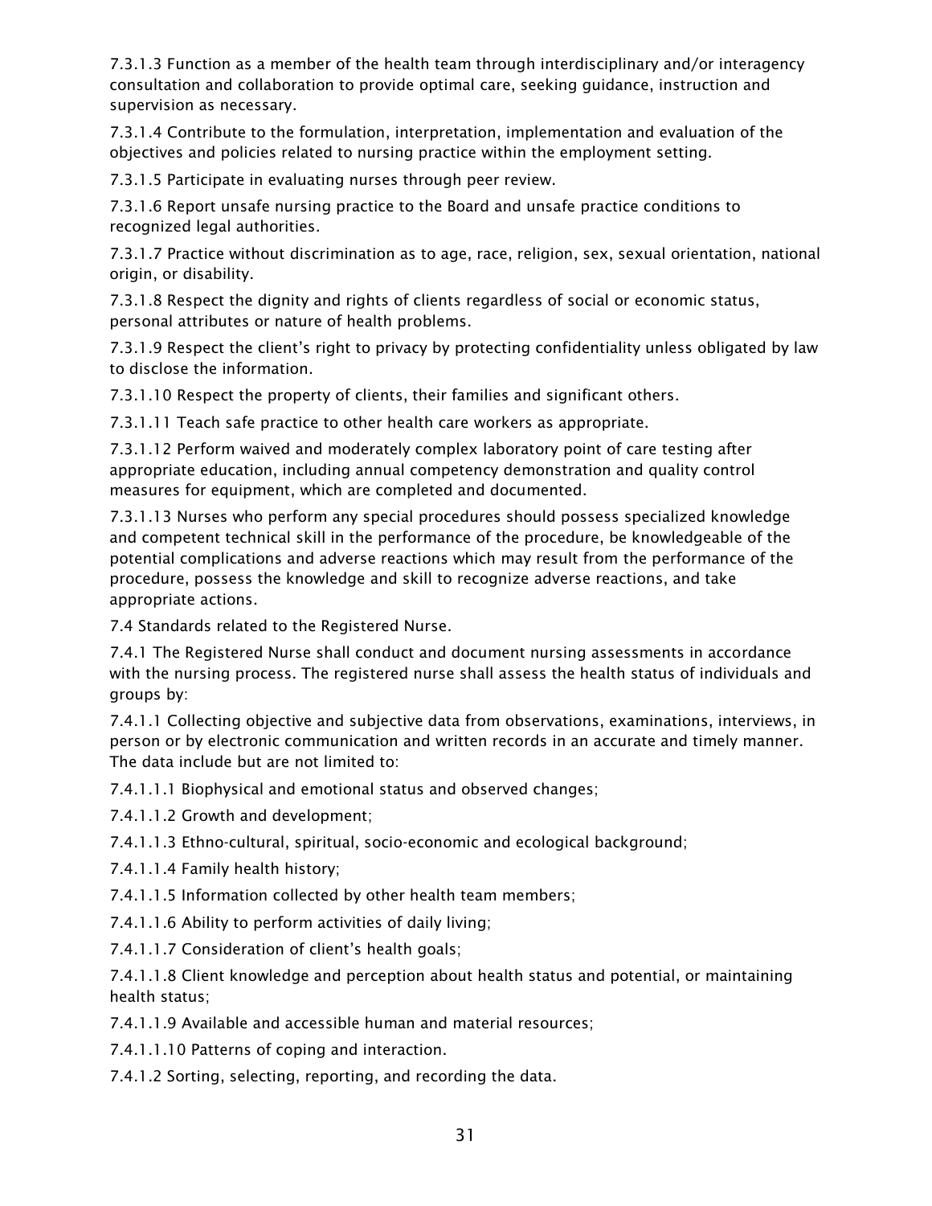7.3.1.3 Function as a member of the health team through interdisciplinary and/or interagency consultation and collaboration to provide optimal care, seeking guidance, instruction and supervision as necessary.

7.3.1.4 Contribute to the formulation, interpretation, implementation and evaluation of the objectives and policies related to nursing practice within the employment setting.

7.3.1.5 Participate in evaluating nurses through peer review.

7.3.1.6 Report unsafe nursing practice to the Board and unsafe practice conditions to recognized legal authorities.

7.3.1.7 Practice without discrimination as to age, race, religion, sex, sexual orientation, national origin, or disability.

7.3.1.8 Respect the dignity and rights of clients regardless of social or economic status, personal attributes or nature of health problems.

7.3.1.9 Respect the client's right to privacy by protecting confidentiality unless obligated by law to disclose the information.

7.3.1.10 Respect the property of clients, their families and significant others.

7.3.1.11 Teach safe practice to other health care workers as appropriate.

7.3.1.12 Perform waived and moderately complex laboratory point of care testing after appropriate education, including annual competency demonstration and quality control measures for equipment, which are completed and documented.

7.3.1.13 Nurses who perform any special procedures should possess specialized knowledge and competent technical skill in the performance of the procedure, be knowledgeable of the potential complications and adverse reactions which may result from the performance of the procedure, possess the knowledge and skill to recognize adverse reactions, and take appropriate actions.

7.4 Standards related to the Registered Nurse.

7.4.1 The Registered Nurse shall conduct and document nursing assessments in accordance with the nursing process. The registered nurse shall assess the health status of individuals and groups by:

7.4.1.1 Collecting objective and subjective data from observations, examinations, interviews, in person or by electronic communication and written records in an accurate and timely manner. The data include but are not limited to:

7.4.1.1.1 Biophysical and emotional status and observed changes;

7.4.1.1.2 Growth and development;

7.4.1.1.3 Ethno-cultural, spiritual, socio-economic and ecological background;

7.4.1.1.4 Family health history;

7.4.1.1.5 Information collected by other health team members;

7.4.1.1.6 Ability to perform activities of daily living;

7.4.1.1.7 Consideration of client's health goals;

7.4.1.1.8 Client knowledge and perception about health status and potential, or maintaining health status;

7.4.1.1.9 Available and accessible human and material resources;

7.4.1.1.10 Patterns of coping and interaction.

7.4.1.2 Sorting, selecting, reporting, and recording the data.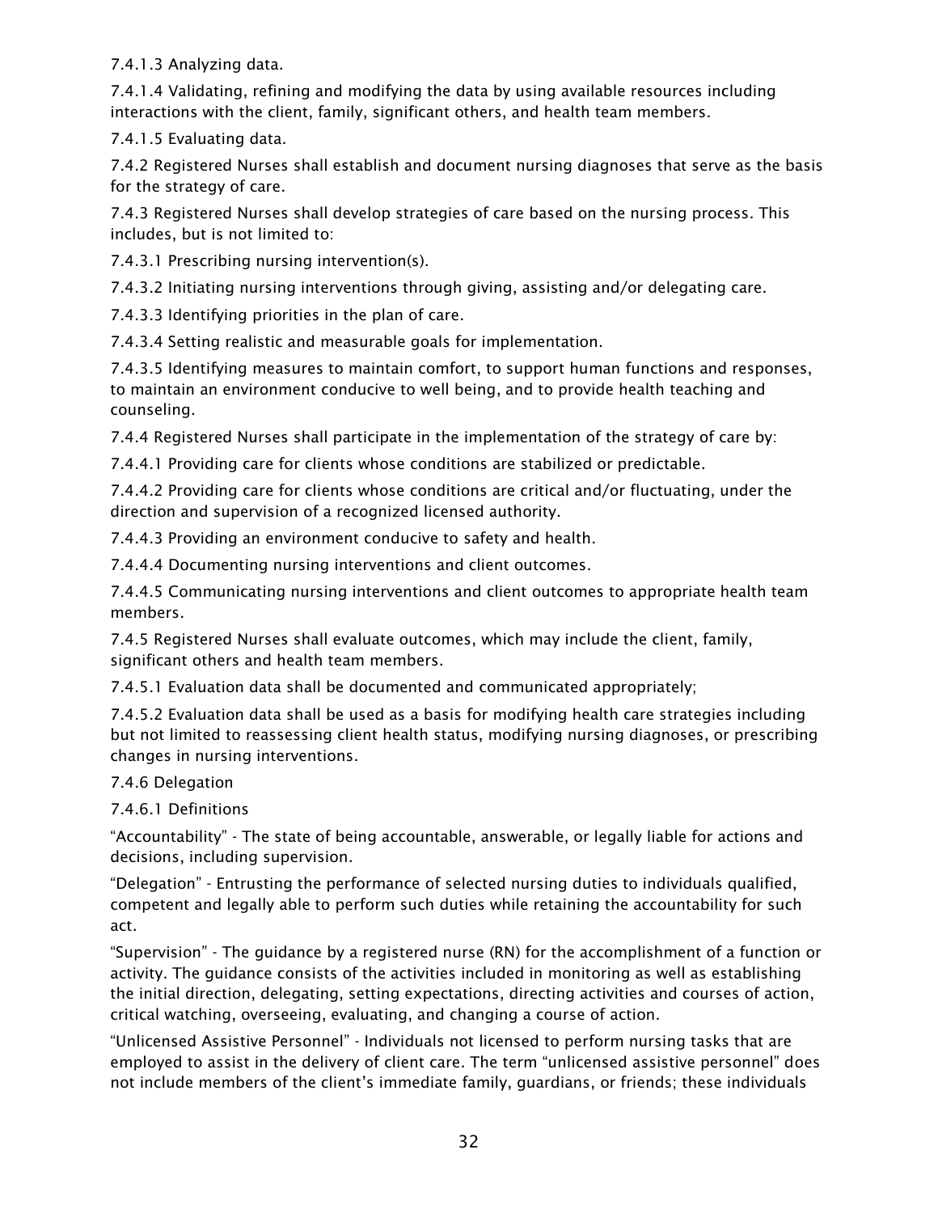7.4.1.3 Analyzing data.

7.4.1.4 Validating, refining and modifying the data by using available resources including interactions with the client, family, significant others, and health team members.

7.4.1.5 Evaluating data.

7.4.2 Registered Nurses shall establish and document nursing diagnoses that serve as the basis for the strategy of care.

7.4.3 Registered Nurses shall develop strategies of care based on the nursing process. This includes, but is not limited to:

7.4.3.1 Prescribing nursing intervention(s).

7.4.3.2 Initiating nursing interventions through giving, assisting and/or delegating care.

7.4.3.3 Identifying priorities in the plan of care.

7.4.3.4 Setting realistic and measurable goals for implementation.

7.4.3.5 Identifying measures to maintain comfort, to support human functions and responses, to maintain an environment conducive to well being, and to provide health teaching and counseling.

7.4.4 Registered Nurses shall participate in the implementation of the strategy of care by:

7.4.4.1 Providing care for clients whose conditions are stabilized or predictable.

7.4.4.2 Providing care for clients whose conditions are critical and/or fluctuating, under the direction and supervision of a recognized licensed authority.

7.4.4.3 Providing an environment conducive to safety and health.

7.4.4.4 Documenting nursing interventions and client outcomes.

7.4.4.5 Communicating nursing interventions and client outcomes to appropriate health team members.

7.4.5 Registered Nurses shall evaluate outcomes, which may include the client, family, significant others and health team members.

7.4.5.1 Evaluation data shall be documented and communicated appropriately;

7.4.5.2 Evaluation data shall be used as a basis for modifying health care strategies including but not limited to reassessing client health status, modifying nursing diagnoses, or prescribing changes in nursing interventions.

7.4.6 Delegation

7.4.6.1 Definitions

"Accountability" - The state of being accountable, answerable, or legally liable for actions and decisions, including supervision.

"Delegation" - Entrusting the performance of selected nursing duties to individuals qualified, competent and legally able to perform such duties while retaining the accountability for such act.

"Supervision" - The guidance by a registered nurse (RN) for the accomplishment of a function or activity. The guidance consists of the activities included in monitoring as well as establishing the initial direction, delegating, setting expectations, directing activities and courses of action, critical watching, overseeing, evaluating, and changing a course of action.

"Unlicensed Assistive Personnel" - Individuals not licensed to perform nursing tasks that are employed to assist in the delivery of client care. The term "unlicensed assistive personnel" does not include members of the client's immediate family, guardians, or friends; these individuals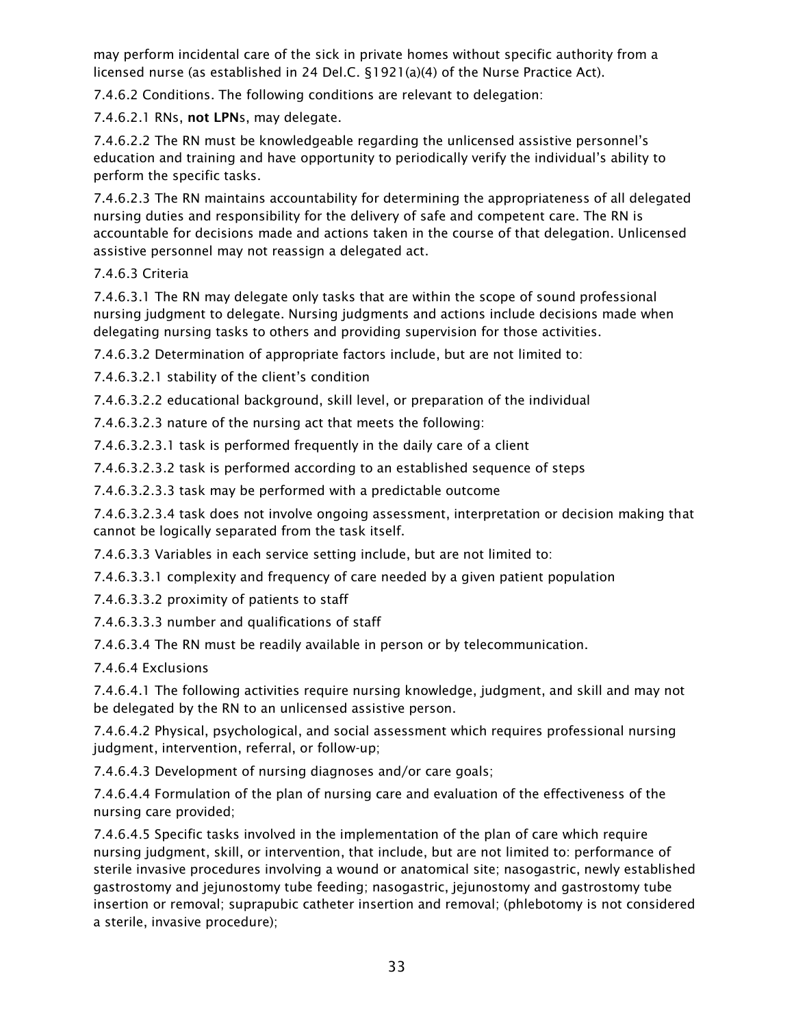may perform incidental care of the sick in private homes without specific authority from a licensed nurse (as established in 24 Del.C. §1921(a)(4) of the Nurse Practice Act).

7.4.6.2 Conditions. The following conditions are relevant to delegation:

7.4.6.2.1 RNs, **not LPN**s, may delegate.

7.4.6.2.2 The RN must be knowledgeable regarding the unlicensed assistive personnel's education and training and have opportunity to periodically verify the individual's ability to perform the specific tasks.

7.4.6.2.3 The RN maintains accountability for determining the appropriateness of all delegated nursing duties and responsibility for the delivery of safe and competent care. The RN is accountable for decisions made and actions taken in the course of that delegation. Unlicensed assistive personnel may not reassign a delegated act.

7.4.6.3 Criteria

7.4.6.3.1 The RN may delegate only tasks that are within the scope of sound professional nursing judgment to delegate. Nursing judgments and actions include decisions made when delegating nursing tasks to others and providing supervision for those activities.

7.4.6.3.2 Determination of appropriate factors include, but are not limited to:

7.4.6.3.2.1 stability of the client's condition

7.4.6.3.2.2 educational background, skill level, or preparation of the individual

7.4.6.3.2.3 nature of the nursing act that meets the following:

7.4.6.3.2.3.1 task is performed frequently in the daily care of a client

7.4.6.3.2.3.2 task is performed according to an established sequence of steps

7.4.6.3.2.3.3 task may be performed with a predictable outcome

7.4.6.3.2.3.4 task does not involve ongoing assessment, interpretation or decision making that cannot be logically separated from the task itself.

7.4.6.3.3 Variables in each service setting include, but are not limited to:

7.4.6.3.3.1 complexity and frequency of care needed by a given patient population

7.4.6.3.3.2 proximity of patients to staff

7.4.6.3.3.3 number and qualifications of staff

7.4.6.3.4 The RN must be readily available in person or by telecommunication.

7.4.6.4 Exclusions

7.4.6.4.1 The following activities require nursing knowledge, judgment, and skill and may not be delegated by the RN to an unlicensed assistive person.

7.4.6.4.2 Physical, psychological, and social assessment which requires professional nursing judgment, intervention, referral, or follow-up;

7.4.6.4.3 Development of nursing diagnoses and/or care goals;

7.4.6.4.4 Formulation of the plan of nursing care and evaluation of the effectiveness of the nursing care provided;

7.4.6.4.5 Specific tasks involved in the implementation of the plan of care which require nursing judgment, skill, or intervention, that include, but are not limited to: performance of sterile invasive procedures involving a wound or anatomical site; nasogastric, newly established gastrostomy and jejunostomy tube feeding; nasogastric, jejunostomy and gastrostomy tube insertion or removal; suprapubic catheter insertion and removal; (phlebotomy is not considered a sterile, invasive procedure);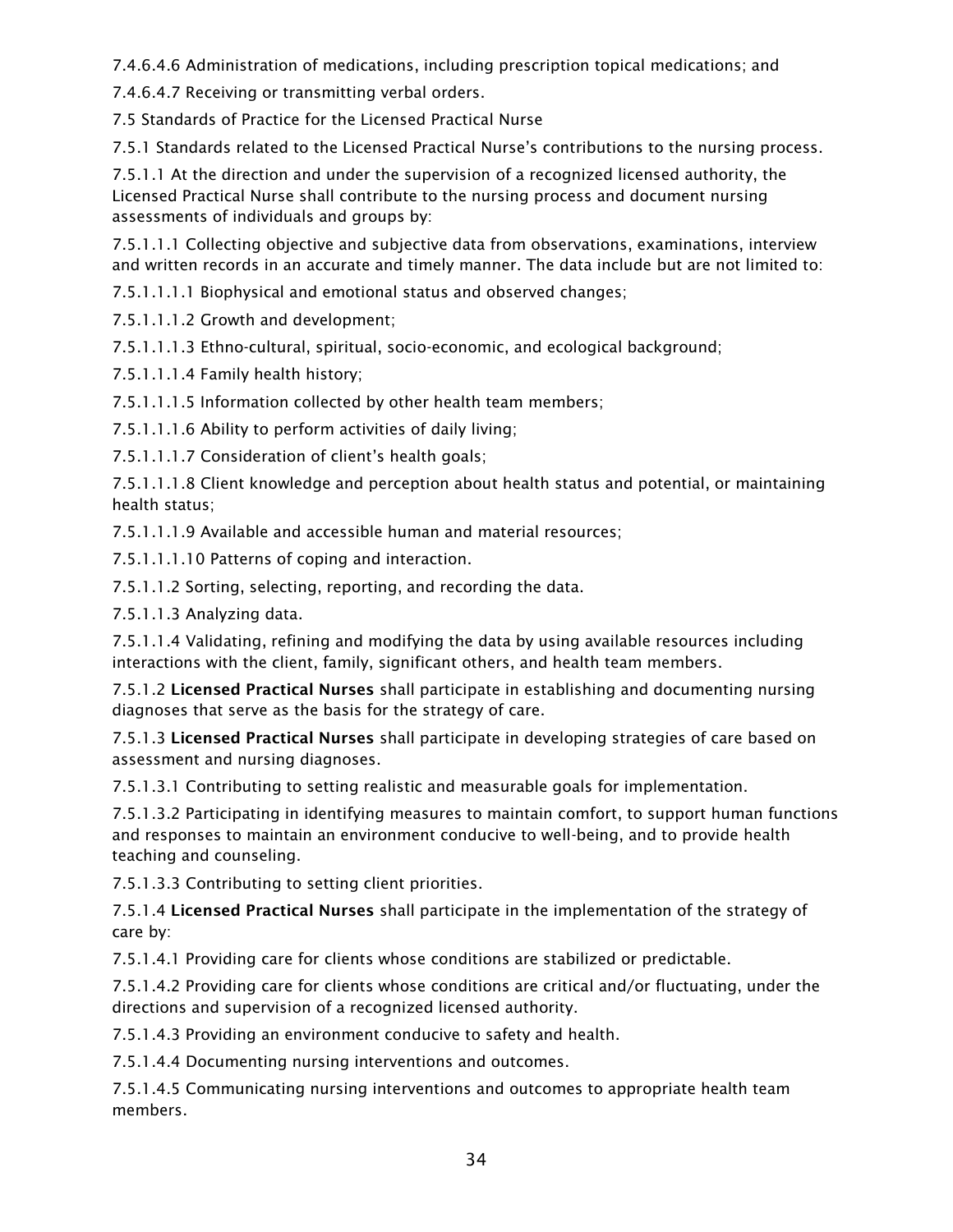7.4.6.4.6 Administration of medications, including prescription topical medications; and

7.4.6.4.7 Receiving or transmitting verbal orders.

7.5 Standards of Practice for the Licensed Practical Nurse

7.5.1 Standards related to the Licensed Practical Nurse's contributions to the nursing process.

7.5.1.1 At the direction and under the supervision of a recognized licensed authority, the Licensed Practical Nurse shall contribute to the nursing process and document nursing assessments of individuals and groups by:

7.5.1.1.1 Collecting objective and subjective data from observations, examinations, interview and written records in an accurate and timely manner. The data include but are not limited to:

7.5.1.1.1.1 Biophysical and emotional status and observed changes;

7.5.1.1.1.2 Growth and development;

7.5.1.1.1.3 Ethno-cultural, spiritual, socio-economic, and ecological background;

7.5.1.1.1.4 Family health history;

7.5.1.1.1.5 Information collected by other health team members;

7.5.1.1.1.6 Ability to perform activities of daily living;

7.5.1.1.1.7 Consideration of client's health goals;

7.5.1.1.1.8 Client knowledge and perception about health status and potential, or maintaining health status;

7.5.1.1.1.9 Available and accessible human and material resources;

7.5.1.1.1.10 Patterns of coping and interaction.

7.5.1.1.2 Sorting, selecting, reporting, and recording the data.

7.5.1.1.3 Analyzing data.

7.5.1.1.4 Validating, refining and modifying the data by using available resources including interactions with the client, family, significant others, and health team members.

7.5.1.2 **Licensed Practical Nurses** shall participate in establishing and documenting nursing diagnoses that serve as the basis for the strategy of care.

7.5.1.3 **Licensed Practical Nurses** shall participate in developing strategies of care based on assessment and nursing diagnoses.

7.5.1.3.1 Contributing to setting realistic and measurable goals for implementation.

7.5.1.3.2 Participating in identifying measures to maintain comfort, to support human functions and responses to maintain an environment conducive to well-being, and to provide health teaching and counseling.

7.5.1.3.3 Contributing to setting client priorities.

7.5.1.4 **Licensed Practical Nurses** shall participate in the implementation of the strategy of care by:

7.5.1.4.1 Providing care for clients whose conditions are stabilized or predictable.

7.5.1.4.2 Providing care for clients whose conditions are critical and/or fluctuating, under the directions and supervision of a recognized licensed authority.

7.5.1.4.3 Providing an environment conducive to safety and health.

7.5.1.4.4 Documenting nursing interventions and outcomes.

7.5.1.4.5 Communicating nursing interventions and outcomes to appropriate health team members.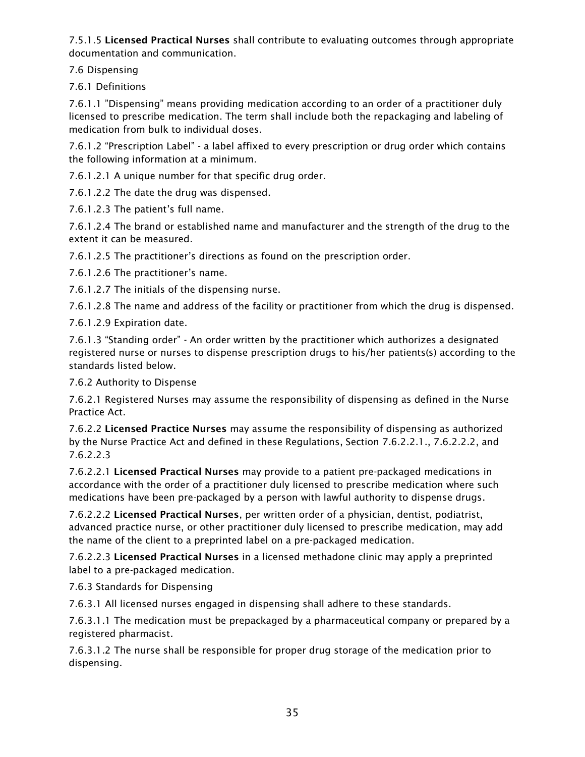7.5.1.5 **Licensed Practical Nurses** shall contribute to evaluating outcomes through appropriate documentation and communication.

7.6 Dispensing

7.6.1 Definitions

7.6.1.1 "Dispensing" means providing medication according to an order of a practitioner duly licensed to prescribe medication. The term shall include both the repackaging and labeling of medication from bulk to individual doses.

7.6.1.2 "Prescription Label" - a label affixed to every prescription or drug order which contains the following information at a minimum.

7.6.1.2.1 A unique number for that specific drug order.

7.6.1.2.2 The date the drug was dispensed.

7.6.1.2.3 The patient's full name.

7.6.1.2.4 The brand or established name and manufacturer and the strength of the drug to the extent it can be measured.

7.6.1.2.5 The practitioner's directions as found on the prescription order.

7.6.1.2.6 The practitioner's name.

7.6.1.2.7 The initials of the dispensing nurse.

7.6.1.2.8 The name and address of the facility or practitioner from which the drug is dispensed.

7.6.1.2.9 Expiration date.

7.6.1.3 "Standing order" - An order written by the practitioner which authorizes a designated registered nurse or nurses to dispense prescription drugs to his/her patients(s) according to the standards listed below.

7.6.2 Authority to Dispense

7.6.2.1 Registered Nurses may assume the responsibility of dispensing as defined in the Nurse Practice Act.

7.6.2.2 **Licensed Practice Nurses** may assume the responsibility of dispensing as authorized by the Nurse Practice Act and defined in these Regulations, Section 7.6.2.2.1., 7.6.2.2.2, and 7.6.2.2.3

7.6.2.2.1 **Licensed Practical Nurses** may provide to a patient pre-packaged medications in accordance with the order of a practitioner duly licensed to prescribe medication where such medications have been pre-packaged by a person with lawful authority to dispense drugs.

7.6.2.2.2 **Licensed Practical Nurses**, per written order of a physician, dentist, podiatrist, advanced practice nurse, or other practitioner duly licensed to prescribe medication, may add the name of the client to a preprinted label on a pre-packaged medication.

7.6.2.2.3 **Licensed Practical Nurses** in a licensed methadone clinic may apply a preprinted label to a pre-packaged medication.

7.6.3 Standards for Dispensing

7.6.3.1 All licensed nurses engaged in dispensing shall adhere to these standards.

7.6.3.1.1 The medication must be prepackaged by a pharmaceutical company or prepared by a registered pharmacist.

7.6.3.1.2 The nurse shall be responsible for proper drug storage of the medication prior to dispensing.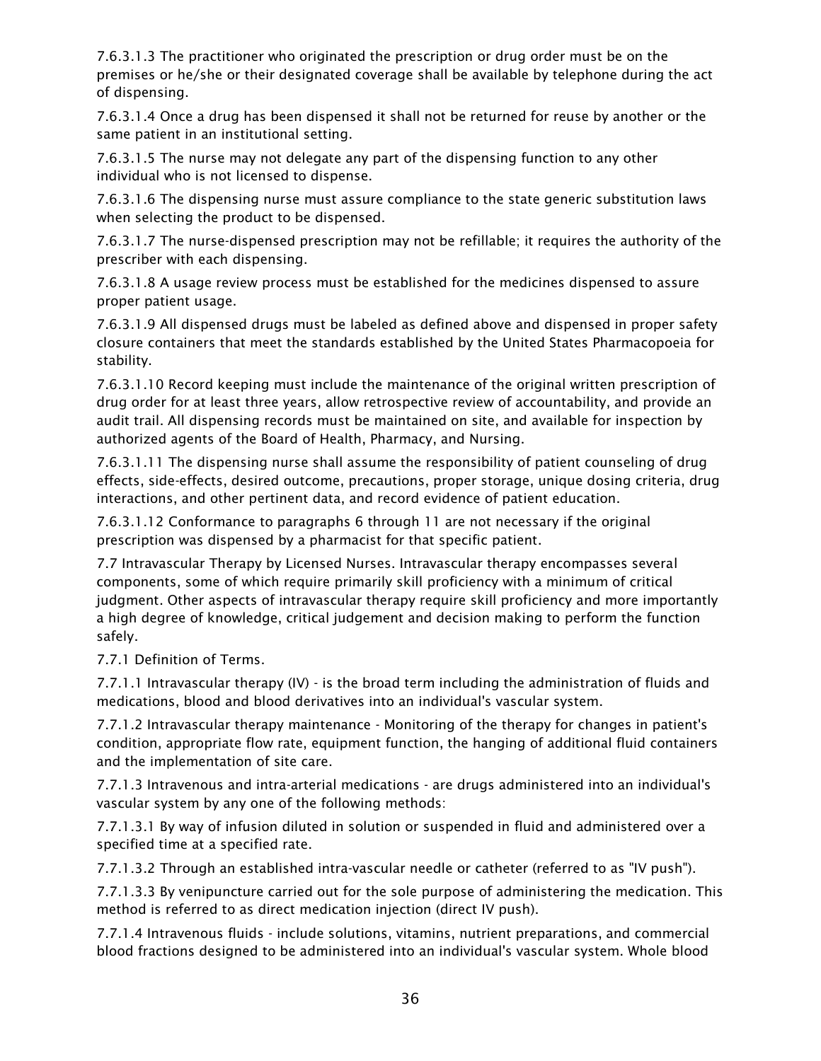7.6.3.1.3 The practitioner who originated the prescription or drug order must be on the premises or he/she or their designated coverage shall be available by telephone during the act of dispensing.

7.6.3.1.4 Once a drug has been dispensed it shall not be returned for reuse by another or the same patient in an institutional setting.

7.6.3.1.5 The nurse may not delegate any part of the dispensing function to any other individual who is not licensed to dispense.

7.6.3.1.6 The dispensing nurse must assure compliance to the state generic substitution laws when selecting the product to be dispensed.

7.6.3.1.7 The nurse-dispensed prescription may not be refillable; it requires the authority of the prescriber with each dispensing.

7.6.3.1.8 A usage review process must be established for the medicines dispensed to assure proper patient usage.

7.6.3.1.9 All dispensed drugs must be labeled as defined above and dispensed in proper safety closure containers that meet the standards established by the United States Pharmacopoeia for stability.

7.6.3.1.10 Record keeping must include the maintenance of the original written prescription of drug order for at least three years, allow retrospective review of accountability, and provide an audit trail. All dispensing records must be maintained on site, and available for inspection by authorized agents of the Board of Health, Pharmacy, and Nursing.

7.6.3.1.11 The dispensing nurse shall assume the responsibility of patient counseling of drug effects, side-effects, desired outcome, precautions, proper storage, unique dosing criteria, drug interactions, and other pertinent data, and record evidence of patient education.

7.6.3.1.12 Conformance to paragraphs 6 through 11 are not necessary if the original prescription was dispensed by a pharmacist for that specific patient.

7.7 Intravascular Therapy by Licensed Nurses. Intravascular therapy encompasses several components, some of which require primarily skill proficiency with a minimum of critical judgment. Other aspects of intravascular therapy require skill proficiency and more importantly a high degree of knowledge, critical judgement and decision making to perform the function safely.

7.7.1 Definition of Terms.

7.7.1.1 Intravascular therapy (IV) - is the broad term including the administration of fluids and medications, blood and blood derivatives into an individual's vascular system.

7.7.1.2 Intravascular therapy maintenance - Monitoring of the therapy for changes in patient's condition, appropriate flow rate, equipment function, the hanging of additional fluid containers and the implementation of site care.

7.7.1.3 Intravenous and intra-arterial medications - are drugs administered into an individual's vascular system by any one of the following methods:

7.7.1.3.1 By way of infusion diluted in solution or suspended in fluid and administered over a specified time at a specified rate.

7.7.1.3.2 Through an established intra-vascular needle or catheter (referred to as "IV push").

7.7.1.3.3 By venipuncture carried out for the sole purpose of administering the medication. This method is referred to as direct medication injection (direct IV push).

7.7.1.4 Intravenous fluids - include solutions, vitamins, nutrient preparations, and commercial blood fractions designed to be administered into an individual's vascular system. Whole blood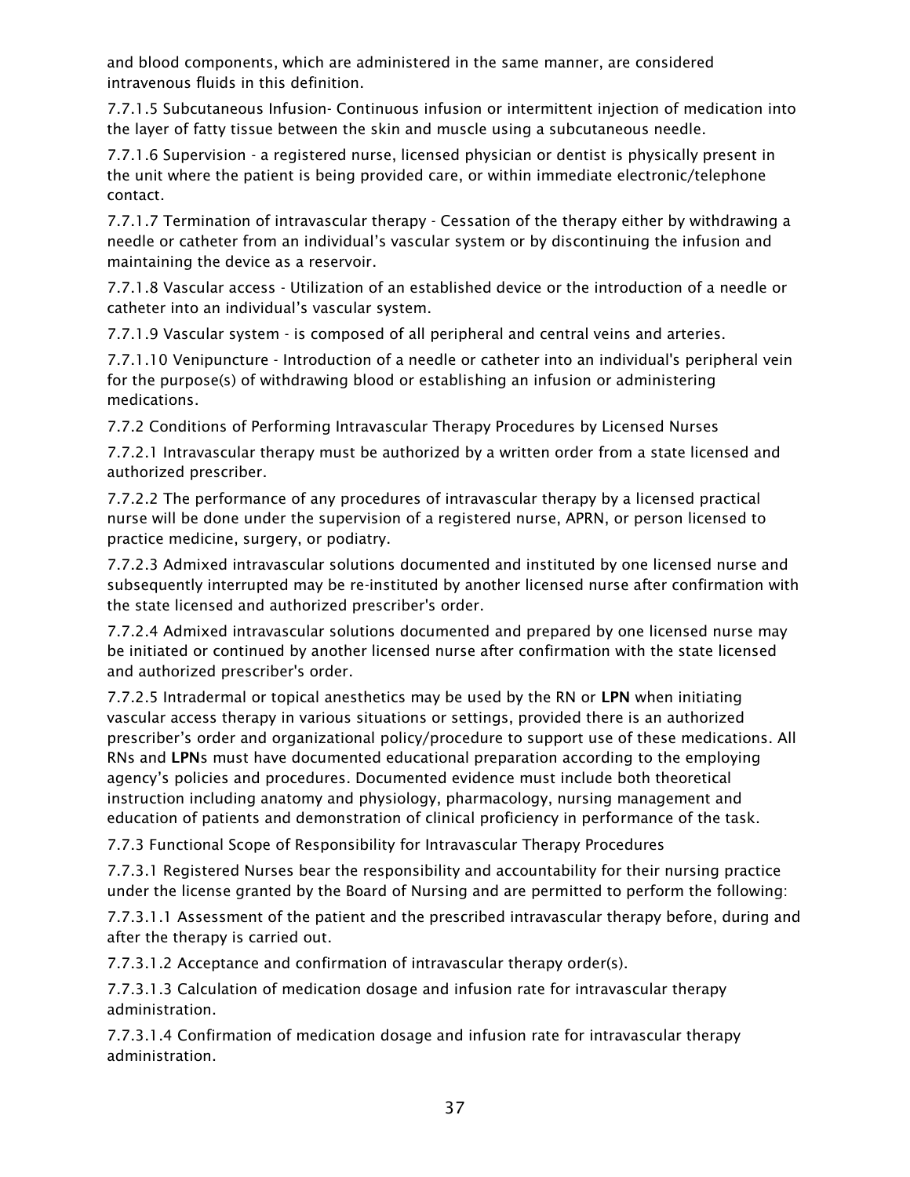and blood components, which are administered in the same manner, are considered intravenous fluids in this definition.

7.7.1.5 Subcutaneous Infusion- Continuous infusion or intermittent injection of medication into the layer of fatty tissue between the skin and muscle using a subcutaneous needle.

7.7.1.6 Supervision - a registered nurse, licensed physician or dentist is physically present in the unit where the patient is being provided care, or within immediate electronic/telephone contact.

7.7.1.7 Termination of intravascular therapy - Cessation of the therapy either by withdrawing a needle or catheter from an individual's vascular system or by discontinuing the infusion and maintaining the device as a reservoir.

7.7.1.8 Vascular access - Utilization of an established device or the introduction of a needle or catheter into an individual's vascular system.

7.7.1.9 Vascular system - is composed of all peripheral and central veins and arteries.

7.7.1.10 Venipuncture - Introduction of a needle or catheter into an individual's peripheral vein for the purpose(s) of withdrawing blood or establishing an infusion or administering medications.

7.7.2 Conditions of Performing Intravascular Therapy Procedures by Licensed Nurses

7.7.2.1 Intravascular therapy must be authorized by a written order from a state licensed and authorized prescriber.

7.7.2.2 The performance of any procedures of intravascular therapy by a licensed practical nurse will be done under the supervision of a registered nurse, APRN, or person licensed to practice medicine, surgery, or podiatry.

7.7.2.3 Admixed intravascular solutions documented and instituted by one licensed nurse and subsequently interrupted may be re-instituted by another licensed nurse after confirmation with the state licensed and authorized prescriber's order.

7.7.2.4 Admixed intravascular solutions documented and prepared by one licensed nurse may be initiated or continued by another licensed nurse after confirmation with the state licensed and authorized prescriber's order.

7.7.2.5 Intradermal or topical anesthetics may be used by the RN or **LPN** when initiating vascular access therapy in various situations or settings, provided there is an authorized prescriber's order and organizational policy/procedure to support use of these medications. All RNs and **LPN**s must have documented educational preparation according to the employing agency's policies and procedures. Documented evidence must include both theoretical instruction including anatomy and physiology, pharmacology, nursing management and education of patients and demonstration of clinical proficiency in performance of the task.

7.7.3 Functional Scope of Responsibility for Intravascular Therapy Procedures

7.7.3.1 Registered Nurses bear the responsibility and accountability for their nursing practice under the license granted by the Board of Nursing and are permitted to perform the following:

7.7.3.1.1 Assessment of the patient and the prescribed intravascular therapy before, during and after the therapy is carried out.

7.7.3.1.2 Acceptance and confirmation of intravascular therapy order(s).

7.7.3.1.3 Calculation of medication dosage and infusion rate for intravascular therapy administration.

7.7.3.1.4 Confirmation of medication dosage and infusion rate for intravascular therapy administration.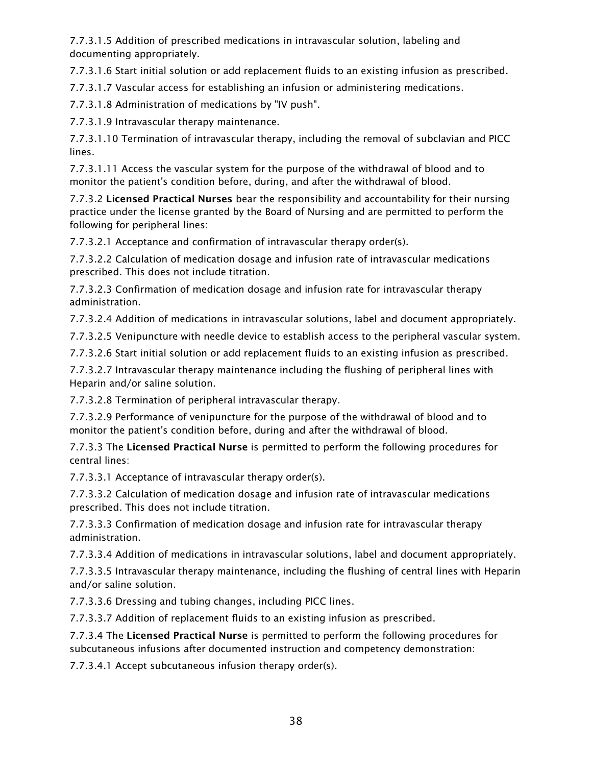7.7.3.1.5 Addition of prescribed medications in intravascular solution, labeling and documenting appropriately.

7.7.3.1.6 Start initial solution or add replacement fluids to an existing infusion as prescribed.

7.7.3.1.7 Vascular access for establishing an infusion or administering medications.

7.7.3.1.8 Administration of medications by "IV push".

7.7.3.1.9 Intravascular therapy maintenance.

7.7.3.1.10 Termination of intravascular therapy, including the removal of subclavian and PICC lines.

7.7.3.1.11 Access the vascular system for the purpose of the withdrawal of blood and to monitor the patient's condition before, during, and after the withdrawal of blood.

7.7.3.2 **Licensed Practical Nurses** bear the responsibility and accountability for their nursing practice under the license granted by the Board of Nursing and are permitted to perform the following for peripheral lines:

7.7.3.2.1 Acceptance and confirmation of intravascular therapy order(s).

7.7.3.2.2 Calculation of medication dosage and infusion rate of intravascular medications prescribed. This does not include titration.

7.7.3.2.3 Confirmation of medication dosage and infusion rate for intravascular therapy administration.

7.7.3.2.4 Addition of medications in intravascular solutions, label and document appropriately.

7.7.3.2.5 Venipuncture with needle device to establish access to the peripheral vascular system.

7.7.3.2.6 Start initial solution or add replacement fluids to an existing infusion as prescribed.

7.7.3.2.7 Intravascular therapy maintenance including the flushing of peripheral lines with Heparin and/or saline solution.

7.7.3.2.8 Termination of peripheral intravascular therapy.

7.7.3.2.9 Performance of venipuncture for the purpose of the withdrawal of blood and to monitor the patient's condition before, during and after the withdrawal of blood.

7.7.3.3 The **Licensed Practical Nurse** is permitted to perform the following procedures for central lines:

7.7.3.3.1 Acceptance of intravascular therapy order(s).

7.7.3.3.2 Calculation of medication dosage and infusion rate of intravascular medications prescribed. This does not include titration.

7.7.3.3.3 Confirmation of medication dosage and infusion rate for intravascular therapy administration.

7.7.3.3.4 Addition of medications in intravascular solutions, label and document appropriately.

7.7.3.3.5 Intravascular therapy maintenance, including the flushing of central lines with Heparin and/or saline solution.

7.7.3.3.6 Dressing and tubing changes, including PICC lines.

7.7.3.3.7 Addition of replacement fluids to an existing infusion as prescribed.

7.7.3.4 The **Licensed Practical Nurse** is permitted to perform the following procedures for subcutaneous infusions after documented instruction and competency demonstration:

7.7.3.4.1 Accept subcutaneous infusion therapy order(s).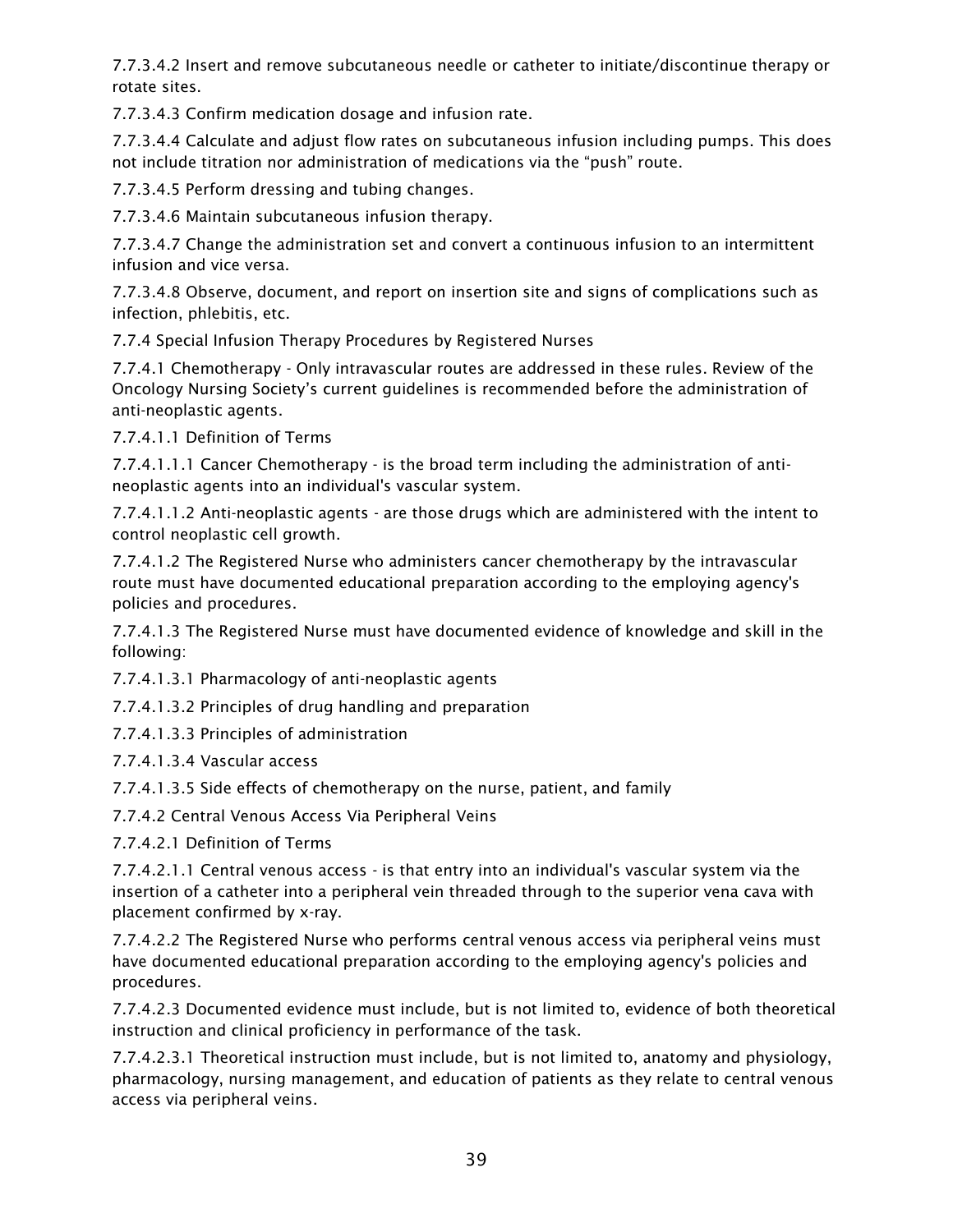7.7.3.4.2 Insert and remove subcutaneous needle or catheter to initiate/discontinue therapy or rotate sites.

7.7.3.4.3 Confirm medication dosage and infusion rate.

7.7.3.4.4 Calculate and adjust flow rates on subcutaneous infusion including pumps. This does not include titration nor administration of medications via the "push" route.

7.7.3.4.5 Perform dressing and tubing changes.

7.7.3.4.6 Maintain subcutaneous infusion therapy.

7.7.3.4.7 Change the administration set and convert a continuous infusion to an intermittent infusion and vice versa.

7.7.3.4.8 Observe, document, and report on insertion site and signs of complications such as infection, phlebitis, etc.

7.7.4 Special Infusion Therapy Procedures by Registered Nurses

7.7.4.1 Chemotherapy - Only intravascular routes are addressed in these rules. Review of the Oncology Nursing Society's current guidelines is recommended before the administration of anti-neoplastic agents.

7.7.4.1.1 Definition of Terms

7.7.4.1.1.1 Cancer Chemotherapy - is the broad term including the administration of anti-neoplastic agents into an individual's vascular system.

7.7.4.1.1.2 Anti-neoplastic agents - are those drugs which are administered with the intent to control neoplastic cell growth.

7.7.4.1.2 The Registered Nurse who administers cancer chemotherapy by the intravascular route must have documented educational preparation according to the employing agency's policies and procedures.

7.7.4.1.3 The Registered Nurse must have documented evidence of knowledge and skill in the following:

7.7.4.1.3.1 Pharmacology of anti-neoplastic agents

7.7.4.1.3.2 Principles of drug handling and preparation

7.7.4.1.3.3 Principles of administration

7.7.4.1.3.4 Vascular access

7.7.4.1.3.5 Side effects of chemotherapy on the nurse, patient, and family

7.7.4.2 Central Venous Access Via Peripheral Veins

7.7.4.2.1 Definition of Terms

7.7.4.2.1.1 Central venous access - is that entry into an individual's vascular system via the insertion of a catheter into a peripheral vein threaded through to the superior vena cava with placement confirmed by x-ray.

7.7.4.2.2 The Registered Nurse who performs central venous access via peripheral veins must have documented educational preparation according to the employing agency's policies and procedures.

7.7.4.2.3 Documented evidence must include, but is not limited to, evidence of both theoretical instruction and clinical proficiency in performance of the task.

7.7.4.2.3.1 Theoretical instruction must include, but is not limited to, anatomy and physiology, pharmacology, nursing management, and education of patients as they relate to central venous access via peripheral veins.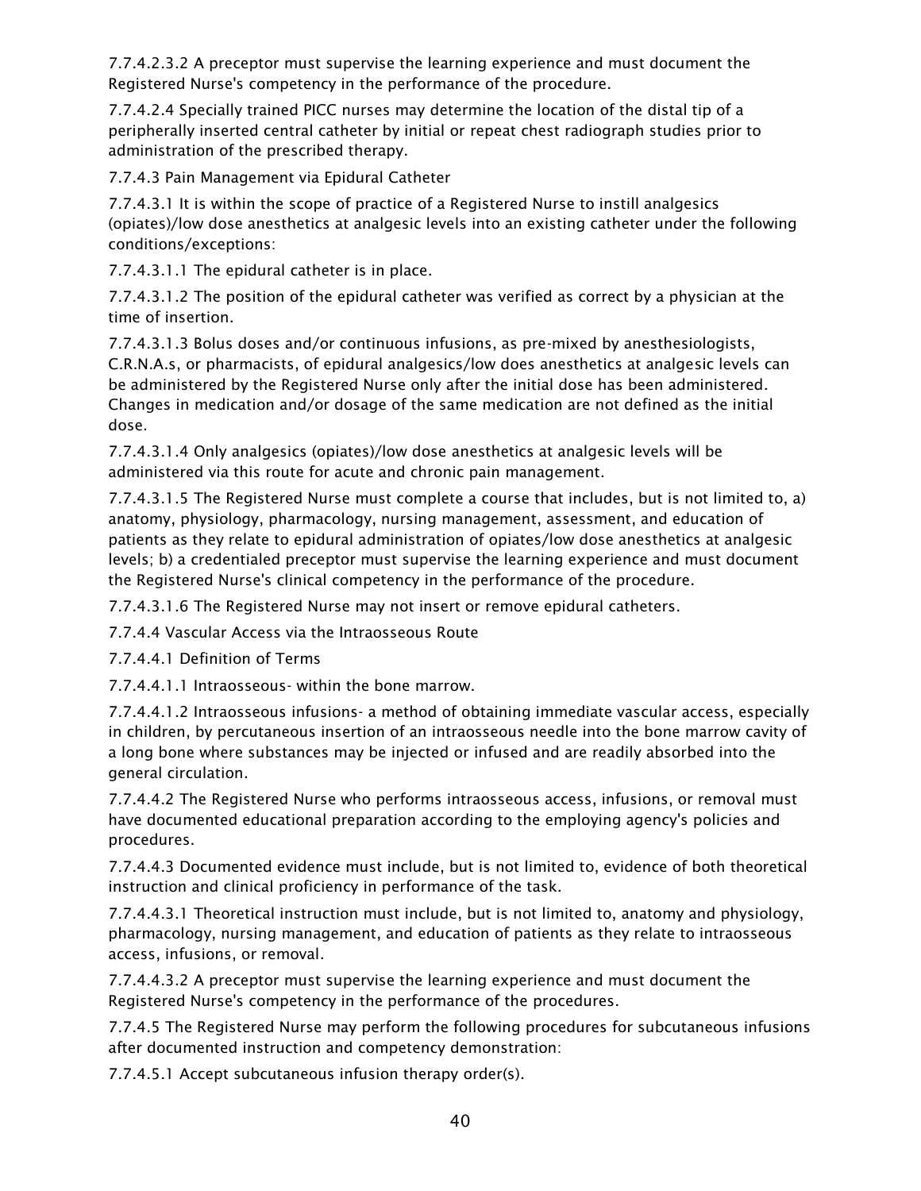7.7.4.2.3.2 A preceptor must supervise the learning experience and must document the Registered Nurse's competency in the performance of the procedure.

7.7.4.2.4 Specially trained PICC nurses may determine the location of the distal tip of a peripherally inserted central catheter by initial or repeat chest radiograph studies prior to administration of the prescribed therapy.

7.7.4.3 Pain Management via Epidural Catheter

7.7.4.3.1 It is within the scope of practice of a Registered Nurse to instill analgesics (opiates)/low dose anesthetics at analgesic levels into an existing catheter under the following conditions/exceptions:

7.7.4.3.1.1 The epidural catheter is in place.

7.7.4.3.1.2 The position of the epidural catheter was verified as correct by a physician at the time of insertion.

7.7.4.3.1.3 Bolus doses and/or continuous infusions, as pre-mixed by anesthesiologists, C.R.N.A.s, or pharmacists, of epidural analgesics/low does anesthetics at analgesic levels can be administered by the Registered Nurse only after the initial dose has been administered. Changes in medication and/or dosage of the same medication are not defined as the initial dose.

7.7.4.3.1.4 Only analgesics (opiates)/low dose anesthetics at analgesic levels will be administered via this route for acute and chronic pain management.

7.7.4.3.1.5 The Registered Nurse must complete a course that includes, but is not limited to, a) anatomy, physiology, pharmacology, nursing management, assessment, and education of patients as they relate to epidural administration of opiates/low dose anesthetics at analgesic levels; b) a credentialed preceptor must supervise the learning experience and must document the Registered Nurse's clinical competency in the performance of the procedure.

7.7.4.3.1.6 The Registered Nurse may not insert or remove epidural catheters.

7.7.4.4 Vascular Access via the Intraosseous Route

7.7.4.4.1 Definition of Terms

7.7.4.4.1.1 Intraosseous- within the bone marrow.

7.7.4.4.1.2 Intraosseous infusions- a method of obtaining immediate vascular access, especially in children, by percutaneous insertion of an intraosseous needle into the bone marrow cavity of a long bone where substances may be injected or infused and are readily absorbed into the general circulation.

7.7.4.4.2 The Registered Nurse who performs intraosseous access, infusions, or removal must have documented educational preparation according to the employing agency's policies and procedures.

7.7.4.4.3 Documented evidence must include, but is not limited to, evidence of both theoretical instruction and clinical proficiency in performance of the task.

7.7.4.4.3.1 Theoretical instruction must include, but is not limited to, anatomy and physiology, pharmacology, nursing management, and education of patients as they relate to intraosseous access, infusions, or removal.

7.7.4.4.3.2 A preceptor must supervise the learning experience and must document the Registered Nurse's competency in the performance of the procedures.

7.7.4.5 The Registered Nurse may perform the following procedures for subcutaneous infusions after documented instruction and competency demonstration:

7.7.4.5.1 Accept subcutaneous infusion therapy order(s).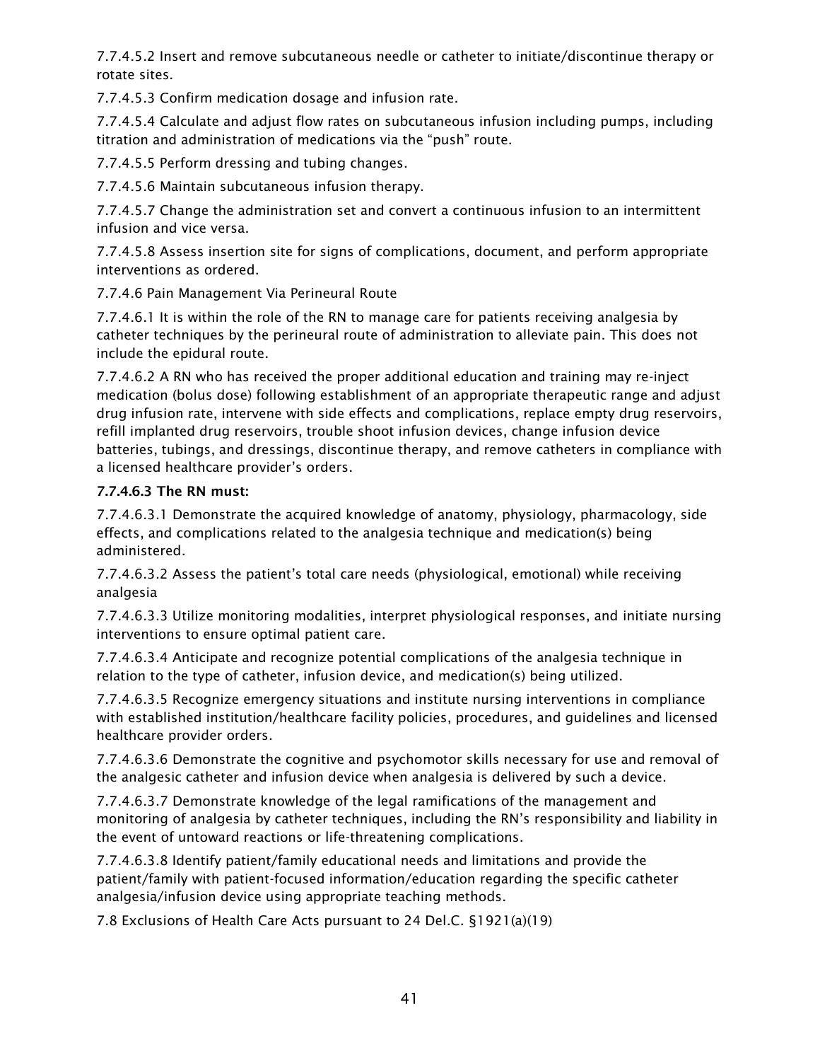7.7.4.5.2 Insert and remove subcutaneous needle or catheter to initiate/discontinue therapy or rotate sites.

7.7.4.5.3 Confirm medication dosage and infusion rate.

7.7.4.5.4 Calculate and adjust flow rates on subcutaneous infusion including pumps, including titration and administration of medications via the "push" route.

7.7.4.5.5 Perform dressing and tubing changes.

7.7.4.5.6 Maintain subcutaneous infusion therapy.

7.7.4.5.7 Change the administration set and convert a continuous infusion to an intermittent infusion and vice versa.

7.7.4.5.8 Assess insertion site for signs of complications, document, and perform appropriate interventions as ordered.

7.7.4.6 Pain Management Via Perineural Route

7.7.4.6.1 It is within the role of the RN to manage care for patients receiving analgesia by catheter techniques by the perineural route of administration to alleviate pain. This does not include the epidural route.

7.7.4.6.2 A RN who has received the proper additional education and training may re-inject medication (bolus dose) following establishment of an appropriate therapeutic range and adjust drug infusion rate, intervene with side effects and complications, replace empty drug reservoirs, refill implanted drug reservoirs, trouble shoot infusion devices, change infusion device batteries, tubings, and dressings, discontinue therapy, and remove catheters in compliance with a licensed healthcare provider's orders.

**7.7.4.6.3 The RN must:**

7.7.4.6.3.1 Demonstrate the acquired knowledge of anatomy, physiology, pharmacology, side effects, and complications related to the analgesia technique and medication(s) being administered.

7.7.4.6.3.2 Assess the patient's total care needs (physiological, emotional) while receiving analgesia

7.7.4.6.3.3 Utilize monitoring modalities, interpret physiological responses, and initiate nursing interventions to ensure optimal patient care.

7.7.4.6.3.4 Anticipate and recognize potential complications of the analgesia technique in relation to the type of catheter, infusion device, and medication(s) being utilized.

7.7.4.6.3.5 Recognize emergency situations and institute nursing interventions in compliance with established institution/healthcare facility policies, procedures, and guidelines and licensed healthcare provider orders.

7.7.4.6.3.6 Demonstrate the cognitive and psychomotor skills necessary for use and removal of the analgesic catheter and infusion device when analgesia is delivered by such a device.

7.7.4.6.3.7 Demonstrate knowledge of the legal ramifications of the management and monitoring of analgesia by catheter techniques, including the RN's responsibility and liability in the event of untoward reactions or life-threatening complications.

7.7.4.6.3.8 Identify patient/family educational needs and limitations and provide the patient/family with patient-focused information/education regarding the specific catheter analgesia/infusion device using appropriate teaching methods.

7.8 Exclusions of Health Care Acts pursuant to 24 Del.C. §1921(a)(19)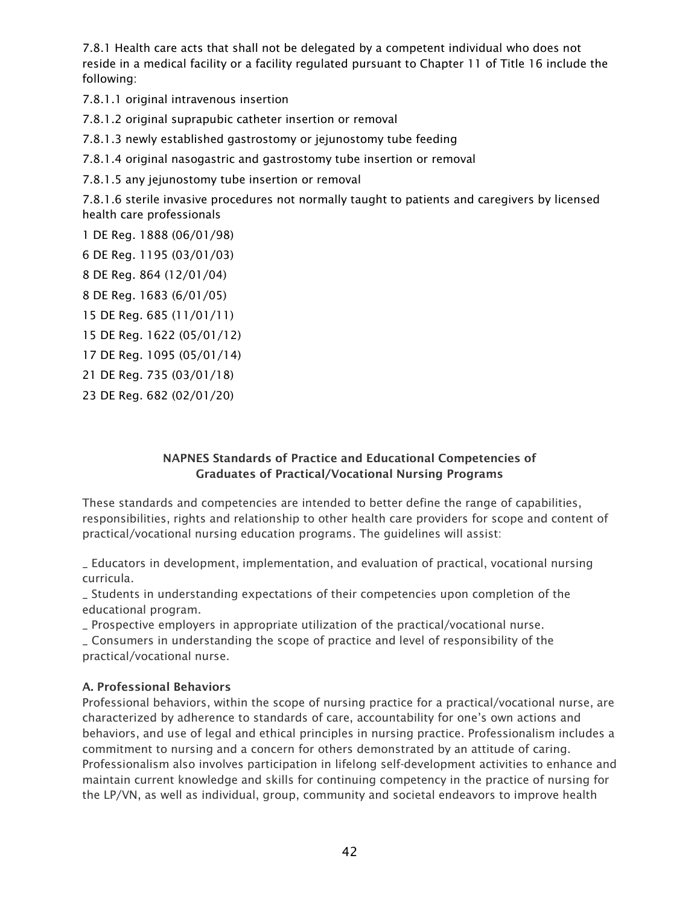7.8.1 Health care acts that shall not be delegated by a competent individual who does not reside in a medical facility or a facility regulated pursuant to Chapter 11 of Title 16 include the following:

7.8.1.1 original intravenous insertion

7.8.1.2 original suprapubic catheter insertion or removal

7.8.1.3 newly established gastrostomy or jejunostomy tube feeding

7.8.1.4 original nasogastric and gastrostomy tube insertion or removal

7.8.1.5 any jejunostomy tube insertion or removal

7.8.1.6 sterile invasive procedures not normally taught to patients and caregivers by licensed health care professionals

1 DE Reg. 1888 (06/01/98)

6 DE Reg. 1195 (03/01/03)

8 DE Reg. 864 (12/01/04)

8 DE Reg. 1683 (6/01/05)

15 DE Reg. 685 (11/01/11)

15 DE Reg. 1622 (05/01/12)

17 DE Reg. 1095 (05/01/14)

21 DE Reg. 735 (03/01/18)

23 DE Reg. 682 (02/01/20)

## NAPNES Standards of Practice and Educational Competencies of Graduates of Practical/Vocational Nursing Programs

These standards and competencies are intended to better define the range of capabilities, responsibilities, rights and relationship to other health care providers for scope and content of practical/vocational nursing education programs. The guidelines will assist:

_ Educators in development, implementation, and evaluation of practical, vocational nursing curricula.
_ Students in understanding expectations of their competencies upon completion of the educational program.
_ Prospective employers in appropriate utilization of the practical/vocational nurse.
_ Consumers in understanding the scope of practice and level of responsibility of the practical/vocational nurse.

### A. Professional Behaviors

Professional behaviors, within the scope of nursing practice for a practical/vocational nurse, are characterized by adherence to standards of care, accountability for one's own actions and behaviors, and use of legal and ethical principles in nursing practice. Professionalism includes a commitment to nursing and a concern for others demonstrated by an attitude of caring. Professionalism also involves participation in lifelong self-development activities to enhance and maintain current knowledge and skills for continuing competency in the practice of nursing for the LP/VN, as well as individual, group, community and societal endeavors to improve health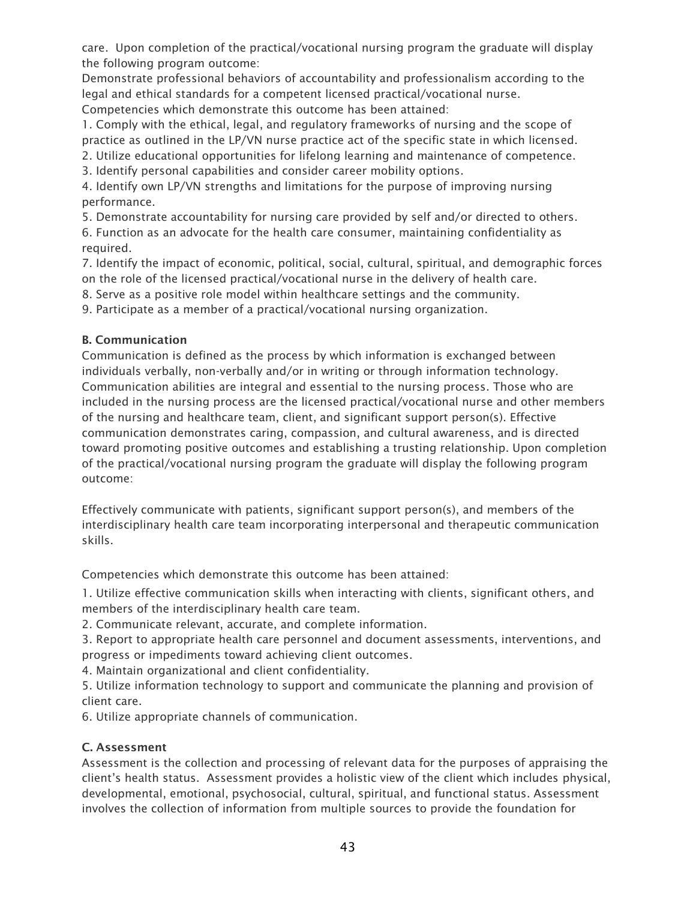care. Upon completion of the practical/vocational nursing program the graduate will display the following program outcome:

Demonstrate professional behaviors of accountability and professionalism according to the legal and ethical standards for a competent licensed practical/vocational nurse.

Competencies which demonstrate this outcome has been attained:

1. Comply with the ethical, legal, and regulatory frameworks of nursing and the scope of practice as outlined in the LP/VN nurse practice act of the specific state in which licensed.
2. Utilize educational opportunities for lifelong learning and maintenance of competence.
3. Identify personal capabilities and consider career mobility options.
4. Identify own LP/VN strengths and limitations for the purpose of improving nursing performance.
5. Demonstrate accountability for nursing care provided by self and/or directed to others.
6. Function as an advocate for the health care consumer, maintaining confidentiality as required.
7. Identify the impact of economic, political, social, cultural, spiritual, and demographic forces on the role of the licensed practical/vocational nurse in the delivery of health care.
8. Serve as a positive role model within healthcare settings and the community.
9. Participate as a member of a practical/vocational nursing organization.

**B. Communication**

Communication is defined as the process by which information is exchanged between individuals verbally, non-verbally and/or in writing or through information technology. Communication abilities are integral and essential to the nursing process. Those who are included in the nursing process are the licensed practical/vocational nurse and other members of the nursing and healthcare team, client, and significant support person(s). Effective communication demonstrates caring, compassion, and cultural awareness, and is directed toward promoting positive outcomes and establishing a trusting relationship. Upon completion of the practical/vocational nursing program the graduate will display the following program outcome:

Effectively communicate with patients, significant support person(s), and members of the interdisciplinary health care team incorporating interpersonal and therapeutic communication skills.

Competencies which demonstrate this outcome has been attained:

1. Utilize effective communication skills when interacting with clients, significant others, and members of the interdisciplinary health care team.
2. Communicate relevant, accurate, and complete information.
3. Report to appropriate health care personnel and document assessments, interventions, and progress or impediments toward achieving client outcomes.
4. Maintain organizational and client confidentiality.
5. Utilize information technology to support and communicate the planning and provision of client care.
6. Utilize appropriate channels of communication.

**C. Assessment**

Assessment is the collection and processing of relevant data for the purposes of appraising the client's health status. Assessment provides a holistic view of the client which includes physical, developmental, emotional, psychosocial, cultural, spiritual, and functional status. Assessment involves the collection of information from multiple sources to provide the foundation for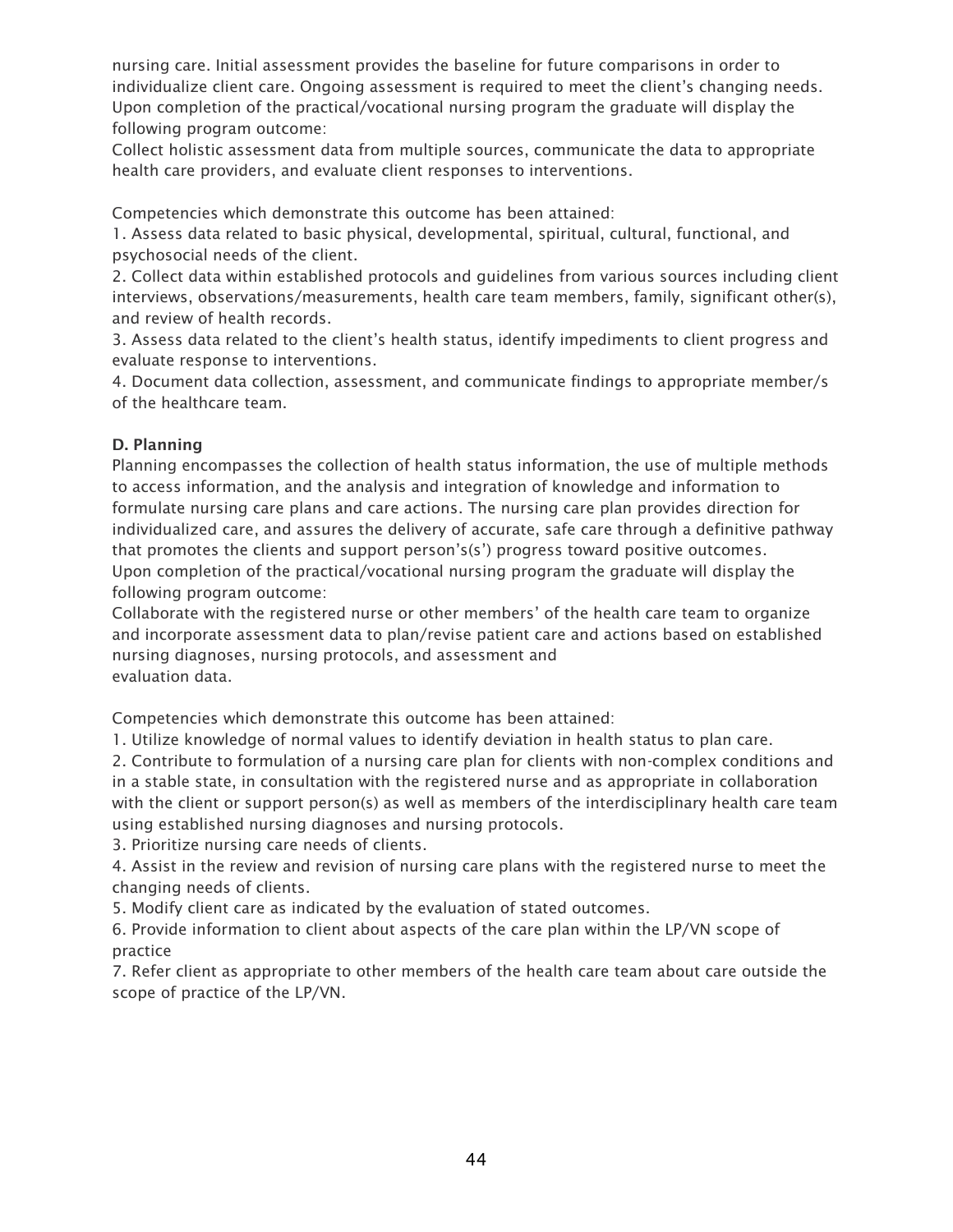nursing care. Initial assessment provides the baseline for future comparisons in order to individualize client care. Ongoing assessment is required to meet the client's changing needs. Upon completion of the practical/vocational nursing program the graduate will display the following program outcome:

Collect holistic assessment data from multiple sources, communicate the data to appropriate health care providers, and evaluate client responses to interventions.

Competencies which demonstrate this outcome has been attained:

1. Assess data related to basic physical, developmental, spiritual, cultural, functional, and psychosocial needs of the client.
2. Collect data within established protocols and guidelines from various sources including client interviews, observations/measurements, health care team members, family, significant other(s), and review of health records.
3. Assess data related to the client's health status, identify impediments to client progress and evaluate response to interventions.
4. Document data collection, assessment, and communicate findings to appropriate member/s of the healthcare team.

**D. Planning**

Planning encompasses the collection of health status information, the use of multiple methods to access information, and the analysis and integration of knowledge and information to formulate nursing care plans and care actions. The nursing care plan provides direction for individualized care, and assures the delivery of accurate, safe care through a definitive pathway that promotes the clients and support person's(s') progress toward positive outcomes.

Upon completion of the practical/vocational nursing program the graduate will display the following program outcome:

Collaborate with the registered nurse or other members' of the health care team to organize and incorporate assessment data to plan/revise patient care and actions based on established nursing diagnoses, nursing protocols, and assessment and evaluation data.

Competencies which demonstrate this outcome has been attained:

1. Utilize knowledge of normal values to identify deviation in health status to plan care.
2. Contribute to formulation of a nursing care plan for clients with non-complex conditions and in a stable state, in consultation with the registered nurse and as appropriate in collaboration with the client or support person(s) as well as members of the interdisciplinary health care team using established nursing diagnoses and nursing protocols.
3. Prioritize nursing care needs of clients.
4. Assist in the review and revision of nursing care plans with the registered nurse to meet the changing needs of clients.
5. Modify client care as indicated by the evaluation of stated outcomes.
6. Provide information to client about aspects of the care plan within the LP/VN scope of practice
7. Refer client as appropriate to other members of the health care team about care outside the scope of practice of the LP/VN.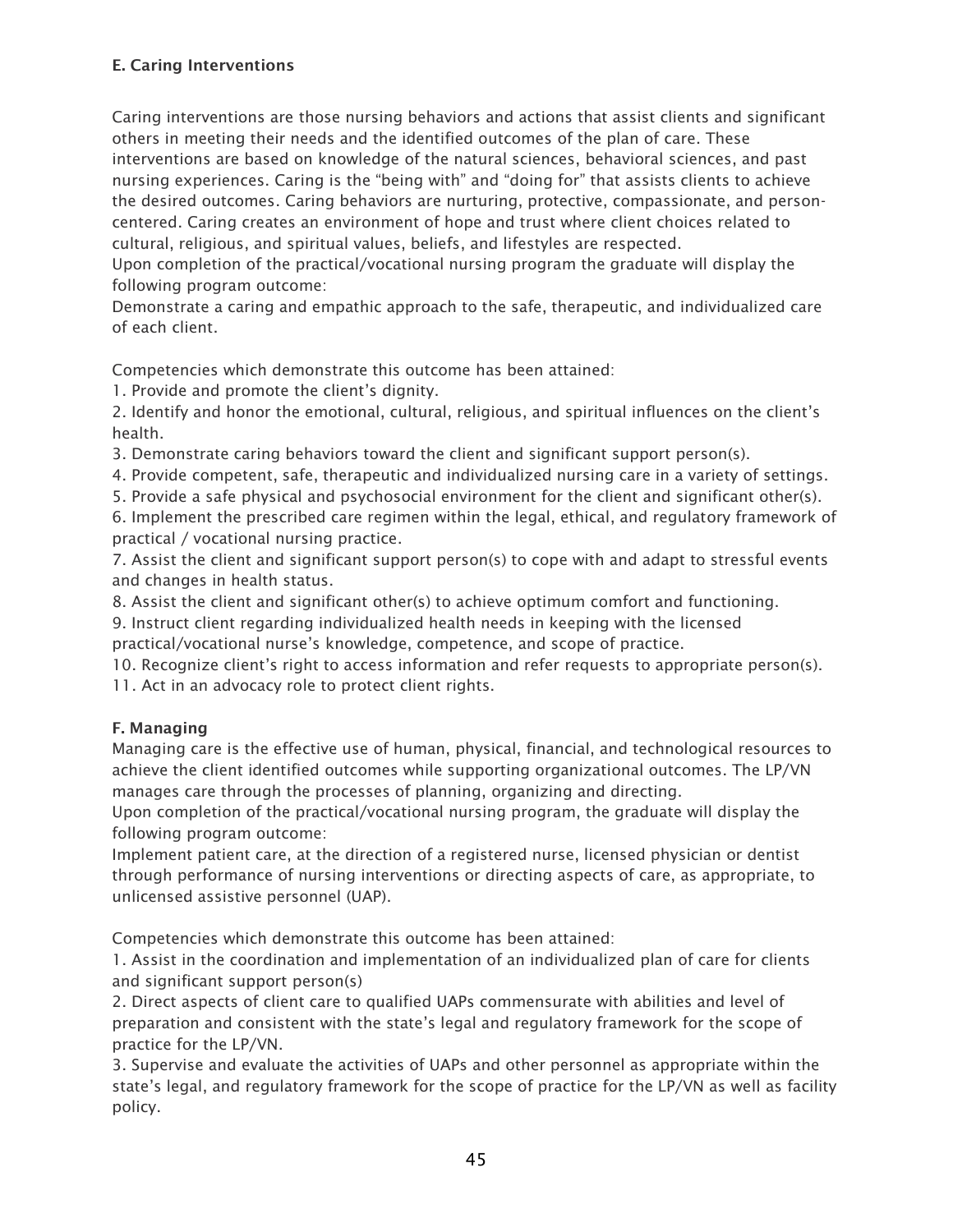**E. Caring Interventions**

Caring interventions are those nursing behaviors and actions that assist clients and significant others in meeting their needs and the identified outcomes of the plan of care. These interventions are based on knowledge of the natural sciences, behavioral sciences, and past nursing experiences. Caring is the "being with" and "doing for" that assists clients to achieve the desired outcomes. Caring behaviors are nurturing, protective, compassionate, and person-centered. Caring creates an environment of hope and trust where client choices related to cultural, religious, and spiritual values, beliefs, and lifestyles are respected.
Upon completion of the practical/vocational nursing program the graduate will display the following program outcome:
Demonstrate a caring and empathic approach to the safe, therapeutic, and individualized care of each client.

Competencies which demonstrate this outcome has been attained:

1. Provide and promote the client's dignity.
2. Identify and honor the emotional, cultural, religious, and spiritual influences on the client's health.
3. Demonstrate caring behaviors toward the client and significant support person(s).
4. Provide competent, safe, therapeutic and individualized nursing care in a variety of settings.
5. Provide a safe physical and psychosocial environment for the client and significant other(s).
6. Implement the prescribed care regimen within the legal, ethical, and regulatory framework of practical / vocational nursing practice.
7. Assist the client and significant support person(s) to cope with and adapt to stressful events and changes in health status.
8. Assist the client and significant other(s) to achieve optimum comfort and functioning.
9. Instruct client regarding individualized health needs in keeping with the licensed practical/vocational nurse's knowledge, competence, and scope of practice.
10. Recognize client's right to access information and refer requests to appropriate person(s).
11. Act in an advocacy role to protect client rights.

**F. Managing**

Managing care is the effective use of human, physical, financial, and technological resources to achieve the client identified outcomes while supporting organizational outcomes. The LP/VN manages care through the processes of planning, organizing and directing.
Upon completion of the practical/vocational nursing program, the graduate will display the following program outcome:
Implement patient care, at the direction of a registered nurse, licensed physician or dentist through performance of nursing interventions or directing aspects of care, as appropriate, to unlicensed assistive personnel (UAP).

Competencies which demonstrate this outcome has been attained:

1. Assist in the coordination and implementation of an individualized plan of care for clients and significant support person(s)
2. Direct aspects of client care to qualified UAPs commensurate with abilities and level of preparation and consistent with the state's legal and regulatory framework for the scope of practice for the LP/VN.
3. Supervise and evaluate the activities of UAPs and other personnel as appropriate within the state's legal, and regulatory framework for the scope of practice for the LP/VN as well as facility policy.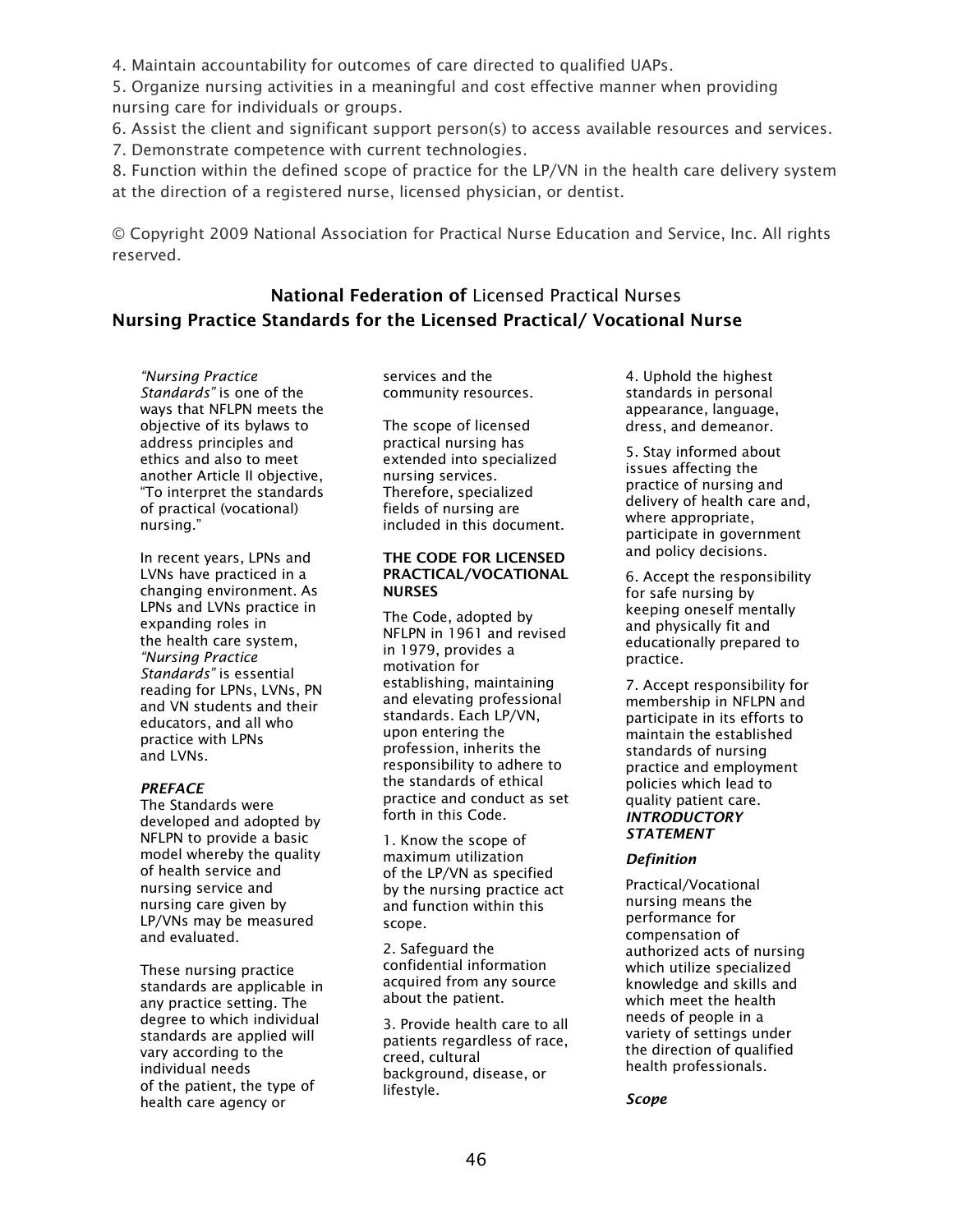4. Maintain accountability for outcomes of care directed to qualified UAPs.

5. Organize nursing activities in a meaningful and cost effective manner when providing nursing care for individuals or groups.

6. Assist the client and significant support person(s) to access available resources and services.

7. Demonstrate competence with current technologies.

8. Function within the defined scope of practice for the LP/VN in the health care delivery system at the direction of a registered nurse, licensed physician, or dentist.

© Copyright 2009 National Association for Practical Nurse Education and Service, Inc. All rights reserved.

## National Federation of Licensed Practical Nurses
## Nursing Practice Standards for the Licensed Practical/ Vocational Nurse

*"Nursing Practice Standards"* is one of the ways that NFLPN meets the objective of its bylaws to address principles and ethics and also to meet another Article II objective, "To interpret the standards of practical (vocational) nursing."

In recent years, LPNs and LVNs have practiced in a changing environment. As LPNs and LVNs practice in expanding roles in the health care system, *"Nursing Practice Standards"* is essential reading for LPNs, LVNs, PN and VN students and their educators, and all who practice with LPNs and LVNs.

***PREFACE***

The Standards were developed and adopted by NFLPN to provide a basic model whereby the quality of health service and nursing service and nursing care given by LP/VNs may be measured and evaluated.

These nursing practice standards are applicable in any practice setting. The degree to which individual standards are applied will vary according to the individual needs of the patient, the type of health care agency or services and the community resources.

The scope of licensed practical nursing has extended into specialized nursing services. Therefore, specialized fields of nursing are included in this document.

**THE CODE FOR LICENSED PRACTICAL/VOCATIONAL NURSES**

The Code, adopted by NFLPN in 1961 and revised in 1979, provides a motivation for establishing, maintaining and elevating professional standards. Each LP/VN, upon entering the profession, inherits the responsibility to adhere to the standards of ethical practice and conduct as set forth in this Code.

1. Know the scope of maximum utilization of the LP/VN as specified by the nursing practice act and function within this scope.

2. Safeguard the confidential information acquired from any source about the patient.

3. Provide health care to all patients regardless of race, creed, cultural background, disease, or lifestyle.

4. Uphold the highest standards in personal appearance, language, dress, and demeanor.

5. Stay informed about issues affecting the practice of nursing and delivery of health care and, where appropriate, participate in government and policy decisions.

6. Accept the responsibility for safe nursing by keeping oneself mentally and physically fit and educationally prepared to practice.

7. Accept responsibility for membership in NFLPN and participate in its efforts to maintain the established standards of nursing practice and employment policies which lead to quality patient care.

***INTRODUCTORY STATEMENT***

***Definition***

Practical/Vocational nursing means the performance for compensation of authorized acts of nursing which utilize specialized knowledge and skills and which meet the health needs of people in a variety of settings under the direction of qualified health professionals.

***Scope***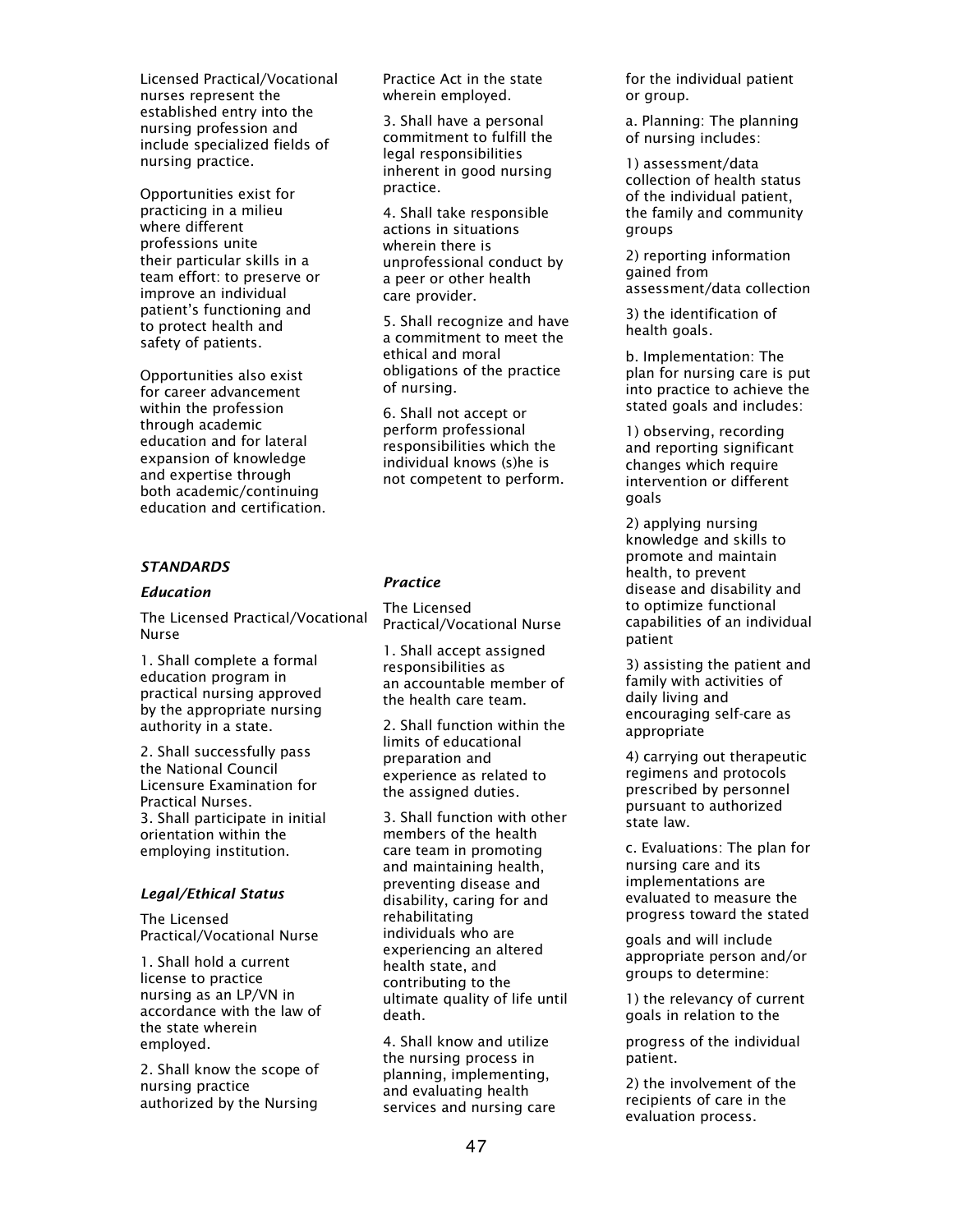Licensed Practical/Vocational nurses represent the established entry into the nursing profession and include specialized fields of nursing practice.

Opportunities exist for practicing in a milieu where different professions unite their particular skills in a team effort: to preserve or improve an individual patient's functioning and to protect health and safety of patients.

Opportunities also exist for career advancement within the profession through academic education and for lateral expansion of knowledge and expertise through both academic/continuing education and certification.

### *STANDARDS*

#### *Education*

The Licensed Practical/Vocational Nurse

1. Shall complete a formal education program in practical nursing approved by the appropriate nursing authority in a state.
2. Shall successfully pass the National Council Licensure Examination for Practical Nurses.
3. Shall participate in initial orientation within the employing institution.

#### *Legal/Ethical Status*

The Licensed Practical/Vocational Nurse

1. Shall hold a current license to practice nursing as an LP/VN in accordance with the law of the state wherein employed.
2. Shall know the scope of nursing practice authorized by the Nursing Practice Act in the state wherein employed.
3. Shall have a personal commitment to fulfill the legal responsibilities inherent in good nursing practice.
4. Shall take responsible actions in situations wherein there is unprofessional conduct by a peer or other health care provider.
5. Shall recognize and have a commitment to meet the ethical and moral obligations of the practice of nursing.
6. Shall not accept or perform professional responsibilities which the individual knows (s)he is not competent to perform.

#### *Practice*

The Licensed Practical/Vocational Nurse

1. Shall accept assigned responsibilities as an accountable member of the health care team.
2. Shall function within the limits of educational preparation and experience as related to the assigned duties.
3. Shall function with other members of the health care team in promoting and maintaining health, preventing disease and disability, caring for and rehabilitating individuals who are experiencing an altered health state, and contributing to the ultimate quality of life until death.
4. Shall know and utilize the nursing process in planning, implementing, and evaluating health services and nursing care for the individual patient or group.

a. Planning: The planning of nursing includes:

1) assessment/data collection of health status of the individual patient, the family and community groups

2) reporting information gained from assessment/data collection

3) the identification of health goals.

b. Implementation: The plan for nursing care is put into practice to achieve the stated goals and includes:

1) observing, recording and reporting significant changes which require intervention or different goals

2) applying nursing knowledge and skills to promote and maintain health, to prevent disease and disability and to optimize functional capabilities of an individual patient

3) assisting the patient and family with activities of daily living and encouraging self-care as appropriate

4) carrying out therapeutic regimens and protocols prescribed by personnel pursuant to authorized state law.

c. Evaluations: The plan for nursing care and its implementations are evaluated to measure the progress toward the stated goals and will include appropriate person and/or groups to determine:

1) the relevancy of current goals in relation to the progress of the individual patient.

2) the involvement of the recipients of care in the evaluation process.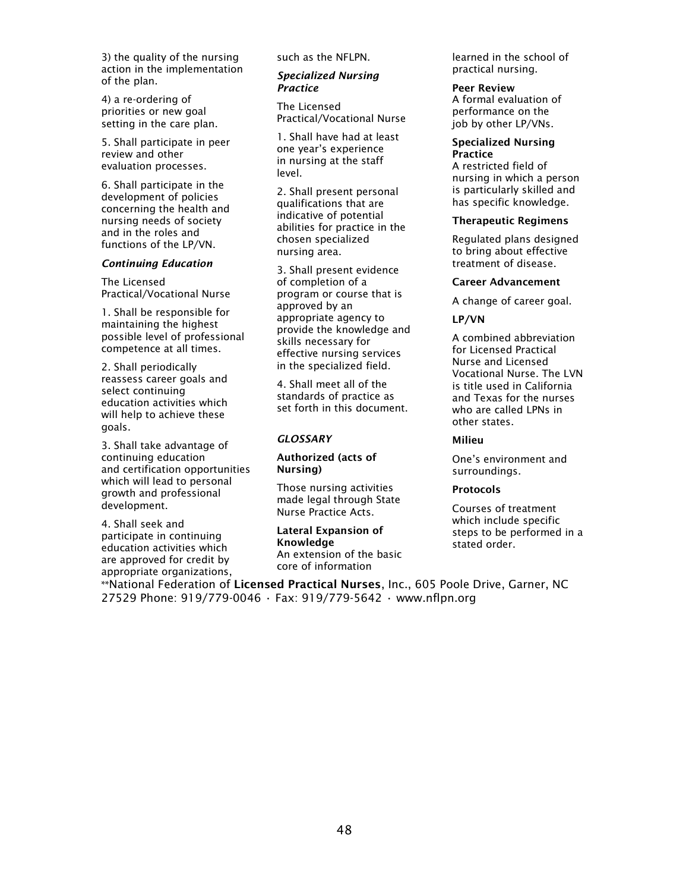3) the quality of the nursing action in the implementation of the plan.

4) a re-ordering of priorities or new goal setting in the care plan.

5. Shall participate in peer review and other evaluation processes.

6. Shall participate in the development of policies concerning the health and nursing needs of society and in the roles and functions of the LP/VN.

### *Continuing Education*

The Licensed Practical/Vocational Nurse

1. Shall be responsible for maintaining the highest possible level of professional competence at all times.

2. Shall periodically reassess career goals and select continuing education activities which will help to achieve these goals.

3. Shall take advantage of continuing education and certification opportunities which will lead to personal growth and professional development.

4. Shall seek and participate in continuing education activities which are approved for credit by appropriate organizations, such as the NFLPN.

### *Specialized Nursing Practice*

The Licensed Practical/Vocational Nurse

1. Shall have had at least one year's experience in nursing at the staff level.

2. Shall present personal qualifications that are indicative of potential abilities for practice in the chosen specialized nursing area.

3. Shall present evidence of completion of a program or course that is approved by an appropriate agency to provide the knowledge and skills necessary for effective nursing services in the specialized field.

4. Shall meet all of the standards of practice as set forth in this document.

## *GLOSSARY*

**Authorized (acts of Nursing)**

Those nursing activities made legal through State Nurse Practice Acts.

**Lateral Expansion of Knowledge**
An extension of the basic core of information learned in the school of practical nursing.

**Peer Review**
A formal evaluation of performance on the job by other LP/VNs.

**Specialized Nursing Practice**
A restricted field of nursing in which a person is particularly skilled and has specific knowledge.

**Therapeutic Regimens**

Regulated plans designed to bring about effective treatment of disease.

**Career Advancement**

A change of career goal.

**LP/VN**

A combined abbreviation for Licensed Practical Nurse and Licensed Vocational Nurse. The LVN is title used in California and Texas for the nurses who are called LPNs in other states.

**Milieu**

One's environment and surroundings.

**Protocols**

Courses of treatment which include specific steps to be performed in a stated order.

**National Federation of **Licensed Practical Nurses**, Inc., 605 Poole Drive, Garner, NC 27529 Phone: 919/779-0046 · Fax: 919/779-5642 · www.nflpn.org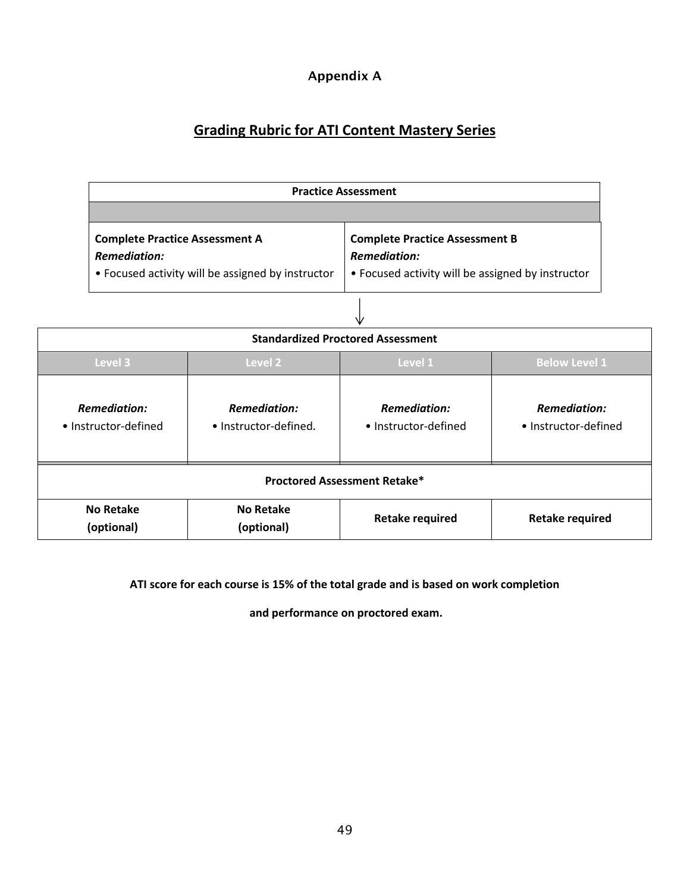## Appendix A

## Grading Rubric for ATI Content Mastery Series

| Practice Assessment | |
|---|---|
| **Complete Practice Assessment A**<br>***Remediation:***<br>• Focused activity will be assigned by instructor | **Complete Practice Assessment B**<br>***Remediation:***<br>• Focused activity will be assigned by instructor |

| Standardized Proctored Assessment | | | |
|---|---|---|---|
| **Level 3** | **Level 2** | **Level 1** | **Below Level 1** |
| ***Remediation:***<br>• Instructor-defined | ***Remediation:***<br>• Instructor-defined. | ***Remediation:***<br>• Instructor-defined | ***Remediation:***<br>• Instructor-defined |
| **Proctored Assessment Retake*** | | | |
| **No Retake (optional)** | **No Retake (optional)** | **Retake required** | **Retake required** |

**ATI score for each course is 15% of the total grade and is based on work completion**

**and performance on proctored exam.**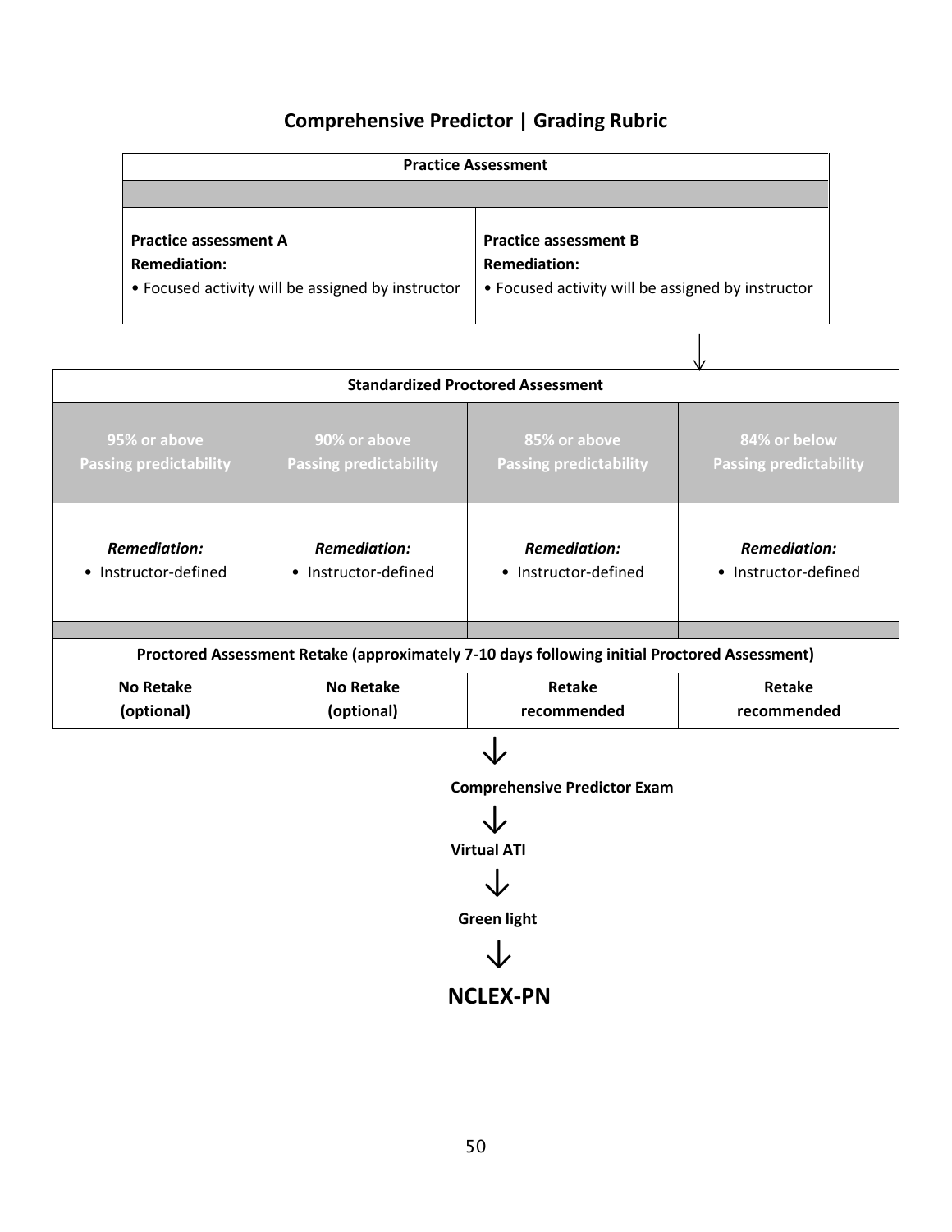## Comprehensive Predictor | Grading Rubric

| Practice Assessment | |
|---|---|
| **Practice assessment A**<br>**Remediation:**<br>• Focused activity will be assigned by instructor | **Practice assessment B**<br>**Remediation:**<br>• Focused activity will be assigned by instructor |

↓

| Standardized Proctored Assessment | | | |
|---|---|---|---|
| **95% or above Passing predictability** | **90% or above Passing predictability** | **85% or above Passing predictability** | **84% or below Passing predictability** |
| ***Remediation:***<br>• Instructor-defined | ***Remediation:***<br>• Instructor-defined | ***Remediation:***<br>• Instructor-defined | ***Remediation:***<br>• Instructor-defined |
| **Proctored Assessment Retake (approximately 7-10 days following initial Proctored Assessment)** | | | |
| **No Retake (optional)** | **No Retake (optional)** | **Retake recommended** | **Retake recommended** |

↓

**Comprehensive Predictor Exam**

↓

**Virtual ATI**

↓

**Green light**

↓

**NCLEX-PN**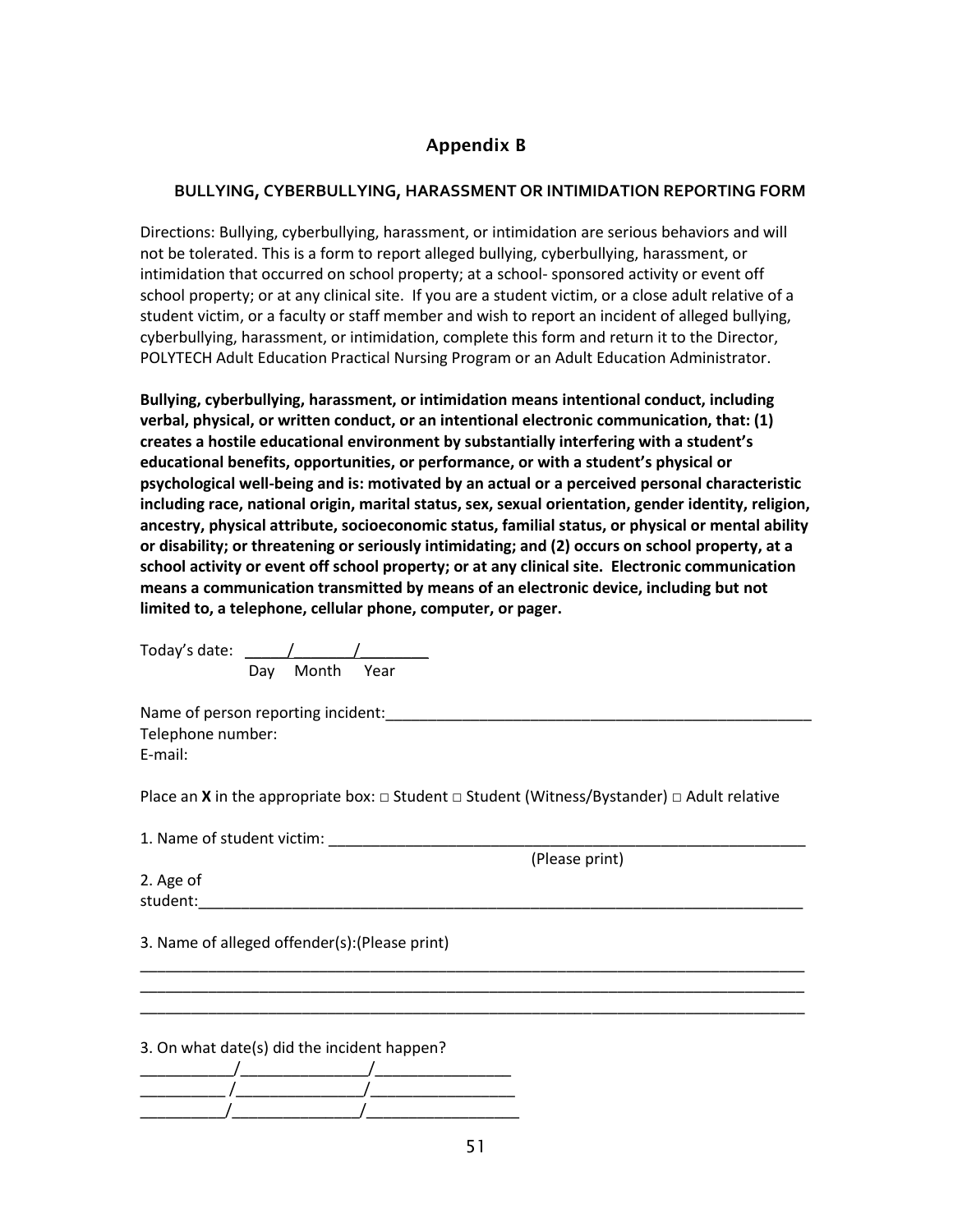## Appendix B

### BULLYING, CYBERBULLYING, HARASSMENT OR INTIMIDATION REPORTING FORM

Directions: Bullying, cyberbullying, harassment, or intimidation are serious behaviors and will not be tolerated. This is a form to report alleged bullying, cyberbullying, harassment, or intimidation that occurred on school property; at a school- sponsored activity or event off school property; or at any clinical site. If you are a student victim, or a close adult relative of a student victim, or a faculty or staff member and wish to report an incident of alleged bullying, cyberbullying, harassment, or intimidation, complete this form and return it to the Director, POLYTECH Adult Education Practical Nursing Program or an Adult Education Administrator.

**Bullying, cyberbullying, harassment, or intimidation means intentional conduct, including verbal, physical, or written conduct, or an intentional electronic communication, that: (1) creates a hostile educational environment by substantially interfering with a student's educational benefits, opportunities, or performance, or with a student's physical or psychological well-being and is: motivated by an actual or a perceived personal characteristic including race, national origin, marital status, sex, sexual orientation, gender identity, religion, ancestry, physical attribute, socioeconomic status, familial status, or physical or mental ability or disability; or threatening or seriously intimidating; and (2) occurs on school property, at a school activity or event off school property; or at any clinical site. Electronic communication means a communication transmitted by means of an electronic device, including but not limited to, a telephone, cellular phone, computer, or pager.**

Today's date: _____/_______/________
Day Month Year

Name of person reporting incident:____________________________________________________
Telephone number:
E-mail:

Place an **X** in the appropriate box: □ Student □ Student (Witness/Bystander) □ Adult relative

1. Name of student victim: ___________________________________________________________
(Please print)

2. Age of student:__________________________________________________________________________

3. Name of alleged offender(s):(Please print)

_________________________________________________________________________________
_________________________________________________________________________________
_________________________________________________________________________________

3. On what date(s) did the incident happen?

___________/_______________/________________
__________ /_______________/_________________
__________/_______________/__________________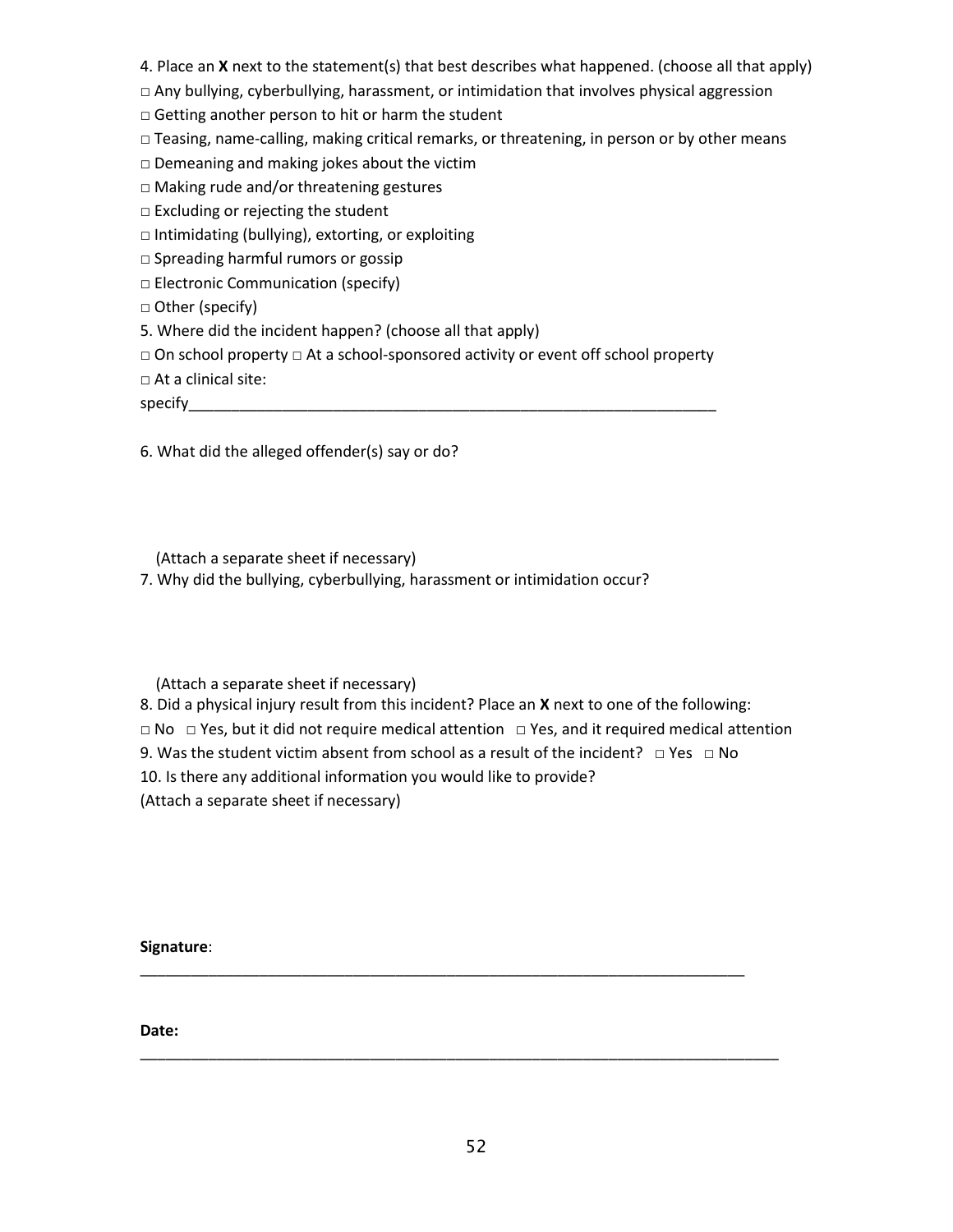4. Place an **X** next to the statement(s) that best describes what happened. (choose all that apply)

□ Any bullying, cyberbullying, harassment, or intimidation that involves physical aggression

□ Getting another person to hit or harm the student

□ Teasing, name-calling, making critical remarks, or threatening, in person or by other means

□ Demeaning and making jokes about the victim

□ Making rude and/or threatening gestures

□ Excluding or rejecting the student

□ Intimidating (bullying), extorting, or exploiting

□ Spreading harmful rumors or gossip

□ Electronic Communication (specify)

□ Other (specify)

5. Where did the incident happen? (choose all that apply)

□ On school property □ At a school-sponsored activity or event off school property

□ At a clinical site:

specify_________________________________________________________________

6. What did the alleged offender(s) say or do?

(Attach a separate sheet if necessary)

7. Why did the bullying, cyberbullying, harassment or intimidation occur?

(Attach a separate sheet if necessary)

8. Did a physical injury result from this incident? Place an **X** next to one of the following:

□ No □ Yes, but it did not require medical attention □ Yes, and it required medical attention

9. Was the student victim absent from school as a result of the incident? □ Yes □ No

10. Is there any additional information you would like to provide?

(Attach a separate sheet if necessary)

**Signature**:

__________________________________________________________________________

**Date:**

______________________________________________________________________________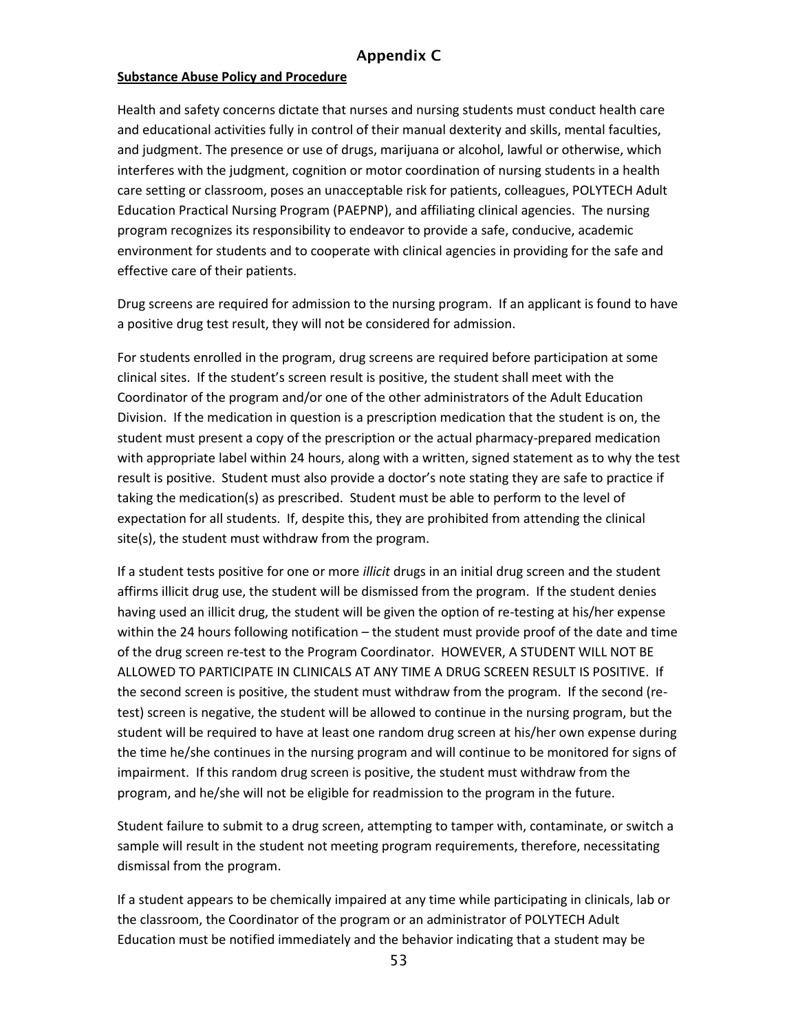# Appendix C

**Substance Abuse Policy and Procedure**

Health and safety concerns dictate that nurses and nursing students must conduct health care and educational activities fully in control of their manual dexterity and skills, mental faculties, and judgment. The presence or use of drugs, marijuana or alcohol, lawful or otherwise, which interferes with the judgment, cognition or motor coordination of nursing students in a health care setting or classroom, poses an unacceptable risk for patients, colleagues, POLYTECH Adult Education Practical Nursing Program (PAEPNP), and affiliating clinical agencies. The nursing program recognizes its responsibility to endeavor to provide a safe, conducive, academic environment for students and to cooperate with clinical agencies in providing for the safe and effective care of their patients.

Drug screens are required for admission to the nursing program. If an applicant is found to have a positive drug test result, they will not be considered for admission.

For students enrolled in the program, drug screens are required before participation at some clinical sites. If the student's screen result is positive, the student shall meet with the Coordinator of the program and/or one of the other administrators of the Adult Education Division. If the medication in question is a prescription medication that the student is on, the student must present a copy of the prescription or the actual pharmacy-prepared medication with appropriate label within 24 hours, along with a written, signed statement as to why the test result is positive. Student must also provide a doctor's note stating they are safe to practice if taking the medication(s) as prescribed. Student must be able to perform to the level of expectation for all students. If, despite this, they are prohibited from attending the clinical site(s), the student must withdraw from the program.

If a student tests positive for one or more *illicit* drugs in an initial drug screen and the student affirms illicit drug use, the student will be dismissed from the program. If the student denies having used an illicit drug, the student will be given the option of re-testing at his/her expense within the 24 hours following notification – the student must provide proof of the date and time of the drug screen re-test to the Program Coordinator. HOWEVER, A STUDENT WILL NOT BE ALLOWED TO PARTICIPATE IN CLINICALS AT ANY TIME A DRUG SCREEN RESULT IS POSITIVE. If the second screen is positive, the student must withdraw from the program. If the second (re-test) screen is negative, the student will be allowed to continue in the nursing program, but the student will be required to have at least one random drug screen at his/her own expense during the time he/she continues in the nursing program and will continue to be monitored for signs of impairment. If this random drug screen is positive, the student must withdraw from the program, and he/she will not be eligible for readmission to the program in the future.

Student failure to submit to a drug screen, attempting to tamper with, contaminate, or switch a sample will result in the student not meeting program requirements, therefore, necessitating dismissal from the program.

If a student appears to be chemically impaired at any time while participating in clinicals, lab or the classroom, the Coordinator of the program or an administrator of POLYTECH Adult Education must be notified immediately and the behavior indicating that a student may be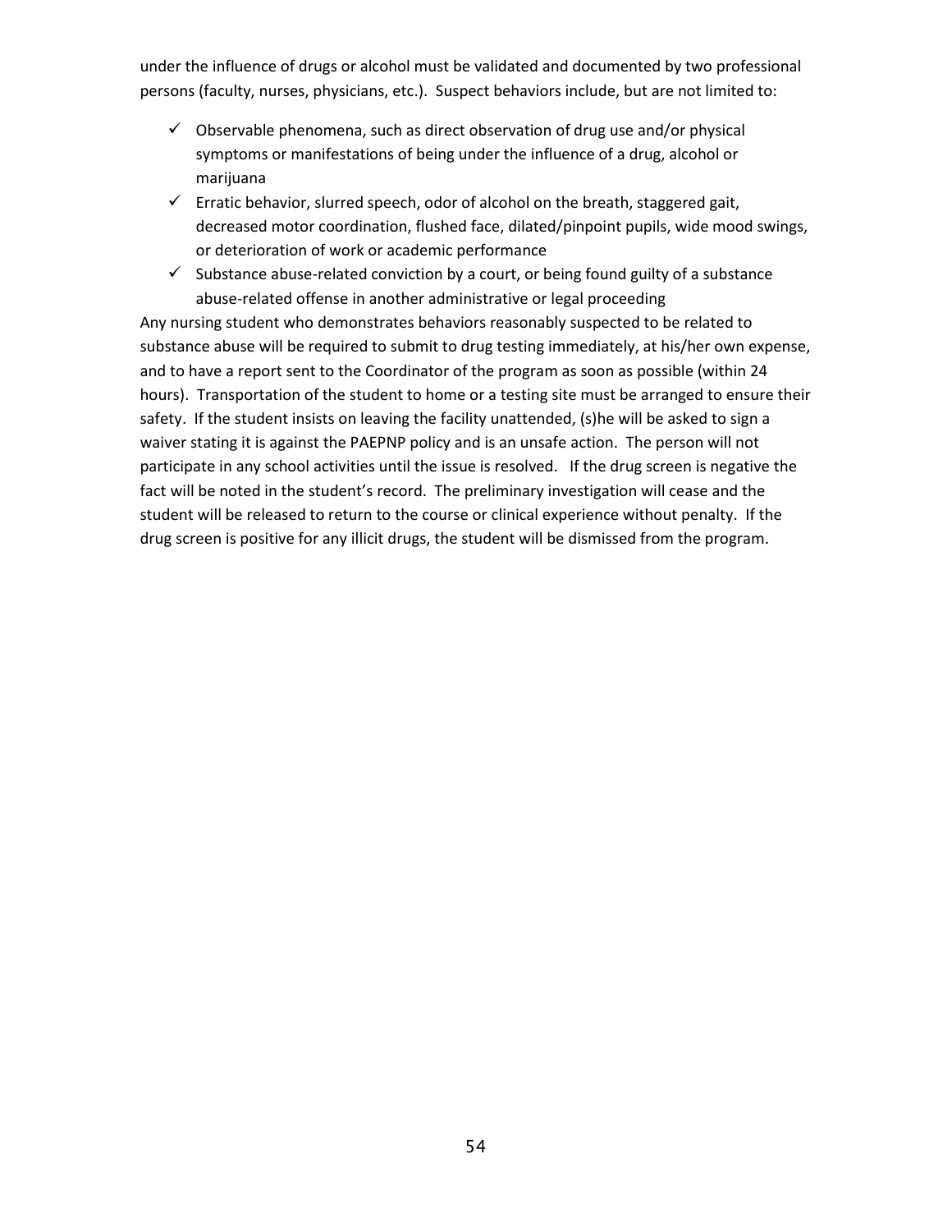under the influence of drugs or alcohol must be validated and documented by two professional persons (faculty, nurses, physicians, etc.). Suspect behaviors include, but are not limited to:

- ✓ Observable phenomena, such as direct observation of drug use and/or physical symptoms or manifestations of being under the influence of a drug, alcohol or marijuana
- ✓ Erratic behavior, slurred speech, odor of alcohol on the breath, staggered gait, decreased motor coordination, flushed face, dilated/pinpoint pupils, wide mood swings, or deterioration of work or academic performance
- ✓ Substance abuse-related conviction by a court, or being found guilty of a substance abuse-related offense in another administrative or legal proceeding

Any nursing student who demonstrates behaviors reasonably suspected to be related to substance abuse will be required to submit to drug testing immediately, at his/her own expense, and to have a report sent to the Coordinator of the program as soon as possible (within 24 hours). Transportation of the student to home or a testing site must be arranged to ensure their safety. If the student insists on leaving the facility unattended, (s)he will be asked to sign a waiver stating it is against the PAEPNP policy and is an unsafe action. The person will not participate in any school activities until the issue is resolved. If the drug screen is negative the fact will be noted in the student's record. The preliminary investigation will cease and the student will be released to return to the course or clinical experience without penalty. If the drug screen is positive for any illicit drugs, the student will be dismissed from the program.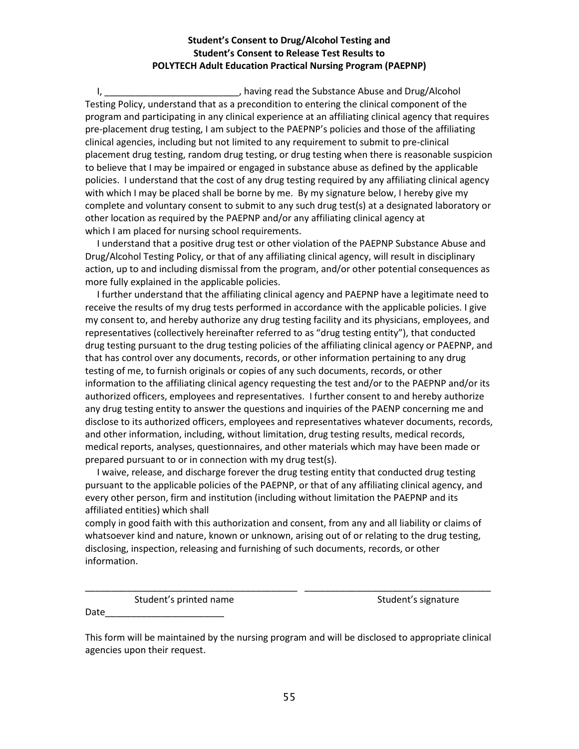**Student's Consent to Drug/Alcohol Testing and**
**Student's Consent to Release Test Results to**
**POLYTECH Adult Education Practical Nursing Program (PAEPNP)**

I, __________________________, having read the Substance Abuse and Drug/Alcohol Testing Policy, understand that as a precondition to entering the clinical component of the program and participating in any clinical experience at an affiliating clinical agency that requires pre-placement drug testing, I am subject to the PAEPNP's policies and those of the affiliating clinical agencies, including but not limited to any requirement to submit to pre-clinical placement drug testing, random drug testing, or drug testing when there is reasonable suspicion to believe that I may be impaired or engaged in substance abuse as defined by the applicable policies. I understand that the cost of any drug testing required by any affiliating clinical agency with which I may be placed shall be borne by me. By my signature below, I hereby give my complete and voluntary consent to submit to any such drug test(s) at a designated laboratory or other location as required by the PAEPNP and/or any affiliating clinical agency at which I am placed for nursing school requirements.

I understand that a positive drug test or other violation of the PAEPNP Substance Abuse and Drug/Alcohol Testing Policy, or that of any affiliating clinical agency, will result in disciplinary action, up to and including dismissal from the program, and/or other potential consequences as more fully explained in the applicable policies.

I further understand that the affiliating clinical agency and PAEPNP have a legitimate need to receive the results of my drug tests performed in accordance with the applicable policies. I give my consent to, and hereby authorize any drug testing facility and its physicians, employees, and representatives (collectively hereinafter referred to as "drug testing entity"), that conducted drug testing pursuant to the drug testing policies of the affiliating clinical agency or PAEPNP, and that has control over any documents, records, or other information pertaining to any drug testing of me, to furnish originals or copies of any such documents, records, or other information to the affiliating clinical agency requesting the test and/or to the PAEPNP and/or its authorized officers, employees and representatives. I further consent to and hereby authorize any drug testing entity to answer the questions and inquiries of the PAENP concerning me and disclose to its authorized officers, employees and representatives whatever documents, records, and other information, including, without limitation, drug testing results, medical records, medical reports, analyses, questionnaires, and other materials which may have been made or prepared pursuant to or in connection with my drug test(s).

I waive, release, and discharge forever the drug testing entity that conducted drug testing pursuant to the applicable policies of the PAEPNP, or that of any affiliating clinical agency, and every other person, firm and institution (including without limitation the PAEPNP and its affiliated entities) which shall comply in good faith with this authorization and consent, from any and all liability or claims of whatsoever kind and nature, known or unknown, arising out of or relating to the drug testing, disclosing, inspection, releasing and furnishing of such documents, records, or other information.

__________________________________________ ____________________________________
Student's printed name Student's signature

Date______________________

This form will be maintained by the nursing program and will be disclosed to appropriate clinical agencies upon their request.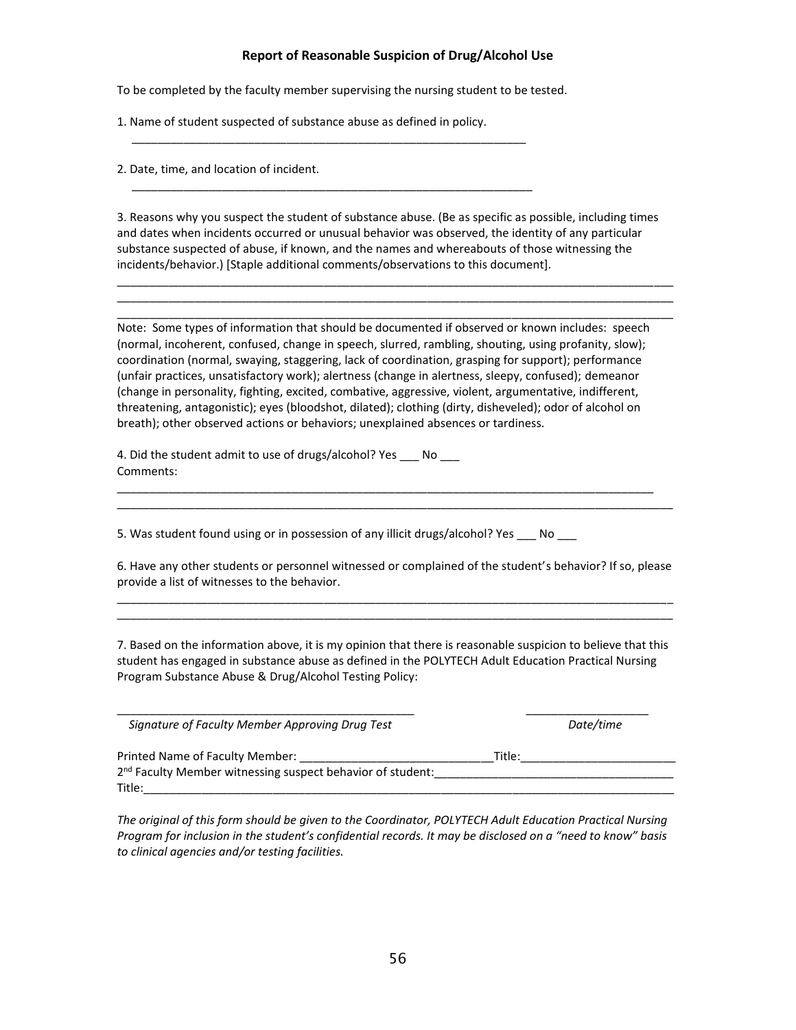## Report of Reasonable Suspicion of Drug/Alcohol Use

To be completed by the faculty member supervising the nursing student to be tested.

1. Name of student suspected of substance abuse as defined in policy.

   ______________________________________________________________

2. Date, time, and location of incident.

   ______________________________________________________________

3. Reasons why you suspect the student of substance abuse. (Be as specific as possible, including times and dates when incidents occurred or unusual behavior was observed, the identity of any particular substance suspected of abuse, if known, and the names and whereabouts of those witnessing the incidents/behavior.) [Staple additional comments/observations to this document].

_____________________________________________________________________________________
_____________________________________________________________________________________
_____________________________________________________________________________________

Note: Some types of information that should be documented if observed or known includes: speech (normal, incoherent, confused, change in speech, slurred, rambling, shouting, using profanity, slow); coordination (normal, swaying, staggering, lack of coordination, grasping for support); performance (unfair practices, unsatisfactory work); alertness (change in alertness, sleepy, confused); demeanor (change in personality, fighting, excited, combative, aggressive, violent, argumentative, indifferent, threatening, antagonistic); eyes (bloodshot, dilated); clothing (dirty, disheveled); odor of alcohol on breath); other observed actions or behaviors; unexplained absences or tardiness.

4. Did the student admit to use of drugs/alcohol? Yes ___ No ___
Comments:

_____________________________________________________________________________________
_____________________________________________________________________________________

5. Was student found using or in possession of any illicit drugs/alcohol? Yes ___ No ___

6. Have any other students or personnel witnessed or complained of the student's behavior? If so, please provide a list of witnesses to the behavior.

_____________________________________________________________________________________
_____________________________________________________________________________________

7. Based on the information above, it is my opinion that there is reasonable suspicion to believe that this student has engaged in substance abuse as defined in the POLYTECH Adult Education Practical Nursing Program Substance Abuse & Drug/Alcohol Testing Policy:

_____________________________________________ ____________________

*Signature of Faculty Member Approving Drug Test* *Date/time*

Printed Name of Faculty Member: ______________________________Title:________________________
2nd Faculty Member witnessing suspect behavior of student:_____________________________________
Title:_______________________________________________________________________________

*The original of this form should be given to the Coordinator, POLYTECH Adult Education Practical Nursing Program for inclusion in the student's confidential records. It may be disclosed on a "need to know" basis to clinical agencies and/or testing facilities.*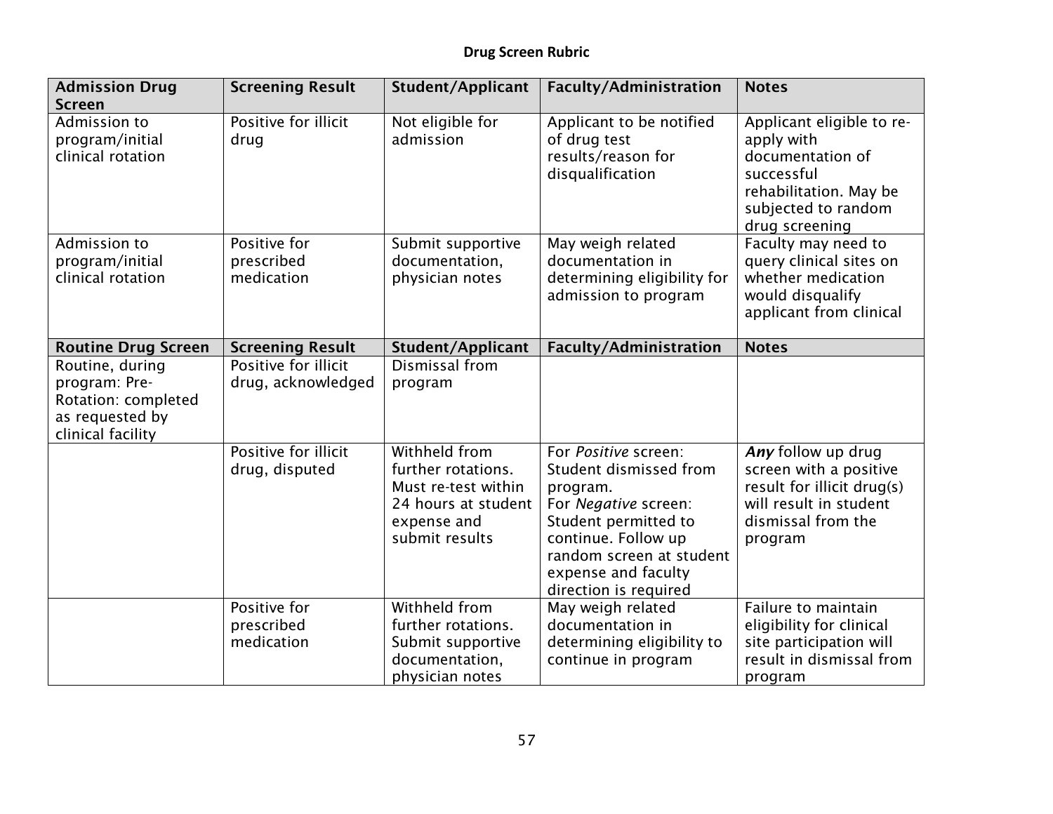## Drug Screen Rubric

| **Admission Drug Screen** | **Screening Result** | **Student/Applicant** | **Faculty/Administration** | **Notes** |
|---|---|---|---|---|
| Admission to program/initial clinical rotation | Positive for illicit drug | Not eligible for admission | Applicant to be notified of drug test results/reason for disqualification | Applicant eligible to re-apply with documentation of successful rehabilitation. May be subjected to random drug screening |
| Admission to program/initial clinical rotation | Positive for prescribed medication | Submit supportive documentation, physician notes | May weigh related documentation in determining eligibility for admission to program | Faculty may need to query clinical sites on whether medication would disqualify applicant from clinical |
| **Routine Drug Screen** | **Screening Result** | **Student/Applicant** | **Faculty/Administration** | **Notes** |
| Routine, during program: Pre-Rotation: completed as requested by clinical facility | Positive for illicit drug, acknowledged | Dismissal from program | | |
| | Positive for illicit drug, disputed | Withheld from further rotations. Must re-test within 24 hours at student expense and submit results | For *Positive* screen: Student dismissed from program. For *Negative* screen: Student permitted to continue. Follow up random screen at student expense and faculty direction is required | ***Any*** follow up drug screen with a positive result for illicit drug(s) will result in student dismissal from the program |
| | Positive for prescribed medication | Withheld from further rotations. Submit supportive documentation, physician notes | May weigh related documentation in determining eligibility to continue in program | Failure to maintain eligibility for clinical site participation will result in dismissal from program |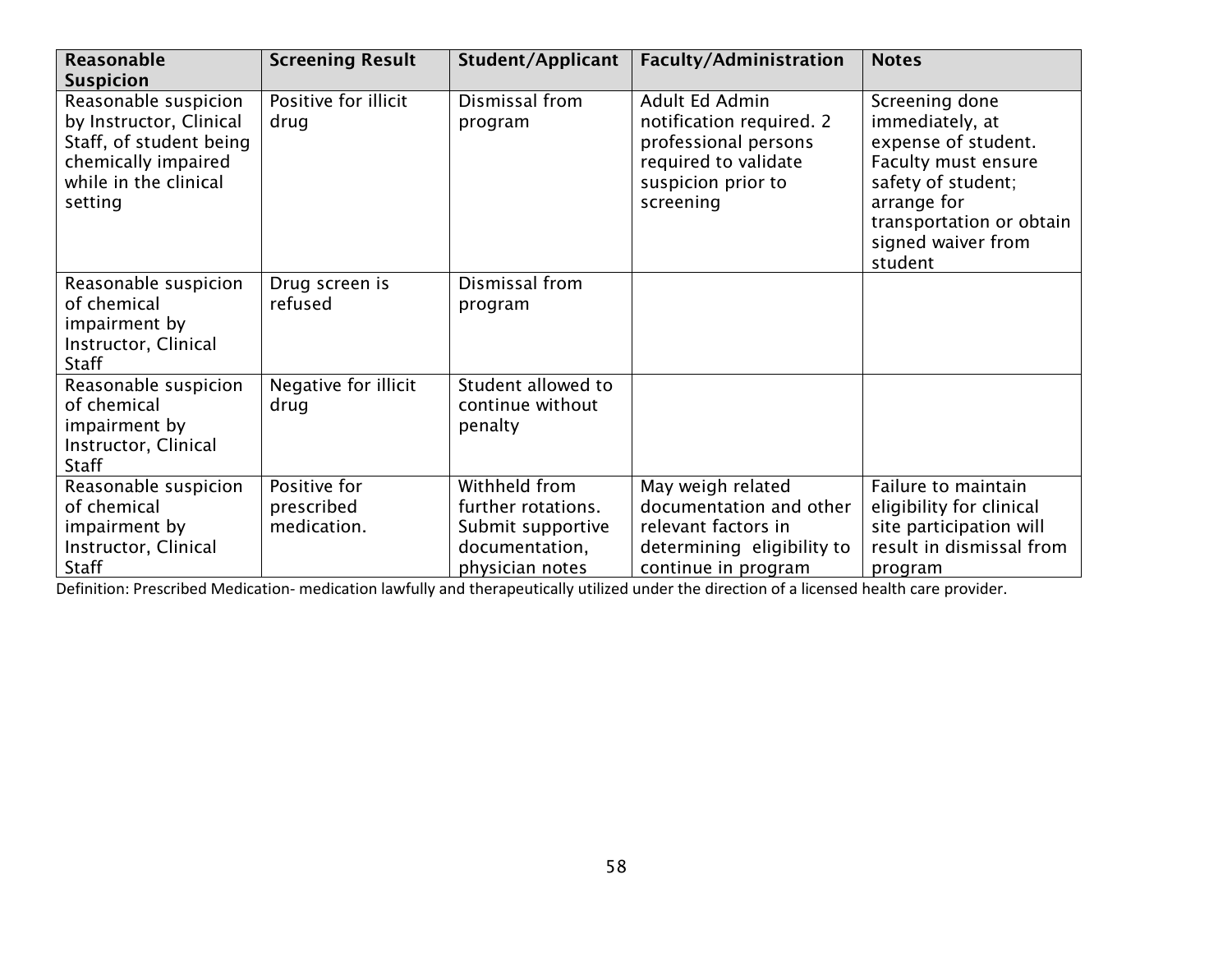| Reasonable Suspicion | Screening Result | Student/Applicant | Faculty/Administration | Notes |
|---|---|---|---|---|
| Reasonable suspicion by Instructor, Clinical Staff, of student being chemically impaired while in the clinical setting | Positive for illicit drug | Dismissal from program | Adult Ed Admin notification required. 2 professional persons required to validate suspicion prior to screening | Screening done immediately, at expense of student. Faculty must ensure safety of student; arrange for transportation or obtain signed waiver from student |
| Reasonable suspicion of chemical impairment by Instructor, Clinical Staff | Drug screen is refused | Dismissal from program | | |
| Reasonable suspicion of chemical impairment by Instructor, Clinical Staff | Negative for illicit drug | Student allowed to continue without penalty | | |
| Reasonable suspicion of chemical impairment by Instructor, Clinical Staff | Positive for prescribed medication. | Withheld from further rotations. Submit supportive documentation, physician notes | May weigh related documentation and other relevant factors in determining eligibility to continue in program | Failure to maintain eligibility for clinical site participation will result in dismissal from program |

Definition: Prescribed Medication- medication lawfully and therapeutically utilized under the direction of a licensed health care provider.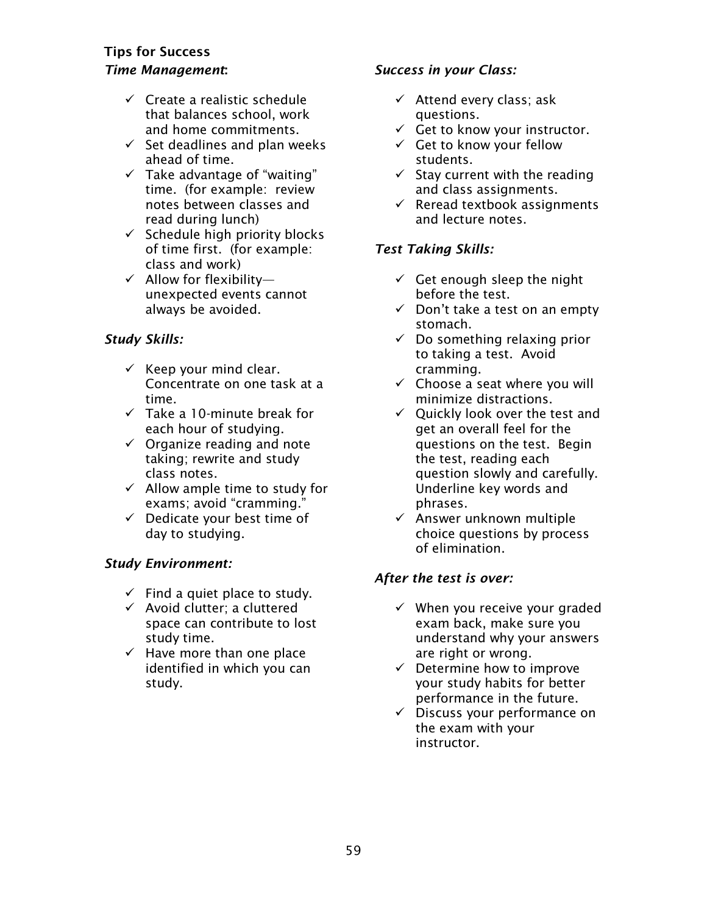## Tips for Success

### *Time Management*:

- ✓ Create a realistic schedule that balances school, work and home commitments.
- ✓ Set deadlines and plan weeks ahead of time.
- ✓ Take advantage of "waiting" time. (for example: review notes between classes and read during lunch)
- ✓ Schedule high priority blocks of time first. (for example: class and work)
- ✓ Allow for flexibility—unexpected events cannot always be avoided.

### *Study Skills:*

- ✓ Keep your mind clear. Concentrate on one task at a time.
- ✓ Take a 10-minute break for each hour of studying.
- ✓ Organize reading and note taking; rewrite and study class notes.
- ✓ Allow ample time to study for exams; avoid "cramming."
- ✓ Dedicate your best time of day to studying.

### *Study Environment:*

- ✓ Find a quiet place to study.
- ✓ Avoid clutter; a cluttered space can contribute to lost study time.
- ✓ Have more than one place identified in which you can study.

### *Success in your Class:*

- ✓ Attend every class; ask questions.
- ✓ Get to know your instructor.
- ✓ Get to know your fellow students.
- ✓ Stay current with the reading and class assignments.
- ✓ Reread textbook assignments and lecture notes.

### *Test Taking Skills:*

- ✓ Get enough sleep the night before the test.
- ✓ Don't take a test on an empty stomach.
- ✓ Do something relaxing prior to taking a test. Avoid cramming.
- ✓ Choose a seat where you will minimize distractions.
- ✓ Quickly look over the test and get an overall feel for the questions on the test. Begin the test, reading each question slowly and carefully. Underline key words and phrases.
- ✓ Answer unknown multiple choice questions by process of elimination.

### *After the test is over:*

- ✓ When you receive your graded exam back, make sure you understand why your answers are right or wrong.
- ✓ Determine how to improve your study habits for better performance in the future.
- ✓ Discuss your performance on the exam with your instructor.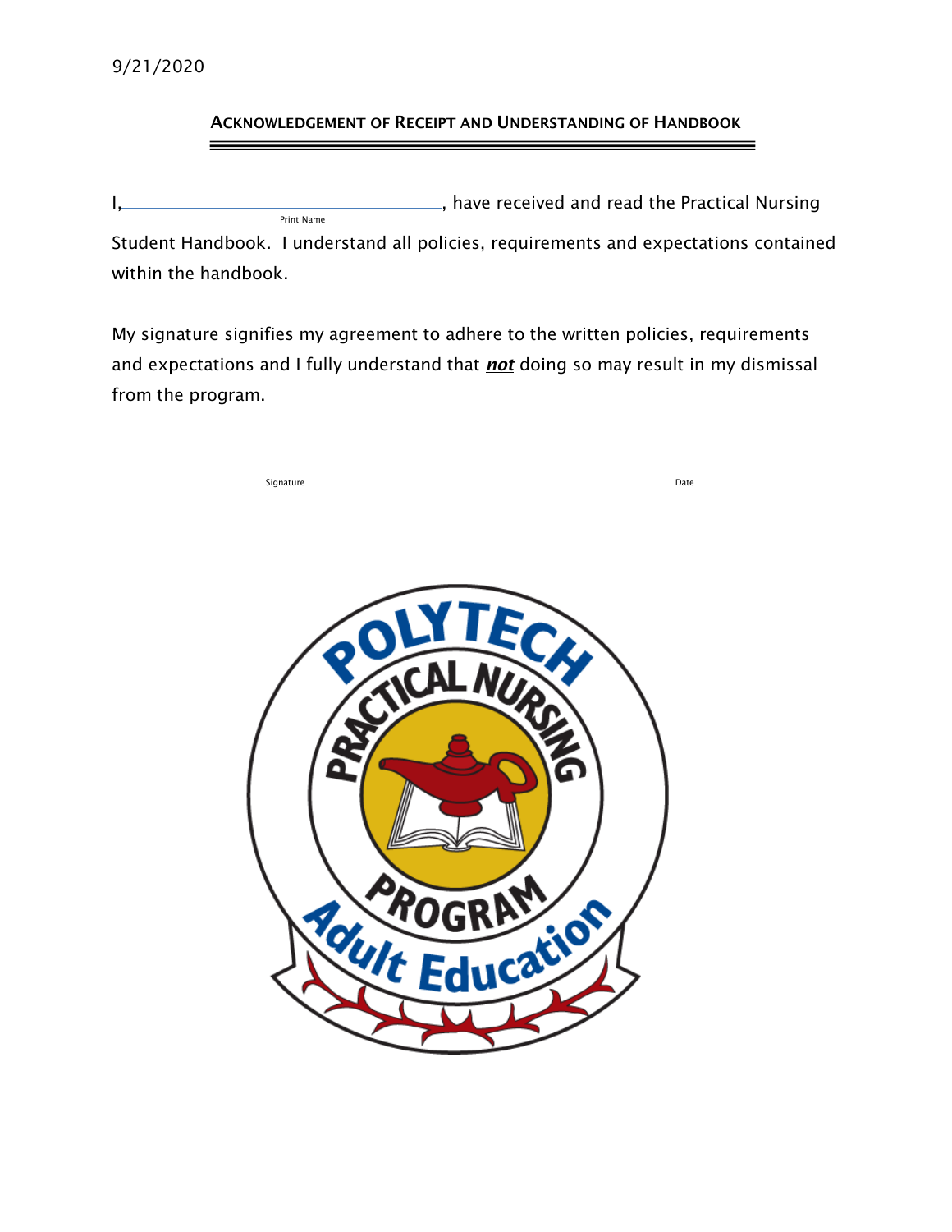9/21/2020

## Acknowledgement of Receipt and Understanding of Handbook

I,\_\_\_\_\_\_\_\_\_\_\_\_\_\_\_\_\_\_\_\_\_\_\_\_\_\_\_\_\_\_\_\_\_\_, have received and read the Practical Nursing Student Handbook. I understand all policies, requirements and expectations contained within the handbook.

Print Name

My signature signifies my agreement to adhere to the written policies, requirements and expectations and I fully understand that ***not*** doing so may result in my dismissal from the program.

\_\_\_\_\_\_\_\_\_\_\_\_\_\_\_\_\_\_\_\_\_\_\_\_\_\_\_\_\_\_\_\_\_\_ \_\_\_\_\_\_\_\_\_\_\_\_\_\_\_\_\_\_\_\_\_\_

Signature Date